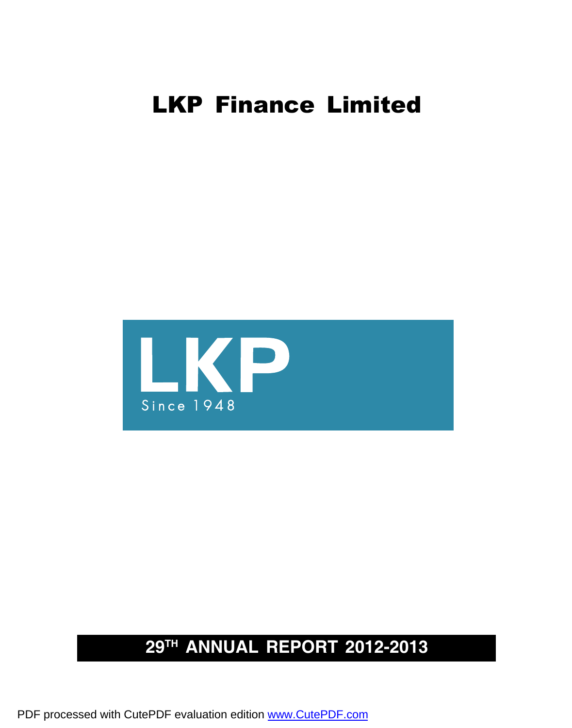# LKP Finance Limited

LKP

Since 1948

## 29TH ANNUAL REPORT 2012-2013

PDF processed with CutePDF evaluation edition www.CutePDF.com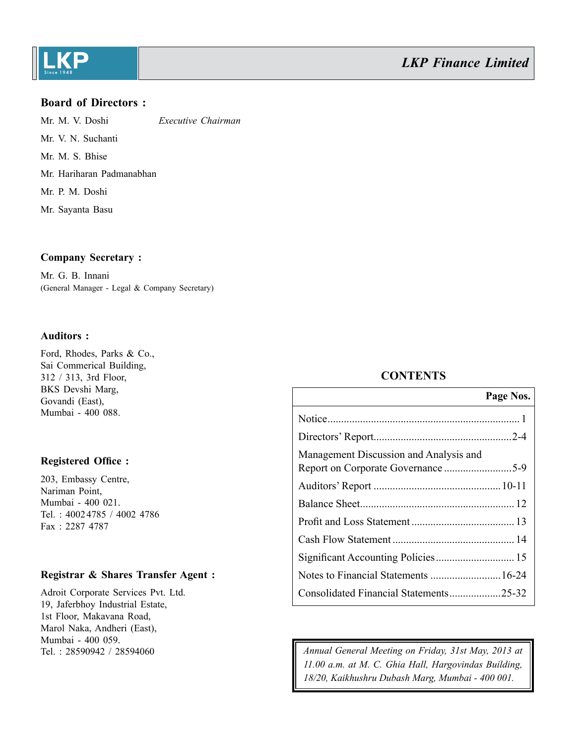**LKP Finance Limited**

## Board of Directors :

| | |
|---|---|
| Mr. M. V. Doshi | *Executive Chairman* |
| Mr. V. N. Suchanti | |
| Mr. M. S. Bhise | |
| Mr. Hariharan Padmanabhan | |
| Mr. P. M. Doshi | |
| Mr. Sayanta Basu | |

## Company Secretary :

Mr. G. B. Innani
(General Manager - Legal & Company Secretary)

## Auditors :

Ford, Rhodes, Parks & Co.,
Sai Commerical Building,
312 / 313, 3rd Floor,
BKS Devshi Marg,
Govandi (East),
Mumbai - 400 088.

## Registered Office :

203, Embassy Centre,
Nariman Point,
Mumbai - 400 021.
Tel. : 40024785 / 4002 4786
Fax : 2287 4787

## Registrar & Shares Transfer Agent :

Adroit Corporate Services Pvt. Ltd.
19, Jaferbhoy Industrial Estate,
1st Floor, Makavana Road,
Marol Naka, Andheri (East),
Mumbai - 400 059.
Tel. : 28590942 / 28594060

## CONTENTS

| | Page Nos. |
|---|---|
| Notice | 1 |
| Directors' Report | 2-4 |
| Management Discussion and Analysis and Report on Corporate Governance | 5-9 |
| Auditors' Report | 10-11 |
| Balance Sheet | 12 |
| Profit and Loss Statement | 13 |
| Cash Flow Statement | 14 |
| Significant Accounting Policies | 15 |
| Notes to Financial Statements | 16-24 |
| Consolidated Financial Statements | 25-32 |

*Annual General Meeting on Friday, 31st May, 2013 at 11.00 a.m. at M. C. Ghia Hall, Hargovindas Building, 18/20, Kaikhushru Dubash Marg, Mumbai - 400 001.*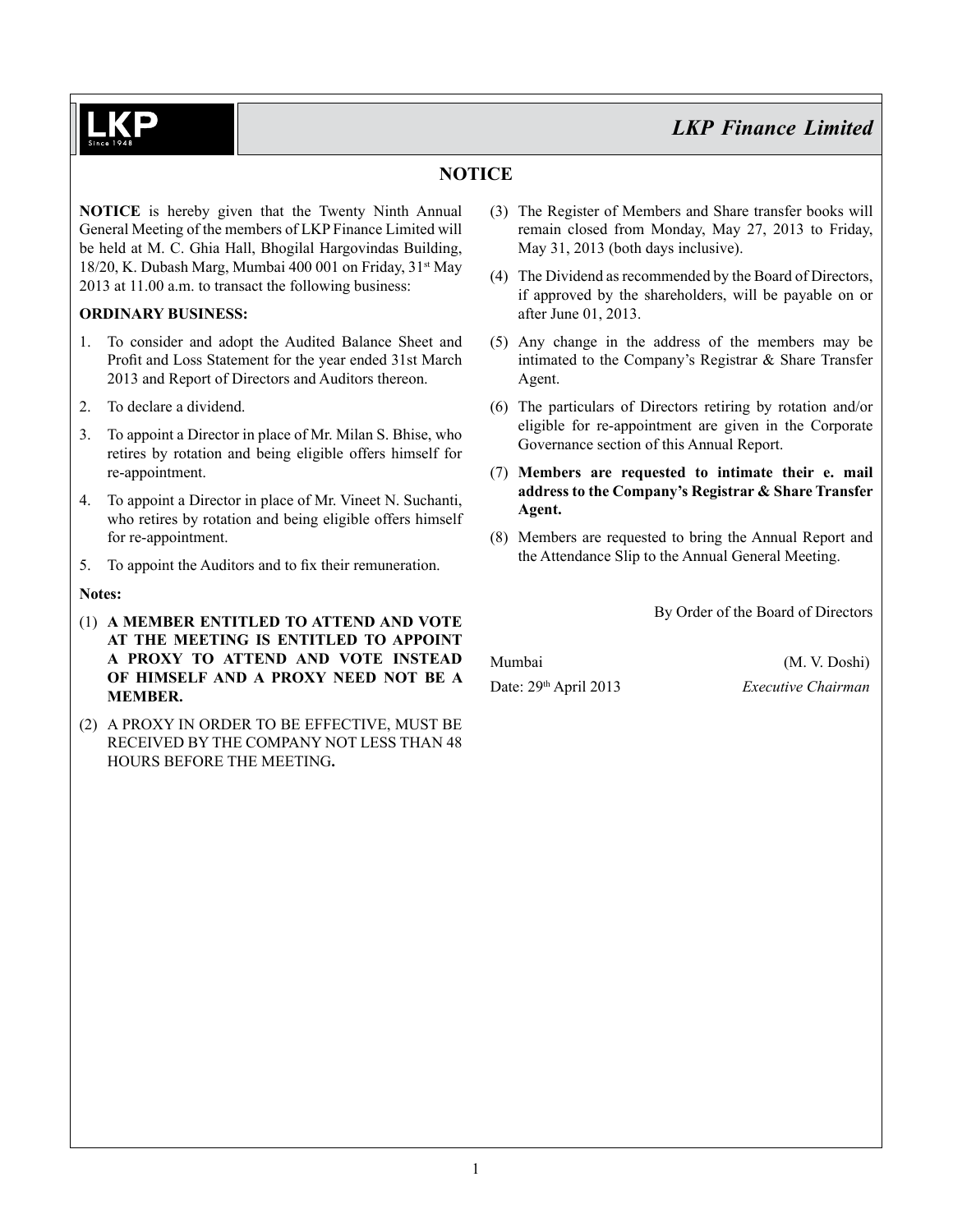# NOTICE

**NOTICE** is hereby given that the Twenty Ninth Annual General Meeting of the members of LKP Finance Limited will be held at M. C. Ghia Hall, Bhogilal Hargovindas Building, 18/20, K. Dubash Marg, Mumbai 400 001 on Friday, 31st May 2013 at 11.00 a.m. to transact the following business:

**ORDINARY BUSINESS:**

1. To consider and adopt the Audited Balance Sheet and Profit and Loss Statement for the year ended 31st March 2013 and Report of Directors and Auditors thereon.
2. To declare a dividend.
3. To appoint a Director in place of Mr. Milan S. Bhise, who retires by rotation and being eligible offers himself for re-appointment.
4. To appoint a Director in place of Mr. Vineet N. Suchanti, who retires by rotation and being eligible offers himself for re-appointment.
5. To appoint the Auditors and to fix their remuneration.

**Notes:**

(1) **A MEMBER ENTITLED TO ATTEND AND VOTE AT THE MEETING IS ENTITLED TO APPOINT A PROXY TO ATTEND AND VOTE INSTEAD OF HIMSELF AND A PROXY NEED NOT BE A MEMBER.**

(2) A PROXY IN ORDER TO BE EFFECTIVE, MUST BE RECEIVED BY THE COMPANY NOT LESS THAN 48 HOURS BEFORE THE MEETING**.**

(3) The Register of Members and Share transfer books will remain closed from Monday, May 27, 2013 to Friday, May 31, 2013 (both days inclusive).

(4) The Dividend as recommended by the Board of Directors, if approved by the shareholders, will be payable on or after June 01, 2013.

(5) Any change in the address of the members may be intimated to the Company's Registrar & Share Transfer Agent.

(6) The particulars of Directors retiring by rotation and/or eligible for re-appointment are given in the Corporate Governance section of this Annual Report.

(7) **Members are requested to intimate their e. mail address to the Company's Registrar & Share Transfer Agent.**

(8) Members are requested to bring the Annual Report and the Attendance Slip to the Annual General Meeting.

By Order of the Board of Directors

Mumbai

Date: 29th April 2013

(M. V. Doshi)

*Executive Chairman*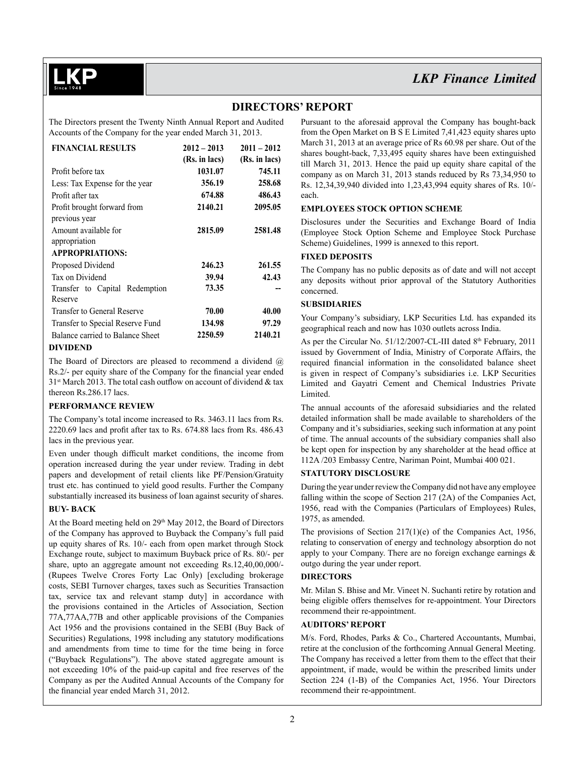## DIRECTORS' REPORT

The Directors present the Twenty Ninth Annual Report and Audited Accounts of the Company for the year ended March 31, 2013.

| FINANCIAL RESULTS | 2012 – 2013 (Rs. in lacs) | 2011 – 2012 (Rs. in lacs) |
|---|---|---|
| Profit before tax | **1031.07** | **745.11** |
| Less: Tax Expense for the year | **356.19** | **258.68** |
| Profit after tax | **674.88** | **486.43** |
| Profit brought forward from previous year | **2140.21** | **2095.05** |
| Amount available for appropriation | **2815.09** | **2581.48** |
| **APPROPRIATIONS:** | | |
| Proposed Dividend | **246.23** | **261.55** |
| Tax on Dividend | **39.94** | **42.43** |
| Transfer to Capital Redemption Reserve | **73.35** | **--** |
| Transfer to General Reserve | **70.00** | **40.00** |
| Transfer to Special Reserve Fund | **134.98** | **97.29** |
| Balance carried to Balance Sheet | **2250.59** | **2140.21** |

### DIVIDEND

The Board of Directors are pleased to recommend a dividend @ Rs.2/- per equity share of the Company for the financial year ended 31st March 2013. The total cash outflow on account of dividend & tax thereon Rs.286.17 lacs.

### PERFORMANCE REVIEW

The Company's total income increased to Rs. 3463.11 lacs from Rs. 2220.69 lacs and profit after tax to Rs. 674.88 lacs from Rs. 486.43 lacs in the previous year.

Even under though difficult market conditions, the income from operation increased during the year under review. Trading in debt papers and development of retail clients like PF/Pension/Gratuity trust etc. has continued to yield good results. Further the Company substantially increased its business of loan against security of shares.

### BUY- BACK

At the Board meeting held on 29th May 2012, the Board of Directors of the Company has approved to Buyback the Company's full paid up equity shares of Rs. 10/- each from open market through Stock Exchange route, subject to maximum Buyback price of Rs. 80/- per share, upto an aggregate amount not exceeding Rs.12,40,00,000/- (Rupees Twelve Crores Forty Lac Only) [excluding brokerage costs, SEBI Turnover charges, taxes such as Securities Transaction tax, service tax and relevant stamp duty] in accordance with the provisions contained in the Articles of Association, Section 77A,77AA,77B and other applicable provisions of the Companies Act 1956 and the provisions contained in the SEBI (Buy Back of Securities) Regulations, 1998 including any statutory modifications and amendments from time to time for the time being in force ("Buyback Regulations"). The above stated aggregate amount is not exceeding 10% of the paid-up capital and free reserves of the Company as per the Audited Annual Accounts of the Company for the financial year ended March 31, 2012.

Pursuant to the aforesaid approval the Company has bought-back from the Open Market on B S E Limited 7,41,423 equity shares upto March 31, 2013 at an average price of Rs 60.98 per share. Out of the shares bought-back, 7,33,495 equity shares have been extinguished till March 31, 2013. Hence the paid up equity share capital of the company as on March 31, 2013 stands reduced by Rs 73,34,950 to Rs. 12,34,39,940 divided into 1,23,43,994 equity shares of Rs. 10/- each.

### EMPLOYEES STOCK OPTION SCHEME

Disclosures under the Securities and Exchange Board of India (Employee Stock Option Scheme and Employee Stock Purchase Scheme) Guidelines, 1999 is annexed to this report.

### FIXED DEPOSITS

The Company has no public deposits as of date and will not accept any deposits without prior approval of the Statutory Authorities concerned.

### SUBSIDIARIES

Your Company's subsidiary, LKP Securities Ltd. has expanded its geographical reach and now has 1030 outlets across India.

As per the Circular No. 51/12/2007-CL-III dated 8th February, 2011 issued by Government of India, Ministry of Corporate Affairs, the required financial information in the consolidated balance sheet is given in respect of Company's subsidiaries i.e. LKP Securities Limited and Gayatri Cement and Chemical Industries Private Limited.

The annual accounts of the aforesaid subsidiaries and the related detailed information shall be made available to shareholders of the Company and it's subsidiaries, seeking such information at any point of time. The annual accounts of the subsidiary companies shall also be kept open for inspection by any shareholder at the head office at 112A /203 Embassy Centre, Nariman Point, Mumbai 400 021.

### STATUTORY DISCLOSURE

During the year under review the Company did not have any employee falling within the scope of Section 217 (2A) of the Companies Act, 1956, read with the Companies (Particulars of Employees) Rules, 1975, as amended.

The provisions of Section 217(1)(e) of the Companies Act, 1956, relating to conservation of energy and technology absorption do not apply to your Company. There are no foreign exchange earnings & outgo during the year under report.

### DIRECTORS

Mr. Milan S. Bhise and Mr. Vineet N. Suchanti retire by rotation and being eligible offers themselves for re-appointment. Your Directors recommend their re-appointment.

### AUDITORS' REPORT

M/s. Ford, Rhodes, Parks & Co., Chartered Accountants, Mumbai, retire at the conclusion of the forthcoming Annual General Meeting. The Company has received a letter from them to the effect that their appointment, if made, would be within the prescribed limits under Section 224 (1-B) of the Companies Act, 1956. Your Directors recommend their re-appointment.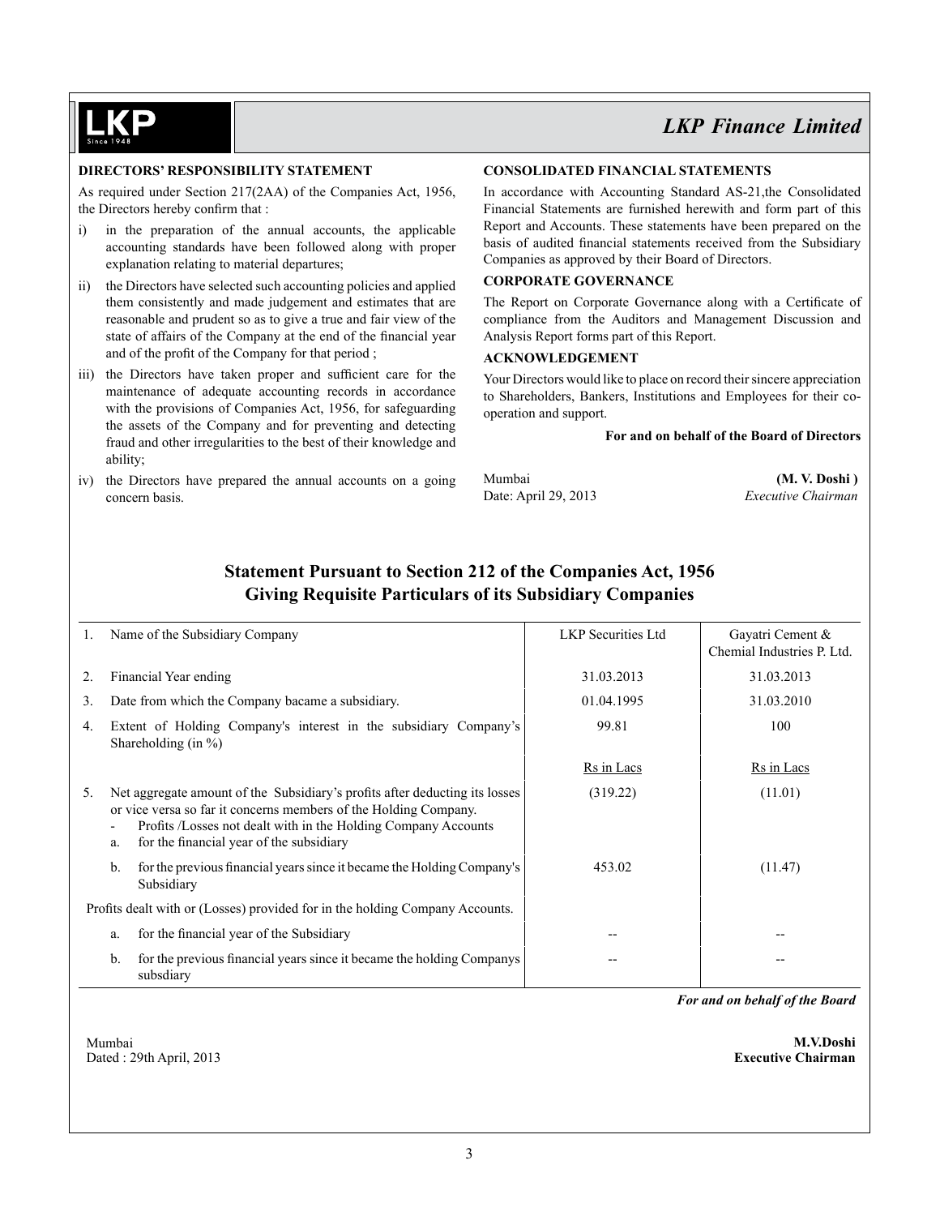## DIRECTORS' RESPONSIBILITY STATEMENT

As required under Section 217(2AA) of the Companies Act, 1956, the Directors hereby confirm that :

i) in the preparation of the annual accounts, the applicable accounting standards have been followed along with proper explanation relating to material departures;

ii) the Directors have selected such accounting policies and applied them consistently and made judgement and estimates that are reasonable and prudent so as to give a true and fair view of the state of affairs of the Company at the end of the financial year and of the profit of the Company for that period ;

iii) the Directors have taken proper and sufficient care for the maintenance of adequate accounting records in accordance with the provisions of Companies Act, 1956, for safeguarding the assets of the Company and for preventing and detecting fraud and other irregularities to the best of their knowledge and ability;

iv) the Directors have prepared the annual accounts on a going concern basis.

## CONSOLIDATED FINANCIAL STATEMENTS

In accordance with Accounting Standard AS-21,the Consolidated Financial Statements are furnished herewith and form part of this Report and Accounts. These statements have been prepared on the basis of audited financial statements received from the Subsidiary Companies as approved by their Board of Directors.

## CORPORATE GOVERNANCE

The Report on Corporate Governance along with a Certificate of compliance from the Auditors and Management Discussion and Analysis Report forms part of this Report.

## ACKNOWLEDGEMENT

Your Directors would like to place on record their sincere appreciation to Shareholders, Bankers, Institutions and Employees for their co-operation and support.

**For and on behalf of the Board of Directors**

Mumbai
Date: April 29, 2013

**(M. V. Doshi )**
*Executive Chairman*

## Statement Pursuant to Section 212 of the Companies Act, 1956 Giving Requisite Particulars of its Subsidiary Companies

| | | LKP Securities Ltd | Gayatri Cement & Chemial Industries P. Ltd. |
|---|---|---|---|
| 1. | Name of the Subsidiary Company | LKP Securities Ltd | Gayatri Cement & Chemial Industries P. Ltd. |
| 2. | Financial Year ending | 31.03.2013 | 31.03.2013 |
| 3. | Date from which the Company bacame a subsidiary. | 01.04.1995 | 31.03.2010 |
| 4. | Extent of Holding Company's interest in the subsidiary Company's Shareholding (in %) | 99.81 | 100 |
| | | Rs in Lacs | Rs in Lacs |
| 5. | Net aggregate amount of the Subsidiary's profits after deducting its losses or vice versa so far it concerns members of the Holding Company. - Profits /Losses not dealt with in the Holding Company Accounts a. for the financial year of the subsidiary | (319.22) | (11.01) |
| | b. for the previous financial years since it became the Holding Company's Subsidiary | 453.02 | (11.47) |
| | Profits dealt with or (Losses) provided for in the holding Company Accounts. | | |
| | a. for the financial year of the Subsidiary | -- | -- |
| | b. for the previous financial years since it became the holding Companys subsdiary | -- | -- |

*For and on behalf of the Board*

Mumbai
Dated : 29th April, 2013

**M.V.Doshi**
**Executive Chairman**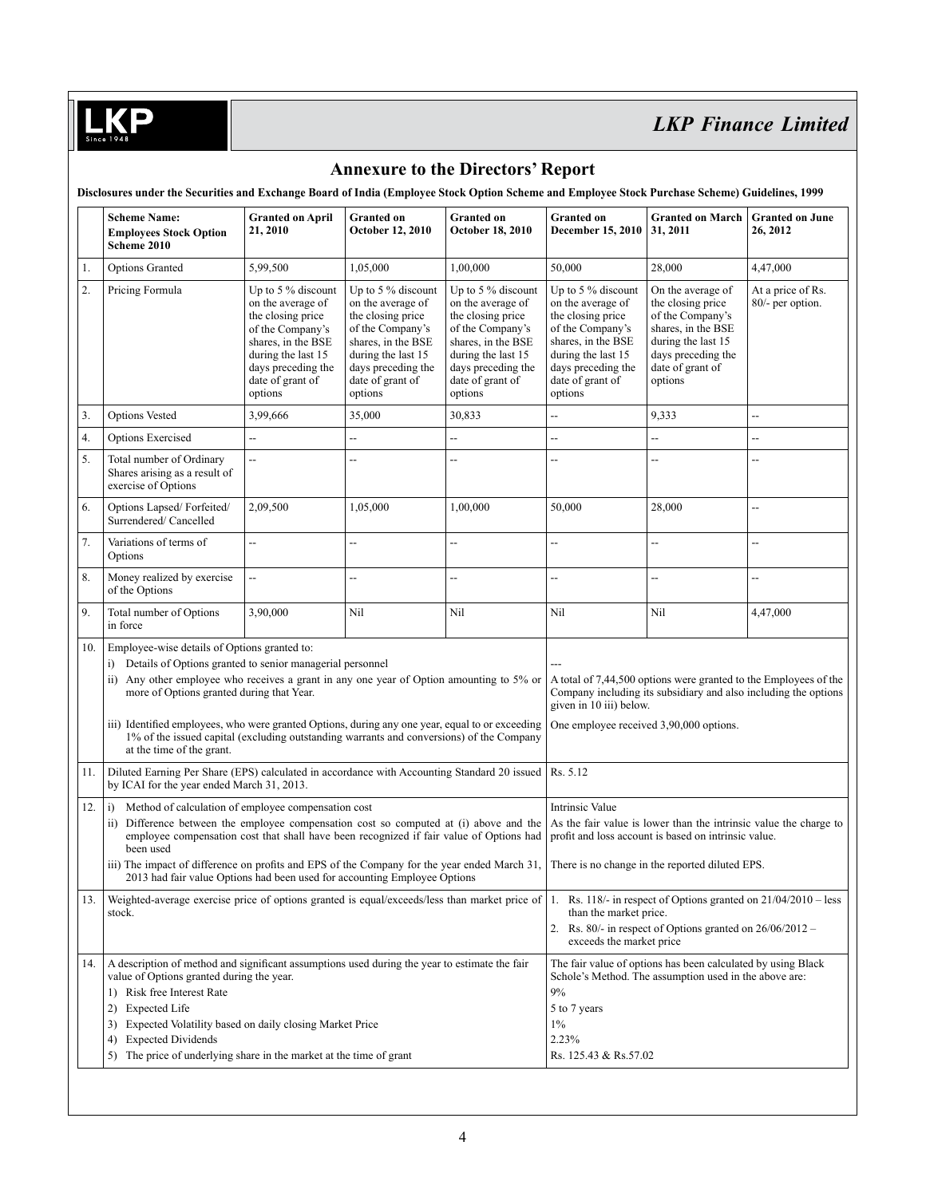## Annexure to the Directors' Report

**Disclosures under the Securities and Exchange Board of India (Employee Stock Option Scheme and Employee Stock Purchase Scheme) Guidelines, 1999**

| | Scheme Name: Employees Stock Option Scheme 2010 | Granted on April 21, 2010 | Granted on October 12, 2010 | Granted on October 18, 2010 | Granted on December 15, 2010 | Granted on March 31, 2011 | Granted on June 26, 2012 |
|---|---|---|---|---|---|---|---|
| 1. | Options Granted | 5,99,500 | 1,05,000 | 1,00,000 | 50,000 | 28,000 | 4,47,000 |
| 2. | Pricing Formula | Up to 5 % discount on the average of the closing price of the Company's shares, in the BSE during the last 15 days preceding the date of grant of options | Up to 5 % discount on the average of the closing price of the Company's shares, in the BSE during the last 15 days preceding the date of grant of options | Up to 5 % discount on the average of the closing price of the Company's shares, in the BSE during the last 15 days preceding the date of grant of options | Up to 5 % discount on the average of the closing price of the Company's shares, in the BSE during the last 15 days preceding the date of grant of options | On the average of the closing price of the Company's shares, in the BSE during the last 15 days preceding the date of grant of options | At a price of Rs. 80/- per option. |
| 3. | Options Vested | 3,99,666 | 35,000 | 30,833 | -- | 9,333 | -- |
| 4. | Options Exercised | -- | -- | -- | -- | -- | -- |
| 5. | Total number of Ordinary Shares arising as a result of exercise of Options | -- | -- | -- | -- | -- | -- |
| 6. | Options Lapsed/ Forfeited/ Surrendered/ Cancelled | 2,09,500 | 1,05,000 | 1,00,000 | 50,000 | 28,000 | -- |
| 7. | Variations of terms of Options | -- | -- | -- | -- | -- | -- |
| 8. | Money realized by exercise of the Options | -- | -- | -- | -- | -- | -- |
| 9. | Total number of Options in force | 3,90,000 | Nil | Nil | Nil | Nil | 4,47,000 |

| | | |
|---|---|---|
| 10. | Employee-wise details of Options granted to: | |
| | i) Details of Options granted to senior managerial personnel | --- |
| | ii) Any other employee who receives a grant in any one year of Option amounting to 5% or more of Options granted during that Year. | A total of 7,44,500 options were granted to the Employees of the Company including its subsidiary and also including the options given in 10 iii) below. |
| | iii) Identified employees, who were granted Options, during any one year, equal to or exceeding 1% of the issued capital (excluding outstanding warrants and conversions) of the Company at the time of the grant. | One employee received 3,90,000 options. |
| 11. | Diluted Earning Per Share (EPS) calculated in accordance with Accounting Standard 20 issued by ICAI for the year ended March 31, 2013. | Rs. 5.12 |
| 12. | i) Method of calculation of employee compensation cost | Intrinsic Value |
| | ii) Difference between the employee compensation cost so computed at (i) above and the employee compensation cost that shall have been recognized if fair value of Options had been used | As the fair value is lower than the intrinsic value the charge to profit and loss account is based on intrinsic value. |
| | iii) The impact of difference on profits and EPS of the Company for the year ended March 31, 2013 had fair value Options had been used for accounting Employee Options | There is no change in the reported diluted EPS. |
| 13. | Weighted-average exercise price of options granted is equal/exceeds/less than market price of stock. | 1. Rs. 118/- in respect of Options granted on 21/04/2010 – less than the market price.<br>2. Rs. 80/- in respect of Options granted on 26/06/2012 – exceeds the market price |
| 14. | A description of method and significant assumptions used during the year to estimate the fair value of Options granted during the year. | The fair value of options has been calculated by using Black Schole's Method. The assumption used in the above are: |
| | 1) Risk free Interest Rate | 9% |
| | 2) Expected Life | 5 to 7 years |
| | 3) Expected Volatility based on daily closing Market Price | 1% |
| | 4) Expected Dividends | 2.23% |
| | 5) The price of underlying share in the market at the time of grant | Rs. 125.43 & Rs.57.02 |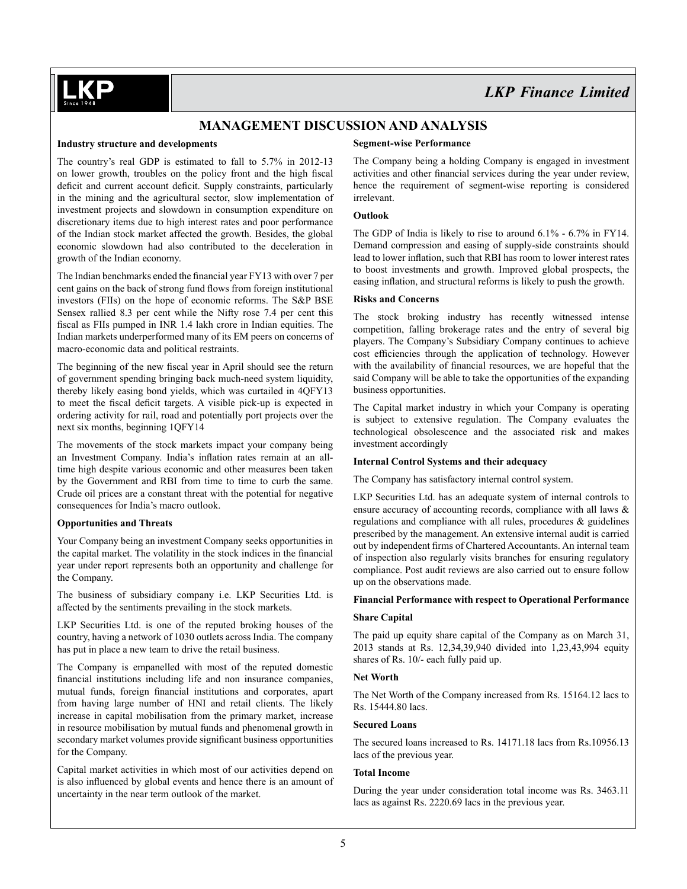# MANAGEMENT DISCUSSION AND ANALYSIS

**Industry structure and developments**

The country's real GDP is estimated to fall to 5.7% in 2012-13 on lower growth, troubles on the policy front and the high fiscal deficit and current account deficit. Supply constraints, particularly in the mining and the agricultural sector, slow implementation of investment projects and slowdown in consumption expenditure on discretionary items due to high interest rates and poor performance of the Indian stock market affected the growth. Besides, the global economic slowdown had also contributed to the deceleration in growth of the Indian economy.

The Indian benchmarks ended the financial year FY13 with over 7 per cent gains on the back of strong fund flows from foreign institutional investors (FIIs) on the hope of economic reforms. The S&P BSE Sensex rallied 8.3 per cent while the Nifty rose 7.4 per cent this fiscal as FIIs pumped in INR 1.4 lakh crore in Indian equities. The Indian markets underperformed many of its EM peers on concerns of macro-economic data and political restraints.

The beginning of the new fiscal year in April should see the return of government spending bringing back much-need system liquidity, thereby likely easing bond yields, which was curtailed in 4QFY13 to meet the fiscal deficit targets. A visible pick-up is expected in ordering activity for rail, road and potentially port projects over the next six months, beginning 1QFY14

The movements of the stock markets impact your company being an Investment Company. India's inflation rates remain at an all-time high despite various economic and other measures been taken by the Government and RBI from time to time to curb the same. Crude oil prices are a constant threat with the potential for negative consequences for India's macro outlook.

**Opportunities and Threats**

Your Company being an investment Company seeks opportunities in the capital market. The volatility in the stock indices in the financial year under report represents both an opportunity and challenge for the Company.

The business of subsidiary company i.e. LKP Securities Ltd. is affected by the sentiments prevailing in the stock markets.

LKP Securities Ltd. is one of the reputed broking houses of the country, having a network of 1030 outlets across India. The company has put in place a new team to drive the retail business.

The Company is empanelled with most of the reputed domestic financial institutions including life and non insurance companies, mutual funds, foreign financial institutions and corporates, apart from having large number of HNI and retail clients. The likely increase in capital mobilisation from the primary market, increase in resource mobilisation by mutual funds and phenomenal growth in secondary market volumes provide significant business opportunities for the Company.

Capital market activities in which most of our activities depend on is also influenced by global events and hence there is an amount of uncertainty in the near term outlook of the market.

**Segment-wise Performance**

The Company being a holding Company is engaged in investment activities and other financial services during the year under review, hence the requirement of segment-wise reporting is considered irrelevant.

**Outlook**

The GDP of India is likely to rise to around 6.1% - 6.7% in FY14. Demand compression and easing of supply-side constraints should lead to lower inflation, such that RBI has room to lower interest rates to boost investments and growth. Improved global prospects, the easing inflation, and structural reforms is likely to push the growth.

**Risks and Concerns**

The stock broking industry has recently witnessed intense competition, falling brokerage rates and the entry of several big players. The Company's Subsidiary Company continues to achieve cost efficiencies through the application of technology. However with the availability of financial resources, we are hopeful that the said Company will be able to take the opportunities of the expanding business opportunities.

The Capital market industry in which your Company is operating is subject to extensive regulation. The Company evaluates the technological obsolescence and the associated risk and makes investment accordingly

**Internal Control Systems and their adequacy**

The Company has satisfactory internal control system.

LKP Securities Ltd. has an adequate system of internal controls to ensure accuracy of accounting records, compliance with all laws & regulations and compliance with all rules, procedures & guidelines prescribed by the management. An extensive internal audit is carried out by independent firms of Chartered Accountants. An internal team of inspection also regularly visits branches for ensuring regulatory compliance. Post audit reviews are also carried out to ensure follow up on the observations made.

**Financial Performance with respect to Operational Performance**

**Share Capital**

The paid up equity share capital of the Company as on March 31, 2013 stands at Rs. 12,34,39,940 divided into 1,23,43,994 equity shares of Rs. 10/- each fully paid up.

**Net Worth**

The Net Worth of the Company increased from Rs. 15164.12 lacs to Rs. 15444.80 lacs.

**Secured Loans**

The secured loans increased to Rs. 14171.18 lacs from Rs.10956.13 lacs of the previous year.

**Total Income**

During the year under consideration total income was Rs. 3463.11 lacs as against Rs. 2220.69 lacs in the previous year.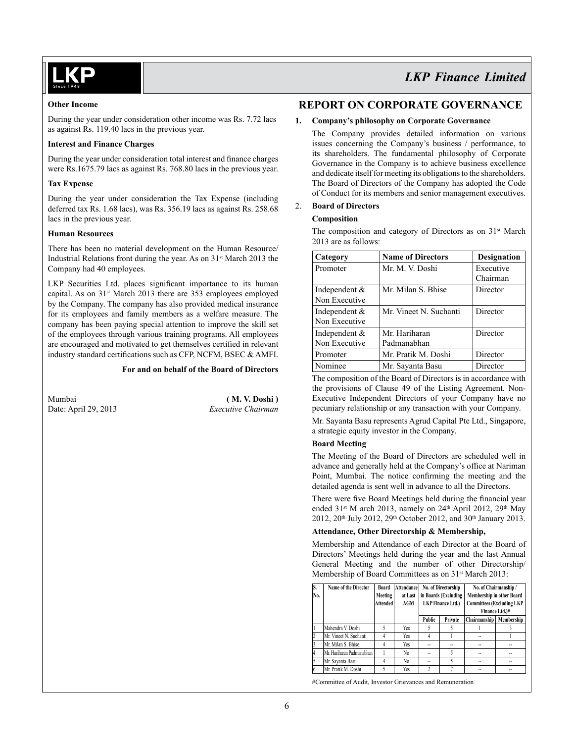**Other Income**

During the year under consideration other income was Rs. 7.72 lacs as against Rs. 119.40 lacs in the previous year.

**Interest and Finance Charges**

During the year under consideration total interest and finance charges were Rs.1675.79 lacs as against Rs. 768.80 lacs in the previous year.

**Tax Expense**

During the year under consideration the Tax Expense (including deferred tax Rs. 1.68 lacs), was Rs. 356.19 lacs as against Rs. 258.68 lacs in the previous year.

**Human Resources**

There has been no material development on the Human Resource/ Industrial Relations front during the year. As on 31st March 2013 the Company had 40 employees.

LKP Securities Ltd. places significant importance to its human capital. As on 31st March 2013 there are 353 employees employed by the Company. The company has also provided medical insurance for its employees and family members as a welfare measure. The company has been paying special attention to improve the skill set of the employees through various training programs. All employees are encouraged and motivated to get themselves certified in relevant industry standard certifications such as CFP, NCFM, BSEC & AMFI.

**For and on behalf of the Board of Directors**

Mumbai
Date: April 29, 2013

**( M. V. Doshi )**
*Executive Chairman*

## REPORT ON CORPORATE GOVERNANCE

### 1. Company's philosophy on Corporate Governance

The Company provides detailed information on various issues concerning the Company's business / performance, to its shareholders. The fundamental philosophy of Corporate Governance in the Company is to achieve business excellence and dedicate itself for meeting its obligations to the shareholders. The Board of Directors of the Company has adopted the Code of Conduct for its members and senior management executives.

### 2. Board of Directors

**Composition**

The composition and category of Directors as on 31st March 2013 are as follows:

| Category | Name of Directors | Designation |
|---|---|---|
| Promoter | Mr. M. V. Doshi | Executive Chairman |
| Independent & Non Executive | Mr. Milan S. Bhise | Director |
| Independent & Non Executive | Mr. Vineet N. Suchanti | Director |
| Independent & Non Executive | Mr. Hariharan Padmanabhan | Director |
| Promoter | Mr. Pratik M. Doshi | Director |
| Nominee | Mr. Sayanta Basu | Director |

The composition of the Board of Directors is in accordance with the provisions of Clause 49 of the Listing Agreement. Non-Executive Independent Directors of your Company have no pecuniary relationship or any transaction with your Company.

Mr. Sayanta Basu represents Agrud Capital Pte Ltd., Singapore, a strategic equity investor in the Company.

**Board Meeting**

The Meeting of the Board of Directors are scheduled well in advance and generally held at the Company's office at Nariman Point, Mumbai. The notice confirming the meeting and the detailed agenda is sent well in advance to all the Directors.

There were five Board Meetings held during the financial year ended 31st M arch 2013, namely on 24th April 2012, 29th May 2012, 20th July 2012, 29th October 2012, and 30th January 2013.

**Attendance, Other Directorship & Membership,**

Membership and Attendance of each Director at the Board of Directors' Meetings held during the year and the last Annual General Meeting and the number of other Directorship/ Membership of Board Committees as on 31st March 2013:

| S. No. | Name of the Director | Board Meeting Attended | Attendance at Last AGM | No. of Directorship in Boards (Excluding LKP Finance Ltd.) | | No. of Chairmanship / Membership in other Board Committees (Excluding LKP Finance Ltd.)# | |
|---|---|---|---|---|---|---|---|
| | | | | Public | Private | Chairmanship | Membership |
| 1 | Mahendra V. Doshi | 5 | Yes | 5 | 5 | 1 | 3 |
| 2 | Mr. Vineet N. Suchanti | 4 | Yes | 4 | 1 | -- | 1 |
| 3 | Mr. Milan S. Bhise | 4 | Yes | -- | -- | -- | -- |
| 4 | Mr. Hariharan Padmanabhan | 1 | No | -- | 5 | -- | -- |
| 5 | Mr. Sayanta Basu | 4 | No | -- | 5 | -- | -- |
| 6 | Mr. Pratik M. Doshi | 5 | Yes | 2 | 7 | -- | -- |

#Committee of Audit, Investor Grievances and Remuneration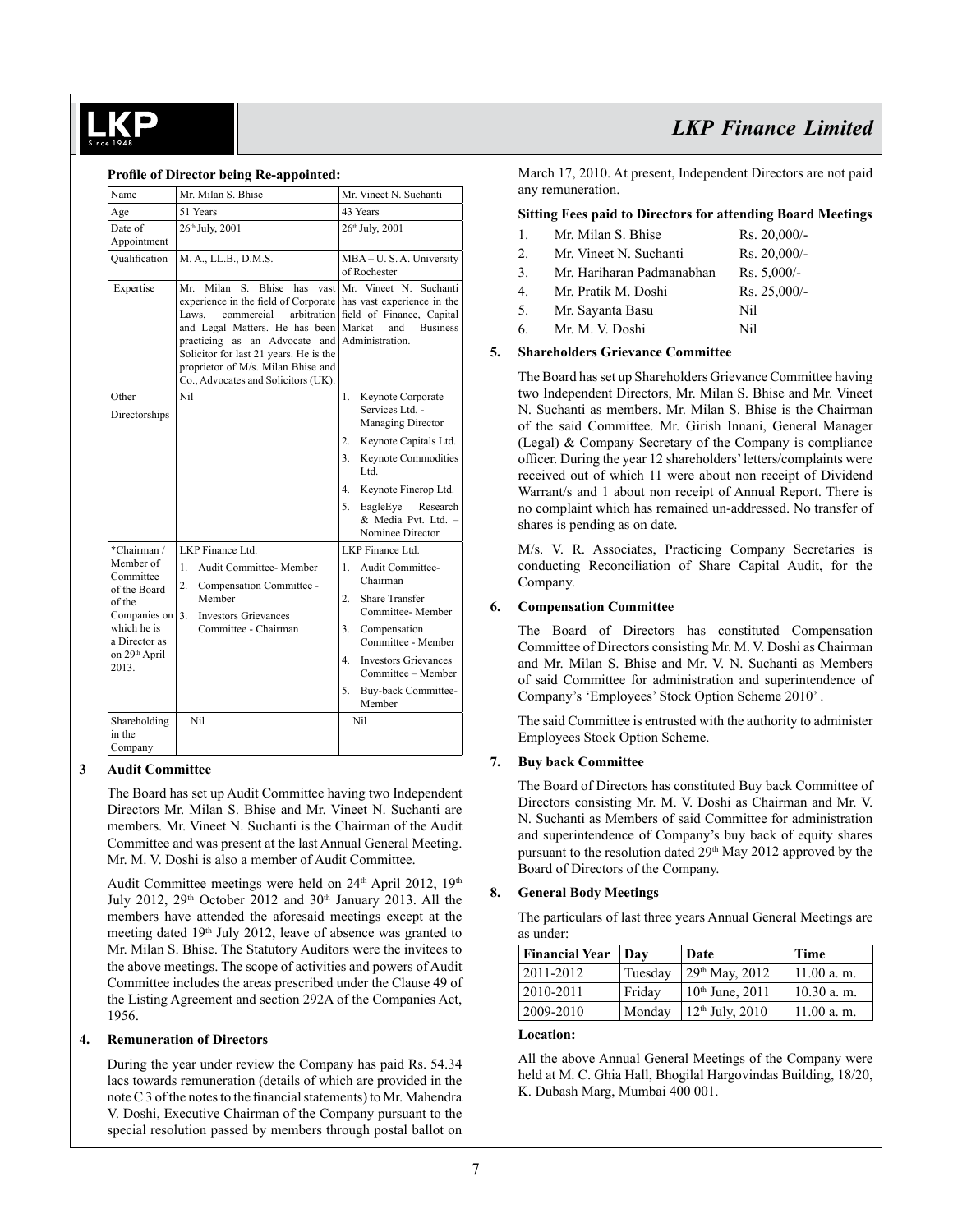**Profile of Director being Re-appointed:**

| Name | Mr. Milan S. Bhise | Mr. Vineet N. Suchanti |
|---|---|---|
| Age | 51 Years | 43 Years |
| Date of Appointment | 26th July, 2001 | 26th July, 2001 |
| Qualification | M. A., LL.B., D.M.S. | MBA – U. S. A. University of Rochester |
| Expertise | Mr. Milan S. Bhise has vast experience in the field of Corporate Laws, commercial arbitration and Legal Matters. He has been practicing as an Advocate and Solicitor for last 21 years. He is the proprietor of M/s. Milan Bhise and Co., Advocates and Solicitors (UK). | Mr. Vineet N. Suchanti has vast experience in the field of Finance, Capital Market and Business Administration. |
| Other Directorships | Nil | 1. Keynote Corporate Services Ltd. - Managing Director<br>2. Keynote Capitals Ltd.<br>3. Keynote Commodities Ltd.<br>4. Keynote Fincrop Ltd.<br>5. EagleEye Research & Media Pvt. Ltd. – Nominee Director |
| *Chairman / Member of Committee of the Board of the Companies on which he is a Director as on 29th April 2013. | LKP Finance Ltd.<br>1. Audit Committee- Member<br>2. Compensation Committee - Member<br>3. Investors Grievances Committee - Chairman | LKP Finance Ltd.<br>1. Audit Committee- Chairman<br>2. Share Transfer Committee- Member<br>3. Compensation Committee - Member<br>4. Investors Grievances Committee – Member<br>5. Buy-back Committee- Member |
| Shareholding in the Company | Nil | Nil |

**3 Audit Committee**

The Board has set up Audit Committee having two Independent Directors Mr. Milan S. Bhise and Mr. Vineet N. Suchanti are members. Mr. Vineet N. Suchanti is the Chairman of the Audit Committee and was present at the last Annual General Meeting. Mr. M. V. Doshi is also a member of Audit Committee.

Audit Committee meetings were held on 24th April 2012, 19th July 2012, 29th October 2012 and 30th January 2013. All the members have attended the aforesaid meetings except at the meeting dated 19th July 2012, leave of absence was granted to Mr. Milan S. Bhise. The Statutory Auditors were the invitees to the above meetings. The scope of activities and powers of Audit Committee includes the areas prescribed under the Clause 49 of the Listing Agreement and section 292A of the Companies Act, 1956.

**4. Remuneration of Directors**

During the year under review the Company has paid Rs. 54.34 lacs towards remuneration (details of which are provided in the note C 3 of the notes to the financial statements) to Mr. Mahendra V. Doshi, Executive Chairman of the Company pursuant to the special resolution passed by members through postal ballot on March 17, 2010. At present, Independent Directors are not paid any remuneration.

**Sitting Fees paid to Directors for attending Board Meetings**

| | | |
|---|---|---|
| 1. | Mr. Milan S. Bhise | Rs. 20,000/- |
| 2. | Mr. Vineet N. Suchanti | Rs. 20,000/- |
| 3. | Mr. Hariharan Padmanabhan | Rs. 5,000/- |
| 4. | Mr. Pratik M. Doshi | Rs. 25,000/- |
| 5. | Mr. Sayanta Basu | Nil |
| 6. | Mr. M. V. Doshi | Nil |

**5. Shareholders Grievance Committee**

The Board has set up Shareholders Grievance Committee having two Independent Directors, Mr. Milan S. Bhise and Mr. Vineet N. Suchanti as members. Mr. Milan S. Bhise is the Chairman of the said Committee. Mr. Girish Innani, General Manager (Legal) & Company Secretary of the Company is compliance officer. During the year 12 shareholders' letters/complaints were received out of which 11 were about non receipt of Dividend Warrant/s and 1 about non receipt of Annual Report. There is no complaint which has remained un-addressed. No transfer of shares is pending as on date.

M/s. V. R. Associates, Practicing Company Secretaries is conducting Reconciliation of Share Capital Audit, for the Company.

**6. Compensation Committee**

The Board of Directors has constituted Compensation Committee of Directors consisting Mr. M. V. Doshi as Chairman and Mr. Milan S. Bhise and Mr. V. N. Suchanti as Members of said Committee for administration and superintendence of Company's 'Employees' Stock Option Scheme 2010'.

The said Committee is entrusted with the authority to administer Employees Stock Option Scheme.

**7. Buy back Committee**

The Board of Directors has constituted Buy back Committee of Directors consisting Mr. M. V. Doshi as Chairman and Mr. V. N. Suchanti as Members of said Committee for administration and superintendence of Company's buy back of equity shares pursuant to the resolution dated 29th May 2012 approved by the Board of Directors of the Company.

**8. General Body Meetings**

The particulars of last three years Annual General Meetings are as under:

| Financial Year | Day | Date | Time |
|---|---|---|---|
| 2011-2012 | Tuesday | 29th May, 2012 | 11.00 a. m. |
| 2010-2011 | Friday | 10th June, 2011 | 10.30 a. m. |
| 2009-2010 | Monday | 12th July, 2010 | 11.00 a. m. |

**Location:**

All the above Annual General Meetings of the Company were held at M. C. Ghia Hall, Bhogilal Hargovindas Building, 18/20, K. Dubash Marg, Mumbai 400 001.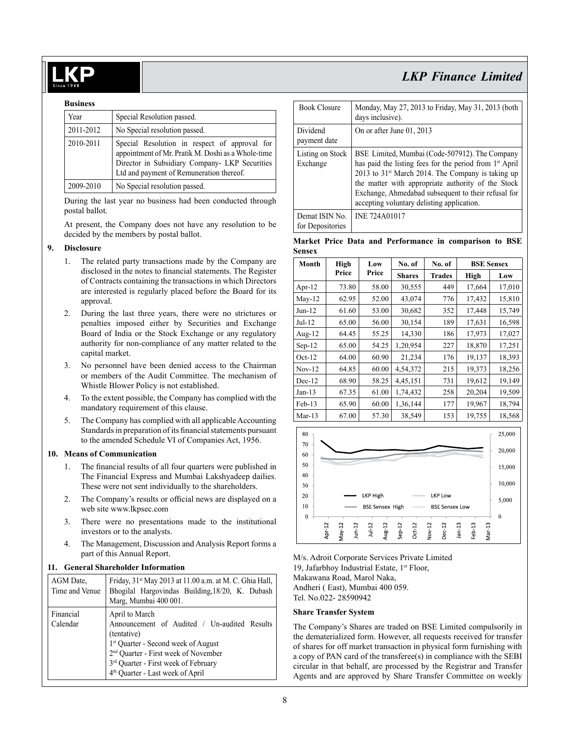**Business**

| Year | Special Resolution passed. |
|---|---|
| 2011-2012 | No Special resolution passed. |
| 2010-2011 | Special Resolution in respect of approval for appointment of Mr. Pratik M. Doshi as a Whole-time Director in Subsidiary Company- LKP Securities Ltd and payment of Remuneration thereof. |
| 2009-2010 | No Special resolution passed. |

During the last year no business had been conducted through postal ballot.

At present, the Company does not have any resolution to be decided by the members by postal ballot.

## 9. Disclosure

1. The related party transactions made by the Company are disclosed in the notes to financial statements. The Register of Contracts containing the transactions in which Directors are interested is regularly placed before the Board for its approval.
2. During the last three years, there were no strictures or penalties imposed either by Securities and Exchange Board of India or the Stock Exchange or any regulatory authority for non-compliance of any matter related to the capital market.
3. No personnel have been denied access to the Chairman or members of the Audit Committee. The mechanism of Whistle Blower Policy is not established.
4. To the extent possible, the Company has complied with the mandatory requirement of this clause.
5. The Company has complied with all applicable Accounting Standards in preparation of its financial statements pursuant to the amended Schedule VI of Companies Act, 1956.

## 10. Means of Communication

1. The financial results of all four quarters were published in The Financial Express and Mumbai Lakshyadeep dailies. These were not sent individually to the shareholders.
2. The Company's results or official news are displayed on a web site www.lkpsec.com
3. There were no presentations made to the institutional investors or to the analysts.
4. The Management, Discussion and Analysis Report forms a part of this Annual Report.

## 11. General Shareholder Information

| | |
|---|---|
| AGM Date, Time and Venue | Friday, 31st May 2013 at 11.00 a.m. at M. C. Ghia Hall, Bhogilal Hargovindas Building,18/20, K. Dubash Marg, Mumbai 400 001. |
| Financial Calendar | April to March<br>Announcement of Audited / Un-audited Results (tentative)<br>1st Quarter - Second week of August<br>2nd Quarter - First week of November<br>3rd Quarter - First week of February<br>4th Quarter - Last week of April |
| Book Closure | Monday, May 27, 2013 to Friday, May 31, 2013 (both days inclusive). |
| Dividend payment date | On or after June 01, 2013 |
| Listing on Stock Exchange | BSE Limited, Mumbai (Code-507912). The Company has paid the listing fees for the period from 1st April 2013 to 31st March 2014. The Company is taking up the matter with appropriate authority of the Stock Exchange, Ahmedabad subsequent to their refusal for accepting voluntary delisting application. |
| Demat ISIN No. for Depositories | INE 724A01017 |

**Market Price Data and Performance in comparison to BSE Sensex**

| Month | High Price | Low Price | No. of Shares | No. of Trades | BSE Sensex | |
|---|---|---|---|---|---|---|
| | | | | | High | Low |
| Apr-12 | 73.80 | 58.00 | 30,555 | 449 | 17,664 | 17,010 |
| May-12 | 62.95 | 52.00 | 43,074 | 776 | 17,432 | 15,810 |
| Jun-12 | 61.60 | 53.00 | 30,682 | 352 | 17,448 | 15,749 |
| Jul-12 | 65.00 | 56.00 | 30,154 | 189 | 17,631 | 16,598 |
| Aug-12 | 64.45 | 55.25 | 14,330 | 186 | 17,973 | 17,027 |
| Sep-12 | 65.00 | 54.25 | 1,20,954 | 227 | 18,870 | 17,251 |
| Oct-12 | 64.00 | 60.90 | 21,234 | 176 | 19,137 | 18,393 |
| Nov-12 | 64.85 | 60.00 | 4,54,372 | 215 | 19,373 | 18,256 |
| Dec-12 | 68.90 | 58.25 | 4,45,151 | 731 | 19,612 | 19,149 |
| Jan-13 | 67.35 | 61.00 | 1,74,432 | 258 | 20,204 | 19,509 |
| Feb-13 | 65.90 | 60.00 | 1,36,144 | 177 | 19,967 | 18,794 |
| Mar-13 | 67.00 | 57.30 | 38,549 | 153 | 19,755 | 18,568 |

M/s. Adroit Corporate Services Private Limited
19, Jafarbhoy Industrial Estate, 1st Floor,
Makawana Road, Marol Naka,
Andheri ( East), Mumbai 400 059.
Tel. No.022- 28590942

**Share Transfer System**

The Company's Shares are traded on BSE Limited compulsorily in the dematerialized form. However, all requests received for transfer of shares for off market transaction in physical form furnishing with a copy of PAN card of the transferee(s) in compliance with the SEBI circular in that behalf, are processed by the Registrar and Transfer Agents and are approved by Share Transfer Committee on weekly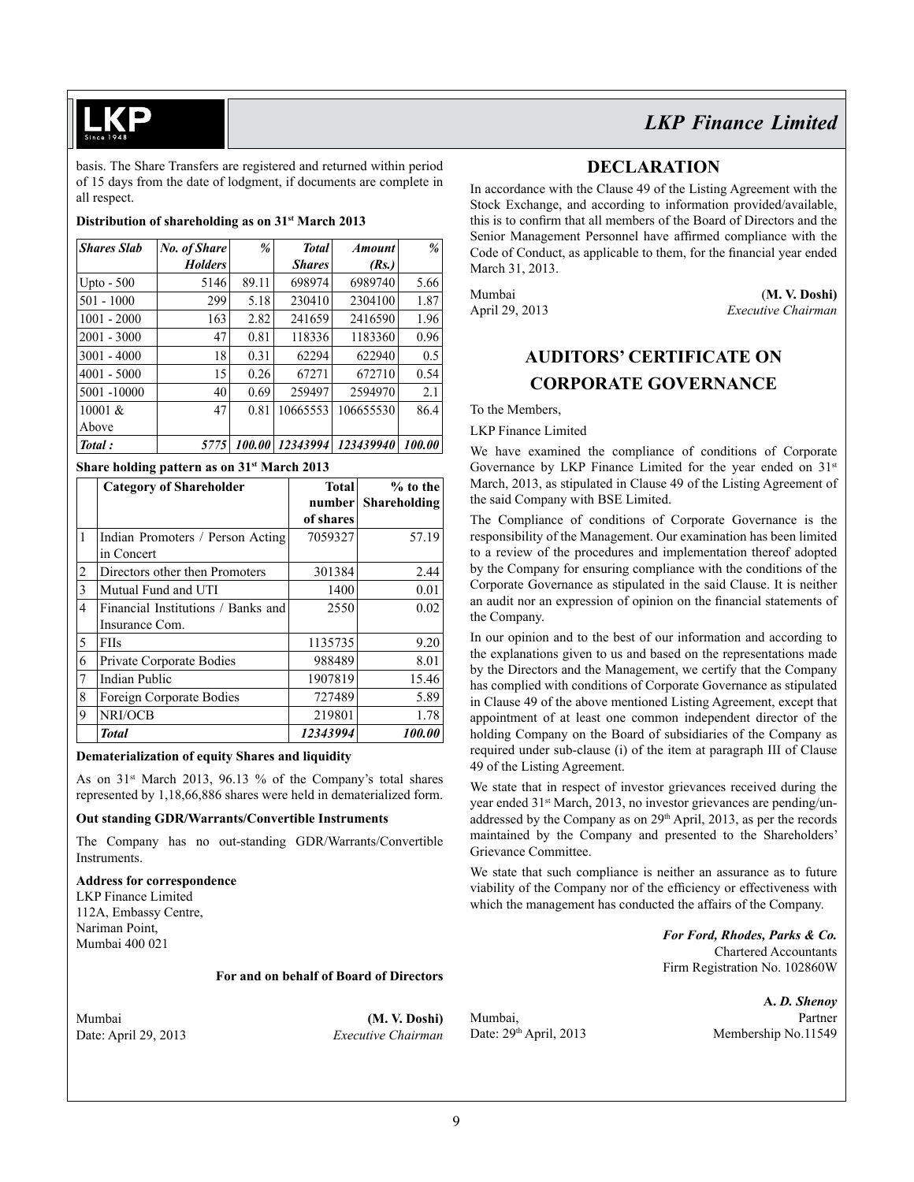basis. The Share Transfers are registered and returned within period of 15 days from the date of lodgment, if documents are complete in all respect.

**Distribution of shareholding as on 31st March 2013**

| *Shares Slab* | *No. of Share Holders* | *%* | *Total Shares* | *Amount (Rs.)* | *%* |
|---|---|---|---|---|---|
| Upto - 500 | 5146 | 89.11 | 698974 | 6989740 | 5.66 |
| 501 - 1000 | 299 | 5.18 | 230410 | 2304100 | 1.87 |
| 1001 - 2000 | 163 | 2.82 | 241659 | 2416590 | 1.96 |
| 2001 - 3000 | 47 | 0.81 | 118336 | 1183360 | 0.96 |
| 3001 - 4000 | 18 | 0.31 | 62294 | 622940 | 0.5 |
| 4001 - 5000 | 15 | 0.26 | 67271 | 672710 | 0.54 |
| 5001 -10000 | 40 | 0.69 | 259497 | 2594970 | 2.1 |
| 10001 & Above | 47 | 0.81 | 10665553 | 106655530 | 86.4 |
| *Total :* | *5775* | *100.00* | *12343994* | *123439940* | *100.00* |

**Share holding pattern as on 31st March 2013**

| | Category of Shareholder | Total number of shares | % to the Shareholding |
|---|---|---|---|
| 1 | Indian Promoters / Person Acting in Concert | 7059327 | 57.19 |
| 2 | Directors other then Promoters | 301384 | 2.44 |
| 3 | Mutual Fund and UTI | 1400 | 0.01 |
| 4 | Financial Institutions / Banks and Insurance Com. | 2550 | 0.02 |
| 5 | FIIs | 1135735 | 9.20 |
| 6 | Private Corporate Bodies | 988489 | 8.01 |
| 7 | Indian Public | 1907819 | 15.46 |
| 8 | Foreign Corporate Bodies | 727489 | 5.89 |
| 9 | NRI/OCB | 219801 | 1.78 |
| | ***Total*** | ***12343994*** | ***100.00*** |

**Dematerialization of equity Shares and liquidity**

As on 31st March 2013, 96.13 % of the Company's total shares represented by 1,18,66,886 shares were held in dematerialized form.

**Out standing GDR/Warrants/Convertible Instruments**

The Company has no out-standing GDR/Warrants/Convertible Instruments.

**Address for correspondence**
LKP Finance Limited
112A, Embassy Centre,
Nariman Point,
Mumbai 400 021

**For and on behalf of Board of Directors**

Mumbai
Date: April 29, 2013

**(M. V. Doshi)**
*Executive Chairman*

## DECLARATION

In accordance with the Clause 49 of the Listing Agreement with the Stock Exchange, and according to information provided/available, this is to confirm that all members of the Board of Directors and the Senior Management Personnel have affirmed compliance with the Code of Conduct, as applicable to them, for the financial year ended March 31, 2013.

Mumbai
April 29, 2013

**(M. V. Doshi)**
*Executive Chairman*

## AUDITORS' CERTIFICATE ON CORPORATE GOVERNANCE

To the Members,

LKP Finance Limited

We have examined the compliance of conditions of Corporate Governance by LKP Finance Limited for the year ended on 31st March, 2013, as stipulated in Clause 49 of the Listing Agreement of the said Company with BSE Limited.

The Compliance of conditions of Corporate Governance is the responsibility of the Management. Our examination has been limited to a review of the procedures and implementation thereof adopted by the Company for ensuring compliance with the conditions of the Corporate Governance as stipulated in the said Clause. It is neither an audit nor an expression of opinion on the financial statements of the Company.

In our opinion and to the best of our information and according to the explanations given to us and based on the representations made by the Directors and the Management, we certify that the Company has complied with conditions of Corporate Governance as stipulated in Clause 49 of the above mentioned Listing Agreement, except that appointment of at least one common independent director of the holding Company on the Board of subsidiaries of the Company as required under sub-clause (i) of the item at paragraph III of Clause 49 of the Listing Agreement.

We state that in respect of investor grievances received during the year ended 31st March, 2013, no investor grievances are pending/un-addressed by the Company as on 29th April, 2013, as per the records maintained by the Company and presented to the Shareholders' Grievance Committee.

We state that such compliance is neither an assurance as to future viability of the Company nor of the efficiency or effectiveness with which the management has conducted the affairs of the Company.

***For Ford, Rhodes, Parks & Co.***
Chartered Accountants
Firm Registration No. 102860W

**A.** ***D. Shenoy***
Partner
Membership No.11549

Mumbai,
Date: 29th April, 2013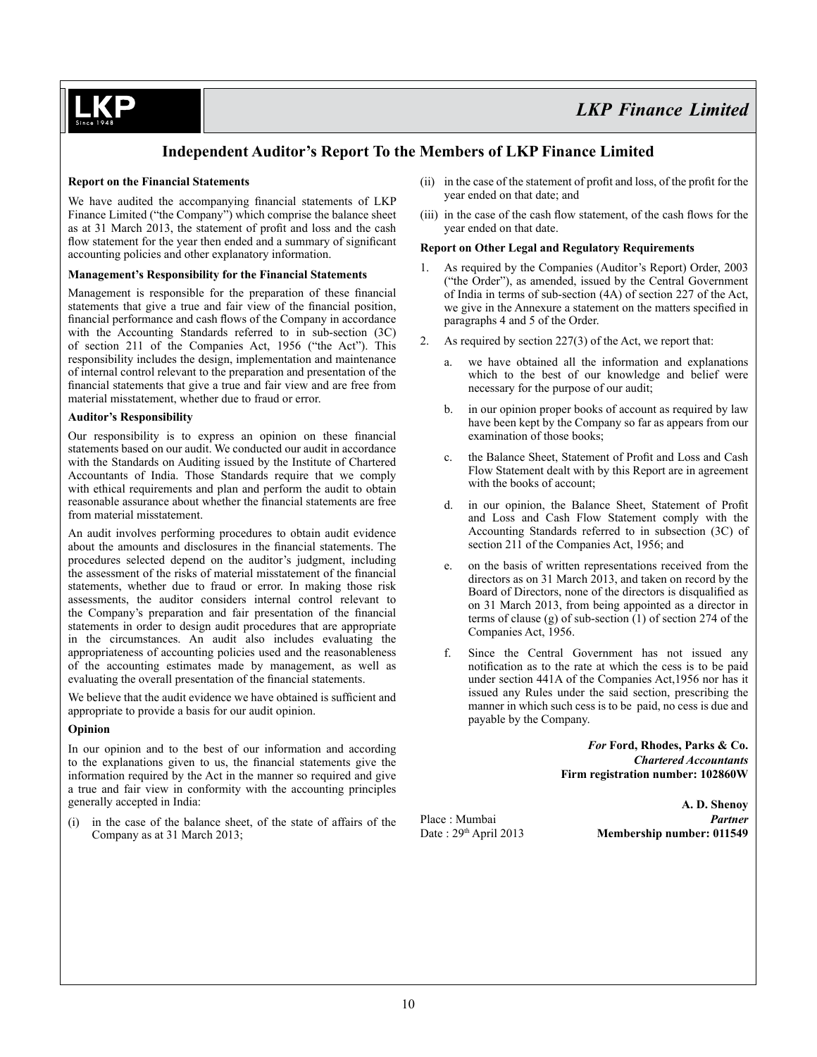# Independent Auditor's Report To the Members of LKP Finance Limited

**Report on the Financial Statements**

We have audited the accompanying financial statements of LKP Finance Limited ("the Company") which comprise the balance sheet as at 31 March 2013, the statement of profit and loss and the cash flow statement for the year then ended and a summary of significant accounting policies and other explanatory information.

**Management's Responsibility for the Financial Statements**

Management is responsible for the preparation of these financial statements that give a true and fair view of the financial position, financial performance and cash flows of the Company in accordance with the Accounting Standards referred to in sub-section (3C) of section 211 of the Companies Act, 1956 ("the Act"). This responsibility includes the design, implementation and maintenance of internal control relevant to the preparation and presentation of the financial statements that give a true and fair view and are free from material misstatement, whether due to fraud or error.

**Auditor's Responsibility**

Our responsibility is to express an opinion on these financial statements based on our audit. We conducted our audit in accordance with the Standards on Auditing issued by the Institute of Chartered Accountants of India. Those Standards require that we comply with ethical requirements and plan and perform the audit to obtain reasonable assurance about whether the financial statements are free from material misstatement.

An audit involves performing procedures to obtain audit evidence about the amounts and disclosures in the financial statements. The procedures selected depend on the auditor's judgment, including the assessment of the risks of material misstatement of the financial statements, whether due to fraud or error. In making those risk assessments, the auditor considers internal control relevant to the Company's preparation and fair presentation of the financial statements in order to design audit procedures that are appropriate in the circumstances. An audit also includes evaluating the appropriateness of accounting policies used and the reasonableness of the accounting estimates made by management, as well as evaluating the overall presentation of the financial statements.

We believe that the audit evidence we have obtained is sufficient and appropriate to provide a basis for our audit opinion.

**Opinion**

In our opinion and to the best of our information and according to the explanations given to us, the financial statements give the information required by the Act in the manner so required and give a true and fair view in conformity with the accounting principles generally accepted in India:

(i) in the case of the balance sheet, of the state of affairs of the Company as at 31 March 2013;

(ii) in the case of the statement of profit and loss, of the profit for the year ended on that date; and

(iii) in the case of the cash flow statement, of the cash flows for the year ended on that date.

**Report on Other Legal and Regulatory Requirements**

1. As required by the Companies (Auditor's Report) Order, 2003 ("the Order"), as amended, issued by the Central Government of India in terms of sub-section (4A) of section 227 of the Act, we give in the Annexure a statement on the matters specified in paragraphs 4 and 5 of the Order.

2. As required by section 227(3) of the Act, we report that:

   a. we have obtained all the information and explanations which to the best of our knowledge and belief were necessary for the purpose of our audit;

   b. in our opinion proper books of account as required by law have been kept by the Company so far as appears from our examination of those books;

   c. the Balance Sheet, Statement of Profit and Loss and Cash Flow Statement dealt with by this Report are in agreement with the books of account;

   d. in our opinion, the Balance Sheet, Statement of Profit and Loss and Cash Flow Statement comply with the Accounting Standards referred to in subsection (3C) of section 211 of the Companies Act, 1956; and

   e. on the basis of written representations received from the directors as on 31 March 2013, and taken on record by the Board of Directors, none of the directors is disqualified as on 31 March 2013, from being appointed as a director in terms of clause (g) of sub-section (1) of section 274 of the Companies Act, 1956.

   f. Since the Central Government has not issued any notification as to the rate at which the cess is to be paid under section 441A of the Companies Act,1956 nor has it issued any Rules under the said section, prescribing the manner in which such cess is to be paid, no cess is due and payable by the Company.

*For* **Ford, Rhodes, Parks & Co.**
***Chartered Accountants***
**Firm registration number: 102860W**

**A. D. Shenoy**
***Partner***
**Membership number: 011549**

Place : Mumbai
Date : 29th April 2013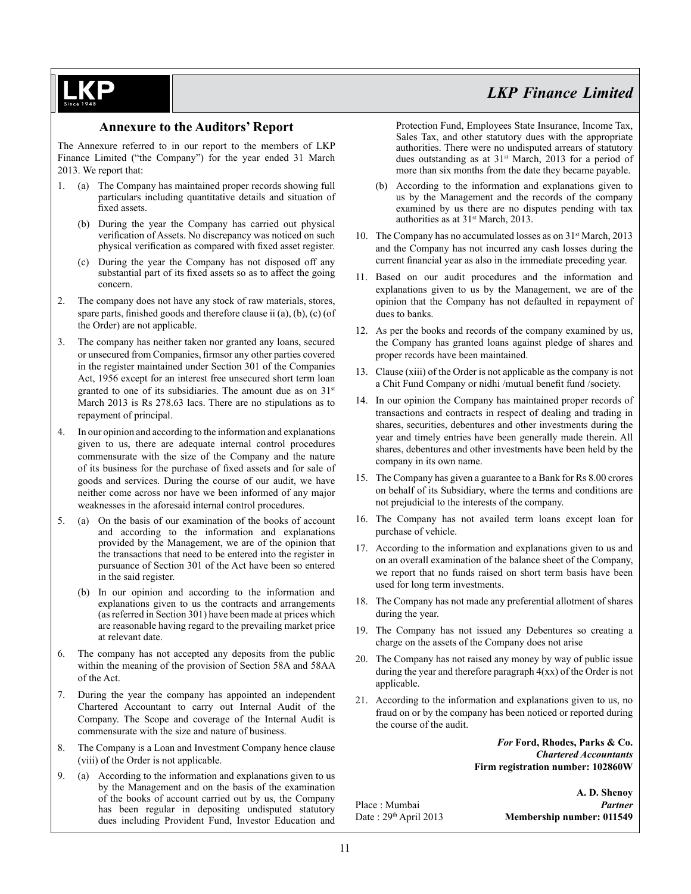## Annexure to the Auditors' Report

The Annexure referred to in our report to the members of LKP Finance Limited ("the Company") for the year ended 31 March 2013. We report that:

1. (a) The Company has maintained proper records showing full particulars including quantitative details and situation of fixed assets.

   (b) During the year the Company has carried out physical verification of Assets. No discrepancy was noticed on such physical verification as compared with fixed asset register.

   (c) During the year the Company has not disposed off any substantial part of its fixed assets so as to affect the going concern.

2. The company does not have any stock of raw materials, stores, spare parts, finished goods and therefore clause ii (a), (b), (c) (of the Order) are not applicable.

3. The company has neither taken nor granted any loans, secured or unsecured from Companies, firmsor any other parties covered in the register maintained under Section 301 of the Companies Act, 1956 except for an interest free unsecured short term loan granted to one of its subsidiaries. The amount due as on 31st March 2013 is Rs 278.63 lacs. There are no stipulations as to repayment of principal.

4. In our opinion and according to the information and explanations given to us, there are adequate internal control procedures commensurate with the size of the Company and the nature of its business for the purchase of fixed assets and for sale of goods and services. During the course of our audit, we have neither come across nor have we been informed of any major weaknesses in the aforesaid internal control procedures.

5. (a) On the basis of our examination of the books of account and according to the information and explanations provided by the Management, we are of the opinion that the transactions that need to be entered into the register in pursuance of Section 301 of the Act have been so entered in the said register.

   (b) In our opinion and according to the information and explanations given to us the contracts and arrangements (as referred in Section 301) have been made at prices which are reasonable having regard to the prevailing market price at relevant date.

6. The company has not accepted any deposits from the public within the meaning of the provision of Section 58A and 58AA of the Act.

7. During the year the company has appointed an independent Chartered Accountant to carry out Internal Audit of the Company. The Scope and coverage of the Internal Audit is commensurate with the size and nature of business.

8. The Company is a Loan and Investment Company hence clause (viii) of the Order is not applicable.

9. (a) According to the information and explanations given to us by the Management and on the basis of the examination of the books of account carried out by us, the Company has been regular in depositing undisputed statutory dues including Provident Fund, Investor Education and Protection Fund, Employees State Insurance, Income Tax, Sales Tax, and other statutory dues with the appropriate authorities. There were no undisputed arrears of statutory dues outstanding as at 31st March, 2013 for a period of more than six months from the date they became payable.

   (b) According to the information and explanations given to us by the Management and the records of the company examined by us there are no disputes pending with tax authorities as at 31st March, 2013.

10. The Company has no accumulated losses as on 31st March, 2013 and the Company has not incurred any cash losses during the current financial year as also in the immediate preceding year.

11. Based on our audit procedures and the information and explanations given to us by the Management, we are of the opinion that the Company has not defaulted in repayment of dues to banks.

12. As per the books and records of the company examined by us, the Company has granted loans against pledge of shares and proper records have been maintained.

13. Clause (xiii) of the Order is not applicable as the company is not a Chit Fund Company or nidhi /mutual benefit fund /society.

14. In our opinion the Company has maintained proper records of transactions and contracts in respect of dealing and trading in shares, securities, debentures and other investments during the year and timely entries have been generally made therein. All shares, debentures and other investments have been held by the company in its own name.

15. The Company has given a guarantee to a Bank for Rs 8.00 crores on behalf of its Subsidiary, where the terms and conditions are not prejudicial to the interests of the company.

16. The Company has not availed term loans except loan for purchase of vehicle.

17. According to the information and explanations given to us and on an overall examination of the balance sheet of the Company, we report that no funds raised on short term basis have been used for long term investments.

18. The Company has not made any preferential allotment of shares during the year.

19. The Company has not issued any Debentures so creating a charge on the assets of the Company does not arise

20. The Company has not raised any money by way of public issue during the year and therefore paragraph 4(xx) of the Order is not applicable.

21. According to the information and explanations given to us, no fraud on or by the company has been noticed or reported during the course of the audit.

*For* **Ford, Rhodes, Parks & Co.**
***Chartered Accountants***
**Firm registration number: 102860W**

**A. D. Shenoy**
***Partner***
**Membership number: 011549**

Place : Mumbai
Date : 29th April 2013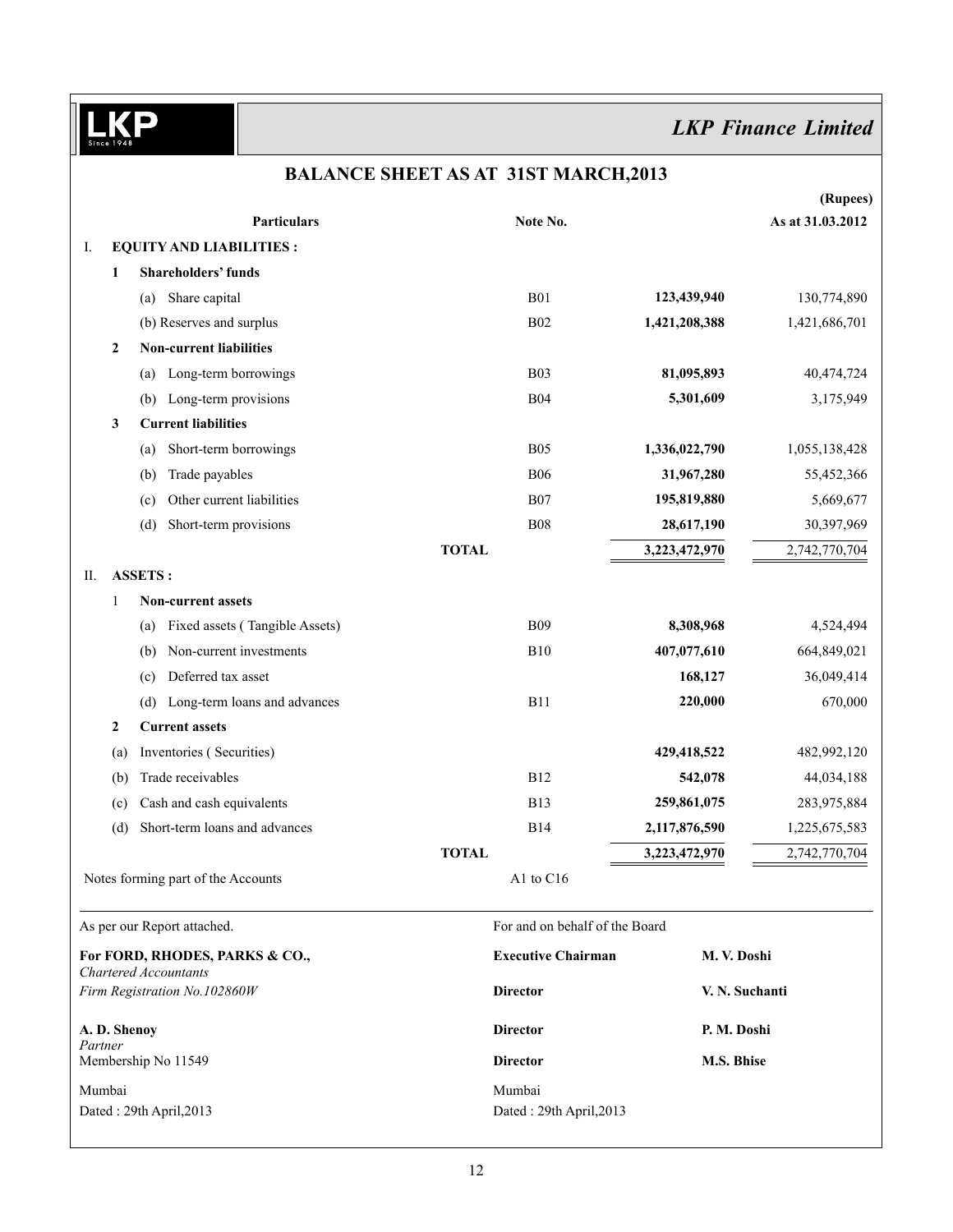## LKP Finance Limited

# BALANCE SHEET AS AT 31ST MARCH,2013

(Rupees)

| | | Particulars | Note No. | | As at 31.03.2012 |
|---|---|---|---|---|---|
| I. | | **EQUITY AND LIABILITIES :** | | | |
| | **1** | **Shareholders' funds** | | | |
| | | (a) Share capital | B01 | **123,439,940** | 130,774,890 |
| | | (b) Reserves and surplus | B02 | **1,421,208,388** | 1,421,686,701 |
| | **2** | **Non-current liabilities** | | | |
| | | (a) Long-term borrowings | B03 | **81,095,893** | 40,474,724 |
| | | (b) Long-term provisions | B04 | **5,301,609** | 3,175,949 |
| | **3** | **Current liabilities** | | | |
| | | (a) Short-term borrowings | B05 | **1,336,022,790** | 1,055,138,428 |
| | | (b) Trade payables | B06 | **31,967,280** | 55,452,366 |
| | | (c) Other current liabilities | B07 | **195,819,880** | 5,669,677 |
| | | (d) Short-term provisions | B08 | **28,617,190** | 30,397,969 |
| | | **TOTAL** | | **3,223,472,970** | 2,742,770,704 |
| II. | | **ASSETS :** | | | |
| | 1 | **Non-current assets** | | | |
| | | (a) Fixed assets ( Tangible Assets) | B09 | **8,308,968** | 4,524,494 |
| | | (b) Non-current investments | B10 | **407,077,610** | 664,849,021 |
| | | (c) Deferred tax asset | | **168,127** | 36,049,414 |
| | | (d) Long-term loans and advances | B11 | **220,000** | 670,000 |
| | **2** | **Current assets** | | | |
| | | (a) Inventories ( Securities) | | **429,418,522** | 482,992,120 |
| | | (b) Trade receivables | B12 | **542,078** | 44,034,188 |
| | | (c) Cash and cash equivalents | B13 | **259,861,075** | 283,975,884 |
| | | (d) Short-term loans and advances | B14 | **2,117,876,590** | 1,225,675,583 |
| | | **TOTAL** | | **3,223,472,970** | 2,742,770,704 |

Notes forming part of the Accounts — A1 to C16

As per our Report attached.

**For FORD, RHODES, PARKS & CO.,**
*Chartered Accountants*
*Firm Registration No.102860W*

**A. D. Shenoy**
*Partner*
Membership No 11549

Mumbai
Dated : 29th April,2013

For and on behalf of the Board

**Executive Chairman** — **M. V. Doshi**

**Director** — **V. N. Suchanti**

**Director** — **P. M. Doshi**

**Director** — **M.S. Bhise**

Mumbai
Dated : 29th April,2013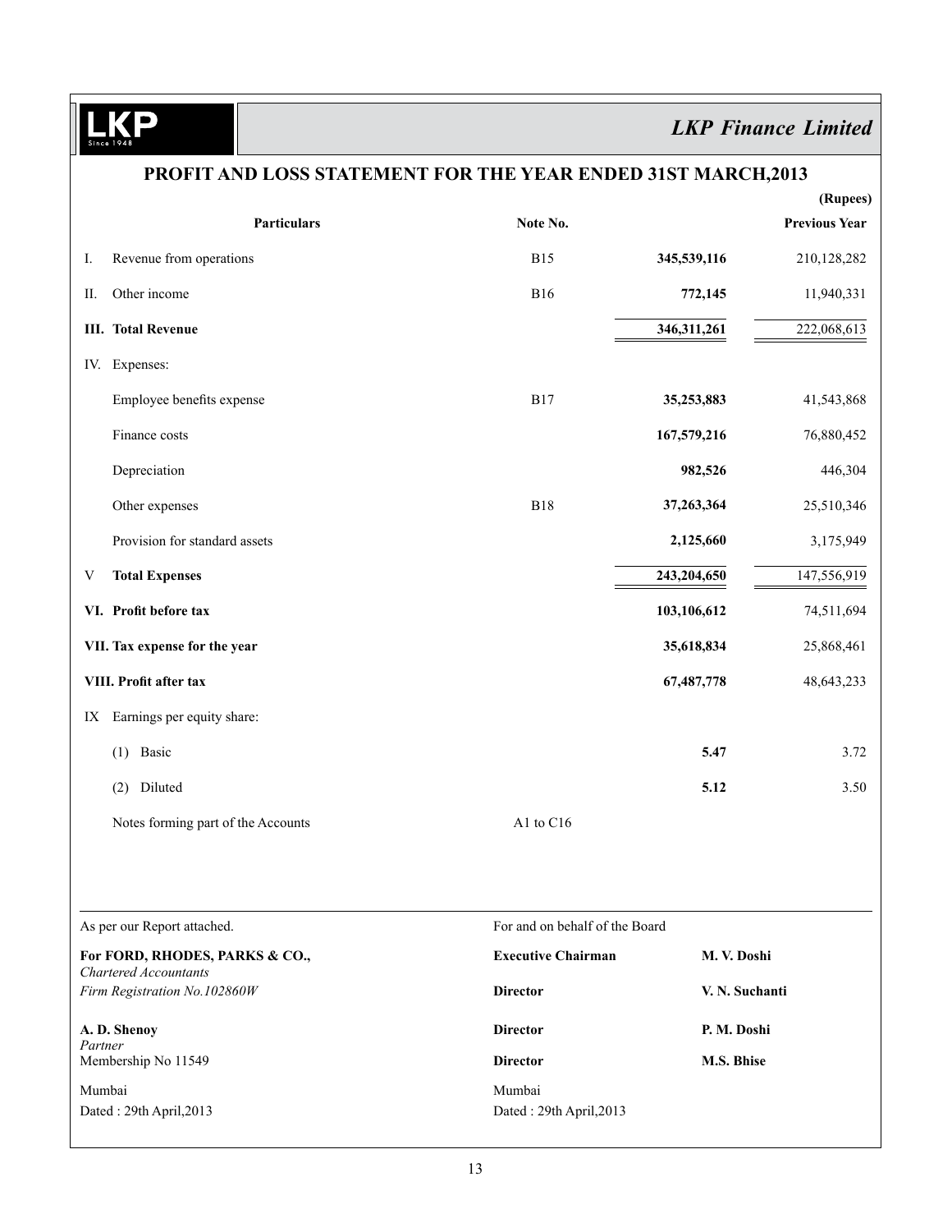## PROFIT AND LOSS STATEMENT FOR THE YEAR ENDED 31ST MARCH,2013

(Rupees)

| | Particulars | Note No. | | Previous Year |
|---|---|---|---|---|
| I. | Revenue from operations | B15 | **345,539,116** | 210,128,282 |
| II. | Other income | B16 | **772,145** | 11,940,331 |
| **III.** | **Total Revenue** | | **346,311,261** | 222,068,613 |
| IV. | Expenses: | | | |
| | Employee benefits expense | B17 | **35,253,883** | 41,543,868 |
| | Finance costs | | **167,579,216** | 76,880,452 |
| | Depreciation | | **982,526** | 446,304 |
| | Other expenses | B18 | **37,263,364** | 25,510,346 |
| | Provision for standard assets | | **2,125,660** | 3,175,949 |
| V | **Total Expenses** | | **243,204,650** | 147,556,919 |
| **VI.** | **Profit before tax** | | **103,106,612** | 74,511,694 |
| **VII.** | **Tax expense for the year** | | **35,618,834** | 25,868,461 |
| **VIII.** | **Profit after tax** | | **67,487,778** | 48,643,233 |
| IX | Earnings per equity share: | | | |
| | (1) Basic | | **5.47** | 3.72 |
| | (2) Diluted | | **5.12** | 3.50 |
| | Notes forming part of the Accounts | A1 to C16 | | |

As per our Report attached.

**For FORD, RHODES, PARKS & CO.,**
*Chartered Accountants*
*Firm Registration No.102860W*

**A. D. Shenoy**
*Partner*
Membership No 11549

Mumbai
Dated : 29th April,2013

For and on behalf of the Board

| | |
|---|---|
| **Executive Chairman** | **M. V. Doshi** |
| **Director** | **V. N. Suchanti** |
| **Director** | **P. M. Doshi** |
| **Director** | **M.S. Bhise** |

Mumbai
Dated : 29th April,2013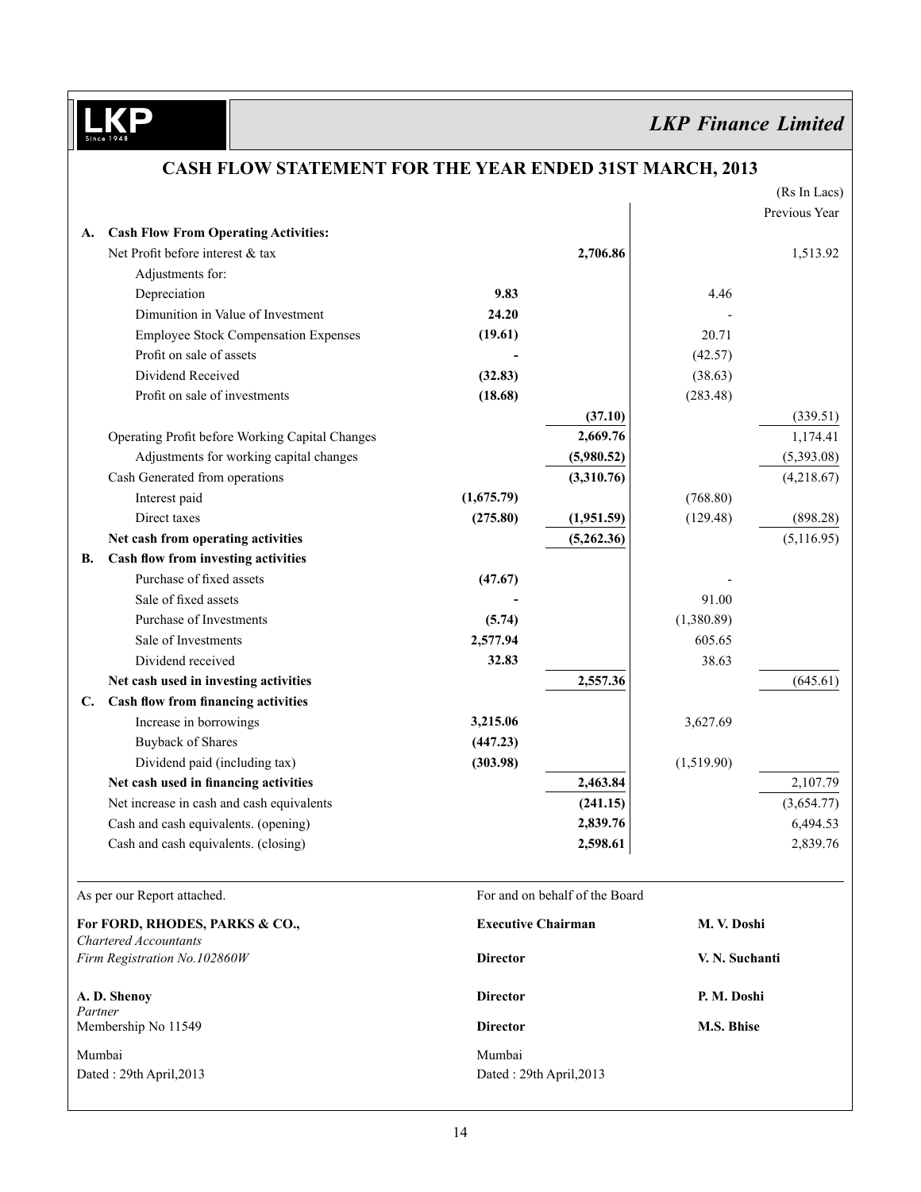**LKP Finance Limited**

## CASH FLOW STATEMENT FOR THE YEAR ENDED 31ST MARCH, 2013

(Rs In Lacs)

| | | | | | Previous Year |
|---|---|---|---|---|---|
| **A.** | **Cash Flow From Operating Activities:** | | | | |
| | Net Profit before interest & tax | | **2,706.86** | | 1,513.92 |
| | Adjustments for: | | | | |
| | Depreciation | **9.83** | | 4.46 | |
| | Dimunition in Value of Investment | **24.20** | | - | |
| | Employee Stock Compensation Expenses | **(19.61)** | | 20.71 | |
| | Profit on sale of assets | **-** | | (42.57) | |
| | Dividend Received | **(32.83)** | | (38.63) | |
| | Profit on sale of investments | **(18.68)** | | (283.48) | |
| | | | **(37.10)** | | (339.51) |
| | Operating Profit before Working Capital Changes | | **2,669.76** | | 1,174.41 |
| | Adjustments for working capital changes | | **(5,980.52)** | | (5,393.08) |
| | Cash Generated from operations | | **(3,310.76)** | | (4,218.67) |
| | Interest paid | **(1,675.79)** | | (768.80) | |
| | Direct taxes | **(275.80)** | **(1,951.59)** | (129.48) | (898.28) |
| | **Net cash from operating activities** | | **(5,262.36)** | | (5,116.95) |
| **B.** | **Cash flow from investing activities** | | | | |
| | Purchase of fixed assets | **(47.67)** | | - | |
| | Sale of fixed assets | **-** | | 91.00 | |
| | Purchase of Investments | **(5.74)** | | (1,380.89) | |
| | Sale of Investments | **2,577.94** | | 605.65 | |
| | Dividend received | **32.83** | | 38.63 | |
| | **Net cash used in investing activities** | | **2,557.36** | | (645.61) |
| **C.** | **Cash flow from financing activities** | | | | |
| | Increase in borrowings | **3,215.06** | | 3,627.69 | |
| | Buyback of Shares | **(447.23)** | | | |
| | Dividend paid (including tax) | **(303.98)** | | (1,519.90) | |
| | **Net cash used in financing activities** | | **2,463.84** | | 2,107.79 |
| | Net increase in cash and cash equivalents | | **(241.15)** | | (3,654.77) |
| | Cash and cash equivalents. (opening) | | **2,839.76** | | 6,494.53 |
| | Cash and cash equivalents. (closing) | | **2,598.61** | | 2,839.76 |

As per our Report attached.

**For FORD, RHODES, PARKS & CO.,**
*Chartered Accountants*
*Firm Registration No.102860W*

**A. D. Shenoy**
*Partner*
Membership No 11549

Mumbai
Dated : 29th April,2013

For and on behalf of the Board

| | |
|---|---|
| **Executive Chairman** | **M. V. Doshi** |
| **Director** | **V. N. Suchanti** |
| **Director** | **P. M. Doshi** |
| **Director** | **M.S. Bhise** |

Mumbai
Dated : 29th April,2013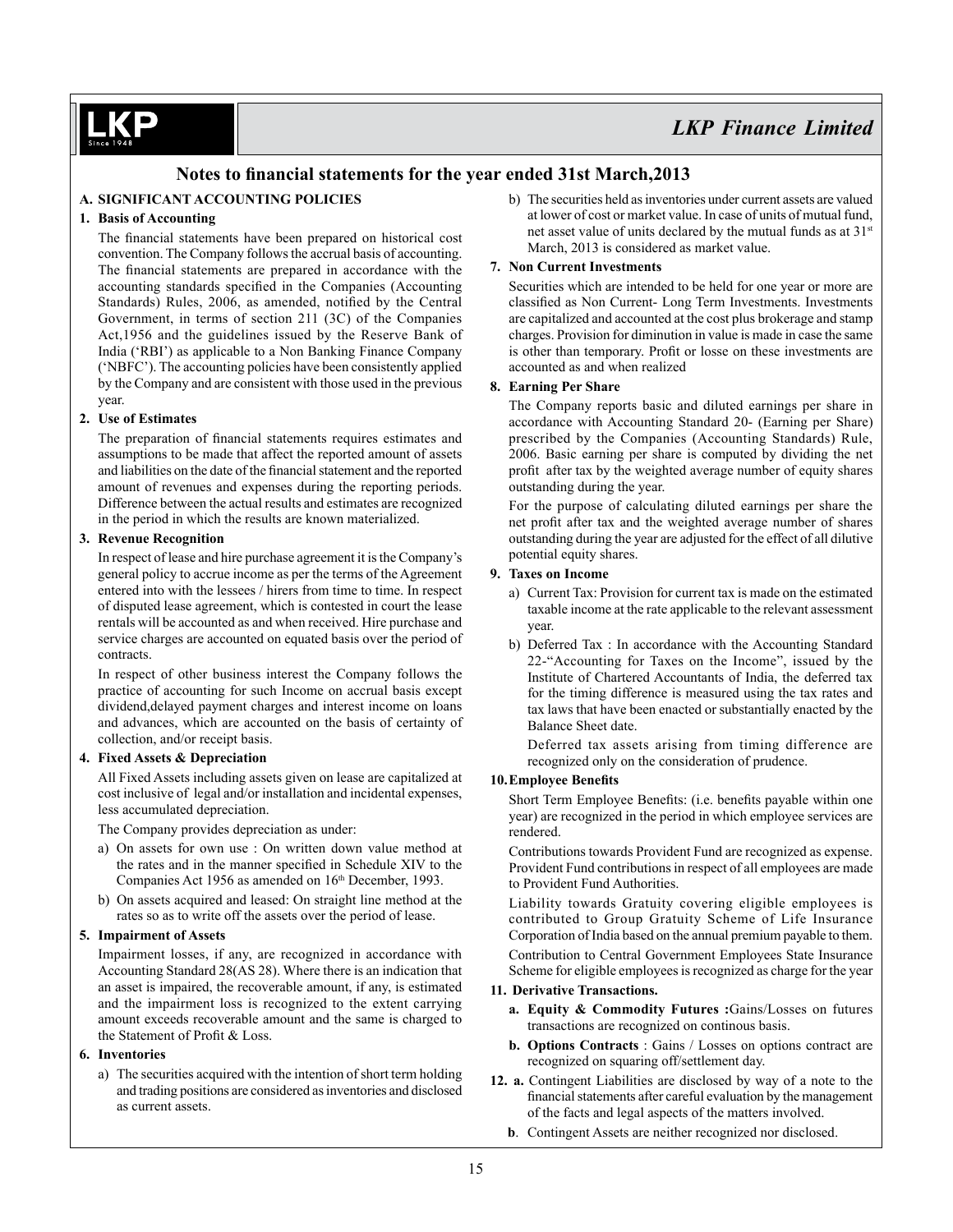## Notes to financial statements for the year ended 31st March,2013

### A. SIGNIFICANT ACCOUNTING POLICIES

**1. Basis of Accounting**

The financial statements have been prepared on historical cost convention. The Company follows the accrual basis of accounting. The financial statements are prepared in accordance with the accounting standards specified in the Companies (Accounting Standards) Rules, 2006, as amended, notified by the Central Government, in terms of section 211 (3C) of the Companies Act,1956 and the guidelines issued by the Reserve Bank of India ('RBI') as applicable to a Non Banking Finance Company ('NBFC'). The accounting policies have been consistently applied by the Company and are consistent with those used in the previous year.

**2. Use of Estimates**

The preparation of financial statements requires estimates and assumptions to be made that affect the reported amount of assets and liabilities on the date of the financial statement and the reported amount of revenues and expenses during the reporting periods. Difference between the actual results and estimates are recognized in the period in which the results are known materialized.

**3. Revenue Recognition**

In respect of lease and hire purchase agreement it is the Company's general policy to accrue income as per the terms of the Agreement entered into with the lessees / hirers from time to time. In respect of disputed lease agreement, which is contested in court the lease rentals will be accounted as and when received. Hire purchase and service charges are accounted on equated basis over the period of contracts.

In respect of other business interest the Company follows the practice of accounting for such Income on accrual basis except dividend,delayed payment charges and interest income on loans and advances, which are accounted on the basis of certainty of collection, and/or receipt basis.

**4. Fixed Assets & Depreciation**

All Fixed Assets including assets given on lease are capitalized at cost inclusive of legal and/or installation and incidental expenses, less accumulated depreciation.

The Company provides depreciation as under:

a) On assets for own use : On written down value method at the rates and in the manner specified in Schedule XIV to the Companies Act 1956 as amended on 16th December, 1993.

b) On assets acquired and leased: On straight line method at the rates so as to write off the assets over the period of lease.

**5. Impairment of Assets**

Impairment losses, if any, are recognized in accordance with Accounting Standard 28(AS 28). Where there is an indication that an asset is impaired, the recoverable amount, if any, is estimated and the impairment loss is recognized to the extent carrying amount exceeds recoverable amount and the same is charged to the Statement of Profit & Loss.

**6. Inventories**

a) The securities acquired with the intention of short term holding and trading positions are considered as inventories and disclosed as current assets.

b) The securities held as inventories under current assets are valued at lower of cost or market value. In case of units of mutual fund, net asset value of units declared by the mutual funds as at 31st March, 2013 is considered as market value.

**7. Non Current Investments**

Securities which are intended to be held for one year or more are classified as Non Current- Long Term Investments. Investments are capitalized and accounted at the cost plus brokerage and stamp charges. Provision for diminution in value is made in case the same is other than temporary. Profit or losse on these investments are accounted as and when realized

**8. Earning Per Share**

The Company reports basic and diluted earnings per share in accordance with Accounting Standard 20- (Earning per Share) prescribed by the Companies (Accounting Standards) Rule, 2006. Basic earning per share is computed by dividing the net profit after tax by the weighted average number of equity shares outstanding during the year.

For the purpose of calculating diluted earnings per share the net profit after tax and the weighted average number of shares outstanding during the year are adjusted for the effect of all dilutive potential equity shares.

**9. Taxes on Income**

a) Current Tax: Provision for current tax is made on the estimated taxable income at the rate applicable to the relevant assessment year.

b) Deferred Tax : In accordance with the Accounting Standard 22-"Accounting for Taxes on the Income", issued by the Institute of Chartered Accountants of India, the deferred tax for the timing difference is measured using the tax rates and tax laws that have been enacted or substantially enacted by the Balance Sheet date.

Deferred tax assets arising from timing difference are recognized only on the consideration of prudence.

**10. Employee Benefits**

Short Term Employee Benefits: (i.e. benefits payable within one year) are recognized in the period in which employee services are rendered.

Contributions towards Provident Fund are recognized as expense. Provident Fund contributions in respect of all employees are made to Provident Fund Authorities.

Liability towards Gratuity covering eligible employees is contributed to Group Gratuity Scheme of Life Insurance Corporation of India based on the annual premium payable to them.

Contribution to Central Government Employees State Insurance Scheme for eligible employees is recognized as charge for the year

**11. Derivative Transactions.**

**a. Equity & Commodity Futures :**Gains/Losses on futures transactions are recognized on continous basis.

**b. Options Contracts** : Gains / Losses on options contract are recognized on squaring off/settlement day.

**12. a.** Contingent Liabilities are disclosed by way of a note to the financial statements after careful evaluation by the management of the facts and legal aspects of the matters involved.

**b**. Contingent Assets are neither recognized nor disclosed.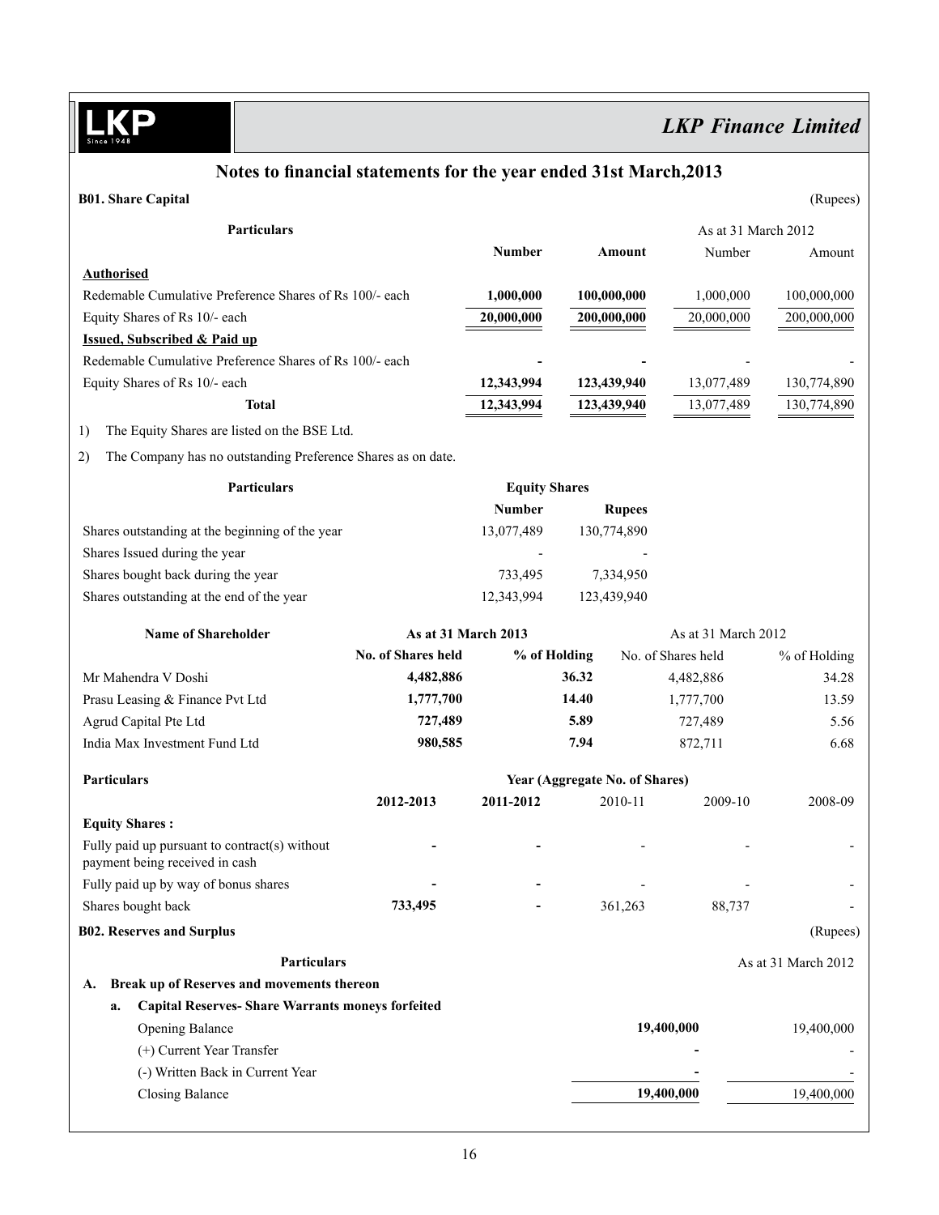## Notes to financial statements for the year ended 31st March,2013

**B01. Share Capital** (Rupees)

| Particulars | Number | Amount | As at 31 March 2012 Number | Amount |
|---|---|---|---|---|
| **Authorised** | | | | |
| Redemable Cumulative Preference Shares of Rs 100/- each | **1,000,000** | **100,000,000** | 1,000,000 | 100,000,000 |
| Equity Shares of Rs 10/- each | **20,000,000** | **200,000,000** | 20,000,000 | 200,000,000 |
| **Issued, Subscribed & Paid up** | | | | |
| Redemable Cumulative Preference Shares of Rs 100/- each | **-** | **-** | - | - |
| Equity Shares of Rs 10/- each | **12,343,994** | **123,439,940** | 13,077,489 | 130,774,890 |
| **Total** | **12,343,994** | **123,439,940** | 13,077,489 | 130,774,890 |

1) The Equity Shares are listed on the BSE Ltd.

2) The Company has no outstanding Preference Shares as on date.

| Particulars | Equity Shares Number | Rupees |
|---|---|---|
| Shares outstanding at the beginning of the year | 13,077,489 | 130,774,890 |
| Shares Issued during the year | - | - |
| Shares bought back during the year | 733,495 | 7,334,950 |
| Shares outstanding at the end of the year | 12,343,994 | 123,439,940 |

| Name of Shareholder | As at 31 March 2013 | | As at 31 March 2012 | |
|---|---|---|---|---|
| | **No. of Shares held** | **% of Holding** | No. of Shares held | % of Holding |
| Mr Mahendra V Doshi | **4,482,886** | **36.32** | 4,482,886 | 34.28 |
| Prasu Leasing & Finance Pvt Ltd | **1,777,700** | **14.40** | 1,777,700 | 13.59 |
| Agrud Capital Pte Ltd | **727,489** | **5.89** | 727,489 | 5.56 |
| India Max Investment Fund Ltd | **980,585** | **7.94** | 872,711 | 6.68 |

| Particulars | Year (Aggregate No. of Shares) | | | | |
|---|---|---|---|---|---|
| | **2012-2013** | **2011-2012** | 2010-11 | 2009-10 | 2008-09 |
| **Equity Shares :** | | | | | |
| Fully paid up pursuant to contract(s) without payment being received in cash | **-** | **-** | - | - | - |
| Fully paid up by way of bonus shares | **-** | **-** | - | - | - |
| Shares bought back | **733,495** | **-** | 361,263 | 88,737 | - |

**B02. Reserves and Surplus** (Rupees)

| Particulars | | As at 31 March 2012 |
|---|---|---|
| **A. Break up of Reserves and movements thereon** | | |
| **a. Capital Reserves- Share Warrants moneys forfeited** | | |
| Opening Balance | **19,400,000** | 19,400,000 |
| (+) Current Year Transfer | **-** | - |
| (-) Written Back in Current Year | **-** | - |
| Closing Balance | **19,400,000** | 19,400,000 |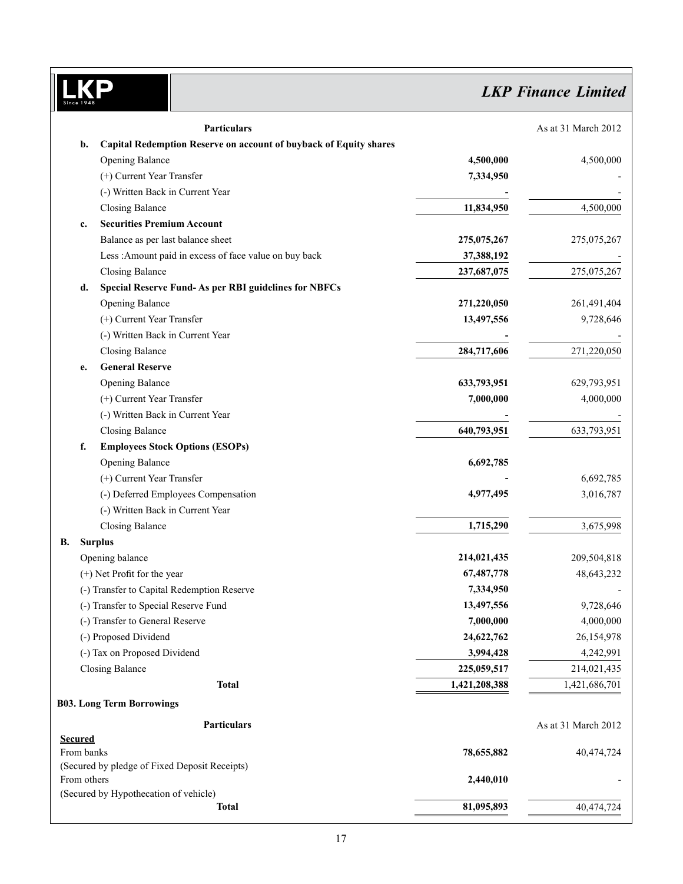| Particulars | | As at 31 March 2012 |
|---|---|---|
| **b. Capital Redemption Reserve on account of buyback of Equity shares** | | |
| Opening Balance | **4,500,000** | 4,500,000 |
| (+) Current Year Transfer | **7,334,950** | - |
| (-) Written Back in Current Year | **-** | - |
| Closing Balance | **11,834,950** | 4,500,000 |
| **c. Securities Premium Account** | | |
| Balance as per last balance sheet | **275,075,267** | 275,075,267 |
| Less :Amount paid in excess of face value on buy back | **37,388,192** | - |
| Closing Balance | **237,687,075** | 275,075,267 |
| **d. Special Reserve Fund- As per RBI guidelines for NBFCs** | | |
| Opening Balance | **271,220,050** | 261,491,404 |
| (+) Current Year Transfer | **13,497,556** | 9,728,646 |
| (-) Written Back in Current Year | **-** | - |
| Closing Balance | **284,717,606** | 271,220,050 |
| **e. General Reserve** | | |
| Opening Balance | **633,793,951** | 629,793,951 |
| (+) Current Year Transfer | **7,000,000** | 4,000,000 |
| (-) Written Back in Current Year | **-** | - |
| Closing Balance | **640,793,951** | 633,793,951 |
| **f. Employees Stock Options (ESOPs)** | | |
| Opening Balance | **6,692,785** | |
| (+) Current Year Transfer | **-** | 6,692,785 |
| (-) Deferred Employees Compensation | **4,977,495** | 3,016,787 |
| (-) Written Back in Current Year | | |
| Closing Balance | **1,715,290** | 3,675,998 |
| **B. Surplus** | | |
| Opening balance | **214,021,435** | 209,504,818 |
| (+) Net Profit for the year | **67,487,778** | 48,643,232 |
| (-) Transfer to Capital Redemption Reserve | **7,334,950** | - |
| (-) Transfer to Special Reserve Fund | **13,497,556** | 9,728,646 |
| (-) Transfer to General Reserve | **7,000,000** | 4,000,000 |
| (-) Proposed Dividend | **24,622,762** | 26,154,978 |
| (-) Tax on Proposed Dividend | **3,994,428** | 4,242,991 |
| Closing Balance | **225,059,517** | 214,021,435 |
| **Total** | **1,421,208,388** | 1,421,686,701 |

**B03. Long Term Borrowings**

| Particulars | | As at 31 March 2012 |
|---|---|---|
| **Secured** | | |
| From banks | **78,655,882** | 40,474,724 |
| (Secured by pledge of Fixed Deposit Receipts) | | |
| From others | **2,440,010** | - |
| (Secured by Hypothecation of vehicle) | | |
| **Total** | **81,095,893** | 40,474,724 |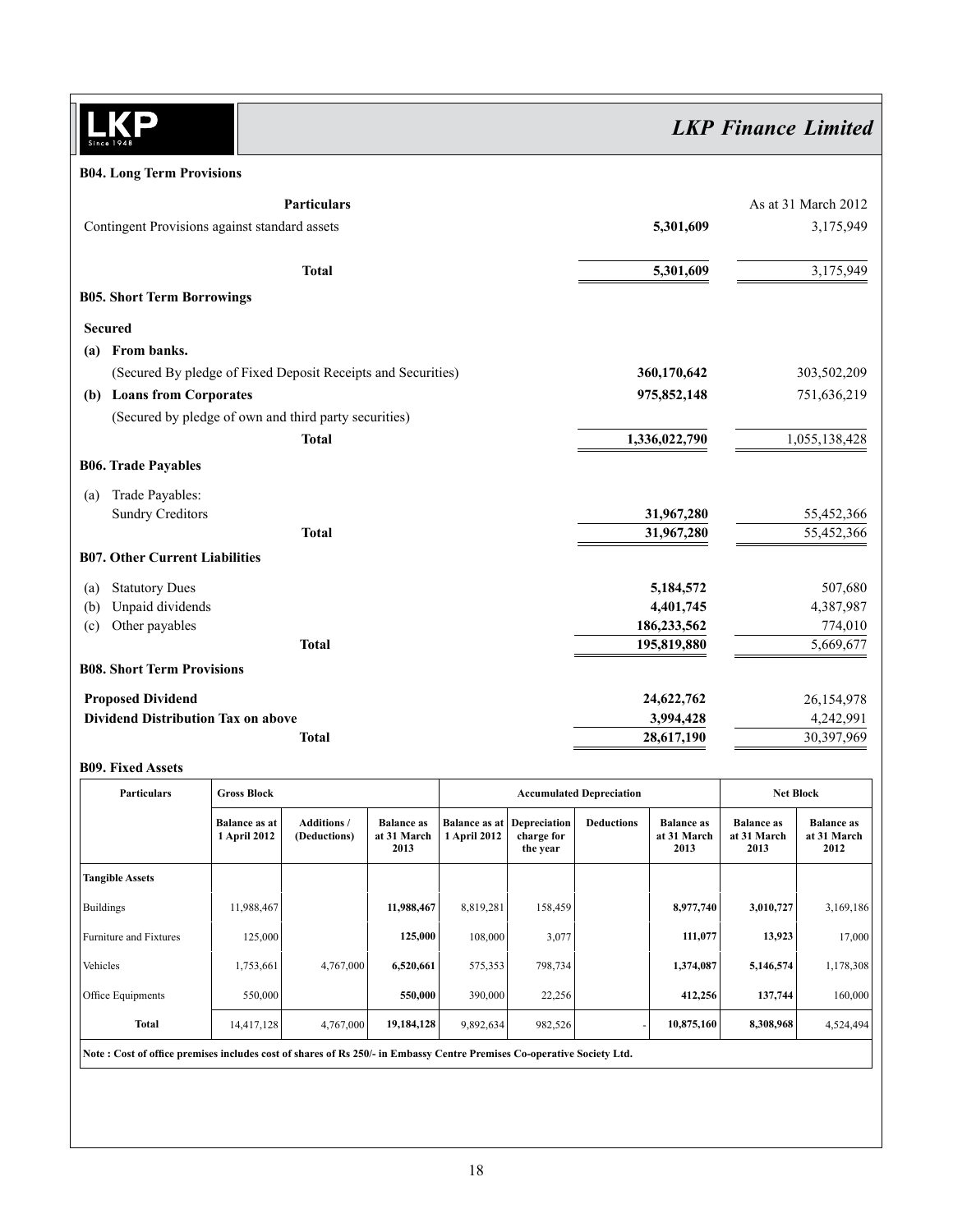### B04. Long Term Provisions

| Particulars | | As at 31 March 2012 |
|---|---|---|
| Contingent Provisions against standard assets | **5,301,609** | 3,175,949 |
| **Total** | **5,301,609** | 3,175,949 |

### B05. Short Term Borrowings

| | | |
|---|---|---|
| **Secured** | | |
| **(a) From banks.** | | |
| (Secured By pledge of Fixed Deposit Receipts and Securities) | **360,170,642** | 303,502,209 |
| **(b) Loans from Corporates** | **975,852,148** | 751,636,219 |
| (Secured by pledge of own and third party securities) | | |
| **Total** | **1,336,022,790** | 1,055,138,428 |

### B06. Trade Payables

| | | |
|---|---|---|
| (a) Trade Payables: | | |
| Sundry Creditors | **31,967,280** | 55,452,366 |
| **Total** | **31,967,280** | 55,452,366 |

### B07. Other Current Liabilities

| | | |
|---|---|---|
| (a) Statutory Dues | **5,184,572** | 507,680 |
| (b) Unpaid dividends | **4,401,745** | 4,387,987 |
| (c) Other payables | **186,233,562** | 774,010 |
| **Total** | **195,819,880** | 5,669,677 |

### B08. Short Term Provisions

| | | |
|---|---|---|
| **Proposed Dividend** | **24,622,762** | 26,154,978 |
| **Dividend Distribution Tax on above** | **3,994,428** | 4,242,991 |
| **Total** | **28,617,190** | 30,397,969 |

### B09. Fixed Assets

| Particulars | Gross Block | | | Accumulated Depreciation | | | | Net Block | |
|---|---|---|---|---|---|---|---|---|---|
| | Balance as at 1 April 2012 | Additions / (Deductions) | Balance as at 31 March 2013 | Balance as at 1 April 2012 | Depreciation charge for the year | Deductions | Balance as at 31 March 2013 | Balance as at 31 March 2013 | Balance as at 31 March 2012 |
| **Tangible Assets** | | | | | | | | | |
| Buildings | 11,988,467 | | **11,988,467** | 8,819,281 | 158,459 | | **8,977,740** | **3,010,727** | 3,169,186 |
| Furniture and Fixtures | 125,000 | | **125,000** | 108,000 | 3,077 | | **111,077** | **13,923** | 17,000 |
| Vehicles | 1,753,661 | 4,767,000 | **6,520,661** | 575,353 | 798,734 | | **1,374,087** | **5,146,574** | 1,178,308 |
| Office Equipments | 550,000 | | **550,000** | 390,000 | 22,256 | | **412,256** | **137,744** | 160,000 |
| **Total** | 14,417,128 | 4,767,000 | **19,184,128** | 9,892,634 | 982,526 | - | **10,875,160** | **8,308,968** | 4,524,494 |

**Note : Cost of office premises includes cost of shares of Rs 250/- in Embassy Centre Premises Co-operative Society Ltd.**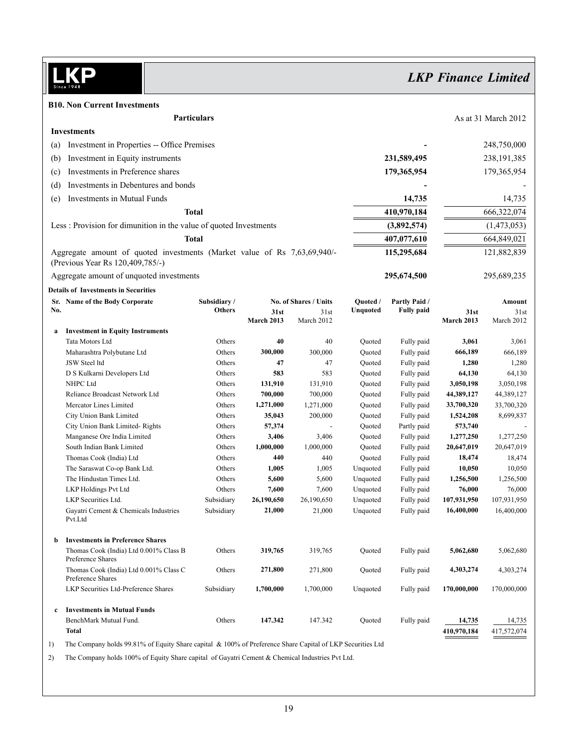## B10. Non Current Investments

| Particulars | | As at 31 March 2012 |
|---|---|---|
| **Investments** | | |
| (a) Investment in Properties -- Office Premises | **-** | 248,750,000 |
| (b) Investment in Equity instruments | **231,589,495** | 238,191,385 |
| (c) Investments in Preference shares | **179,365,954** | 179,365,954 |
| (d) Investments in Debentures and bonds | **-** | - |
| (e) Investments in Mutual Funds | **14,735** | 14,735 |
| **Total** | **410,970,184** | 666,322,074 |
| Less : Provision for dimunition in the value of quoted Investments | **(3,892,574)** | (1,473,053) |
| **Total** | **407,077,610** | 664,849,021 |
| Aggregate amount of quoted investments (Market value of Rs 7,63,69,940/- (Previous Year Rs 120,409,785/-) | **115,295,684** | 121,882,839 |
| Aggregate amount of unquoted investments | **295,674,500** | 295,689,235 |

**Details of Investments in Securities**

| Sr. No. | Name of the Body Corporate | Subsidiary / Others | No. of Shares / Units 31st March 2013 | No. of Shares / Units 31st March 2012 | Quoted / Unquoted | Partly Paid / Fully paid | Amount 31st March 2013 | Amount 31st March 2012 |
|---|---|---|---|---|---|---|---|---|
| **a** | **Investment in Equity Instruments** | | | | | | | |
| | Tata Motors Ltd | Others | **40** | 40 | Quoted | Fully paid | **3,061** | 3,061 |
| | Maharashtra Polybutane Ltd | Others | **300,000** | 300,000 | Quoted | Fully paid | **666,189** | 666,189 |
| | JSW Steel ltd | Others | **47** | 47 | Quoted | Fully paid | **1,280** | 1,280 |
| | D S Kulkarni Developers Ltd | Others | **583** | 583 | Quoted | Fully paid | **64,130** | 64,130 |
| | NHPC Ltd | Others | **131,910** | 131,910 | Quoted | Fully paid | **3,050,198** | 3,050,198 |
| | Reliance Broadcast Network Ltd | Others | **700,000** | 700,000 | Quoted | Fully paid | **44,389,127** | 44,389,127 |
| | Mercator Lines Limited | Others | **1,271,000** | 1,271,000 | Quoted | Fully paid | **33,700,320** | 33,700,320 |
| | City Union Bank Limited | Others | **35,043** | 200,000 | Quoted | Fully paid | **1,524,208** | 8,699,837 |
| | City Union Bank Limited- Rights | Others | **57,374** | - | Quoted | Partly paid | **573,740** | - |
| | Manganese Ore India Limited | Others | **3,406** | 3,406 | Quoted | Fully paid | **1,277,250** | 1,277,250 |
| | South Indian Bank Limited | Others | **1,000,000** | 1,000,000 | Quoted | Fully paid | **20,647,019** | 20,647,019 |
| | Thomas Cook (India) Ltd | Others | **440** | 440 | Quoted | Fully paid | **18,474** | 18,474 |
| | The Saraswat Co-op Bank Ltd. | Others | **1,005** | 1,005 | Unquoted | Fully paid | **10,050** | 10,050 |
| | The Hindustan Times Ltd. | Others | **5,600** | 5,600 | Unquoted | Fully paid | **1,256,500** | 1,256,500 |
| | LKP Holdings Pvt Ltd | Others | **7,600** | 7,600 | Unquoted | Fully paid | **76,000** | 76,000 |
| | LKP Securities Ltd. | Subsidiary | **26,190,650** | 26,190,650 | Unquoted | Fully paid | **107,931,950** | 107,931,950 |
| | Gayatri Cement & Chemicals Industries Pvt.Ltd | Subsidiary | **21,000** | 21,000 | Unquoted | Fully paid | **16,400,000** | 16,400,000 |
| **b** | **Investments in Preference Shares** | | | | | | | |
| | Thomas Cook (India) Ltd 0.001% Class B Preference Shares | Others | **319,765** | 319,765 | Quoted | Fully paid | **5,062,680** | 5,062,680 |
| | Thomas Cook (India) Ltd 0.001% Class C Preference Shares | Others | **271,800** | 271,800 | Quoted | Fully paid | **4,303,274** | 4,303,274 |
| | LKP Securities Ltd-Preference Shares | Subsidiary | **1,700,000** | 1,700,000 | Unquoted | Fully paid | **170,000,000** | 170,000,000 |
| **c** | **Investments in Mutual Funds** | | | | | | | |
| | BenchMark Mutual Fund. | Others | **147.342** | 147.342 | Quoted | Fully paid | **14,735** | 14,735 |
| | **Total** | | | | | | **410,970,184** | 417,572,074 |

1) The Company holds 99.81% of Equity Share capital & 100% of Preference Share Capital of LKP Securities Ltd

2) The Company holds 100% of Equity Share capital of Gayatri Cement & Chemical Industries Pvt Ltd.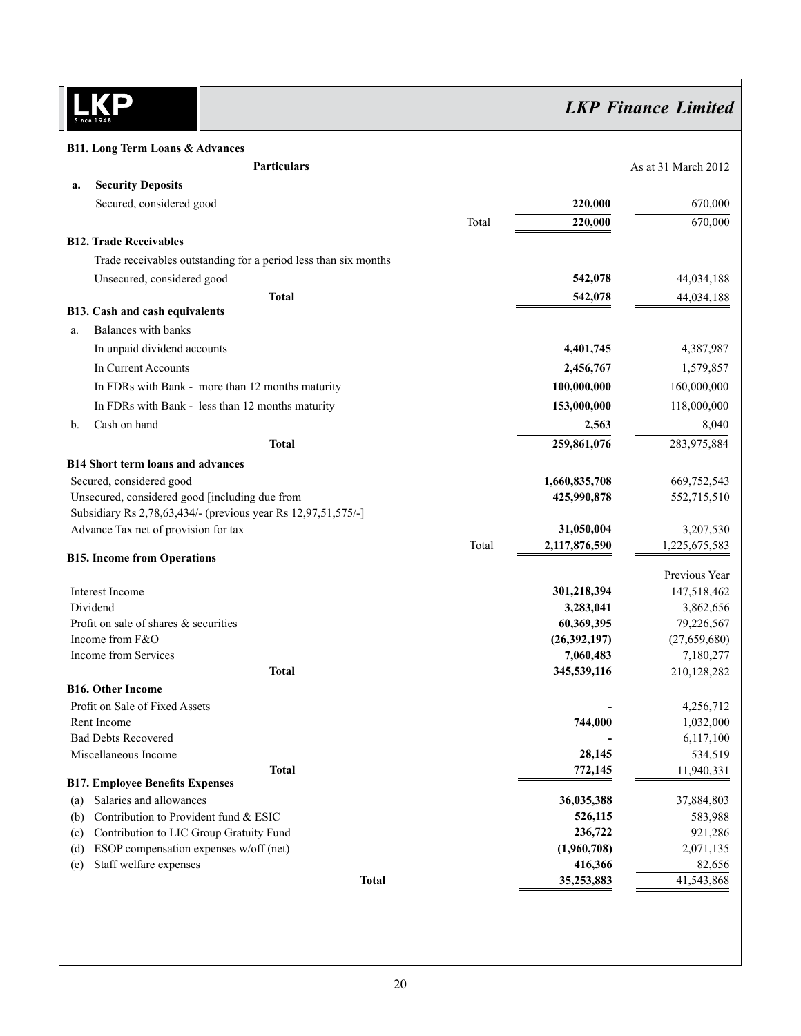### B11. Long Term Loans & Advances

| Particulars | | | As at 31 March 2012 |
|---|---|---|---|
| **a. Security Deposits** | | | |
| Secured, considered good | | **220,000** | 670,000 |
| | Total | **220,000** | 670,000 |

### B12. Trade Receivables

| Particulars | | |
|---|---|---|
| Trade receivables outstanding for a period less than six months | | |
| Unsecured, considered good | **542,078** | 44,034,188 |
| **Total** | **542,078** | 44,034,188 |

### B13. Cash and cash equivalents

| Particulars | | |
|---|---|---|
| a. Balances with banks | | |
| In unpaid dividend accounts | **4,401,745** | 4,387,987 |
| In Current Accounts | **2,456,767** | 1,579,857 |
| In FDRs with Bank - more than 12 months maturity | **100,000,000** | 160,000,000 |
| In FDRs with Bank - less than 12 months maturity | **153,000,000** | 118,000,000 |
| b. Cash on hand | **2,563** | 8,040 |
| **Total** | **259,861,076** | 283,975,884 |

### B14 Short term loans and advances

| Particulars | | | |
|---|---|---|---|
| Secured, considered good | | **1,660,835,708** | 669,752,543 |
| Unsecured, considered good [including due from Subsidiary Rs 2,78,63,434/- (previous year Rs 12,97,51,575/-] | | **425,990,878** | 552,715,510 |
| Advance Tax net of provision for tax | | **31,050,004** | 3,207,530 |
| | Total | **2,117,876,590** | 1,225,675,583 |

### B15. Income from Operations

| Particulars | | Previous Year |
|---|---|---|
| Interest Income | **301,218,394** | 147,518,462 |
| Dividend | **3,283,041** | 3,862,656 |
| Profit on sale of shares & securities | **60,369,395** | 79,226,567 |
| Income from F&O | **(26,392,197)** | (27,659,680) |
| Income from Services | **7,060,483** | 7,180,277 |
| **Total** | **345,539,116** | 210,128,282 |

### B16. Other Income

| Particulars | | |
|---|---|---|
| Profit on Sale of Fixed Assets | **-** | 4,256,712 |
| Rent Income | **744,000** | 1,032,000 |
| Bad Debts Recovered | **-** | 6,117,100 |
| Miscellaneous Income | **28,145** | 534,519 |
| **Total** | **772,145** | 11,940,331 |

### B17. Employee Benefits Expenses

| Particulars | | |
|---|---|---|
| (a) Salaries and allowances | **36,035,388** | 37,884,803 |
| (b) Contribution to Provident fund & ESIC | **526,115** | 583,988 |
| (c) Contribution to LIC Group Gratuity Fund | **236,722** | 921,286 |
| (d) ESOP compensation expenses w/off (net) | **(1,960,708)** | 2,071,135 |
| (e) Staff welfare expenses | **416,366** | 82,656 |
| **Total** | **35,253,883** | 41,543,868 |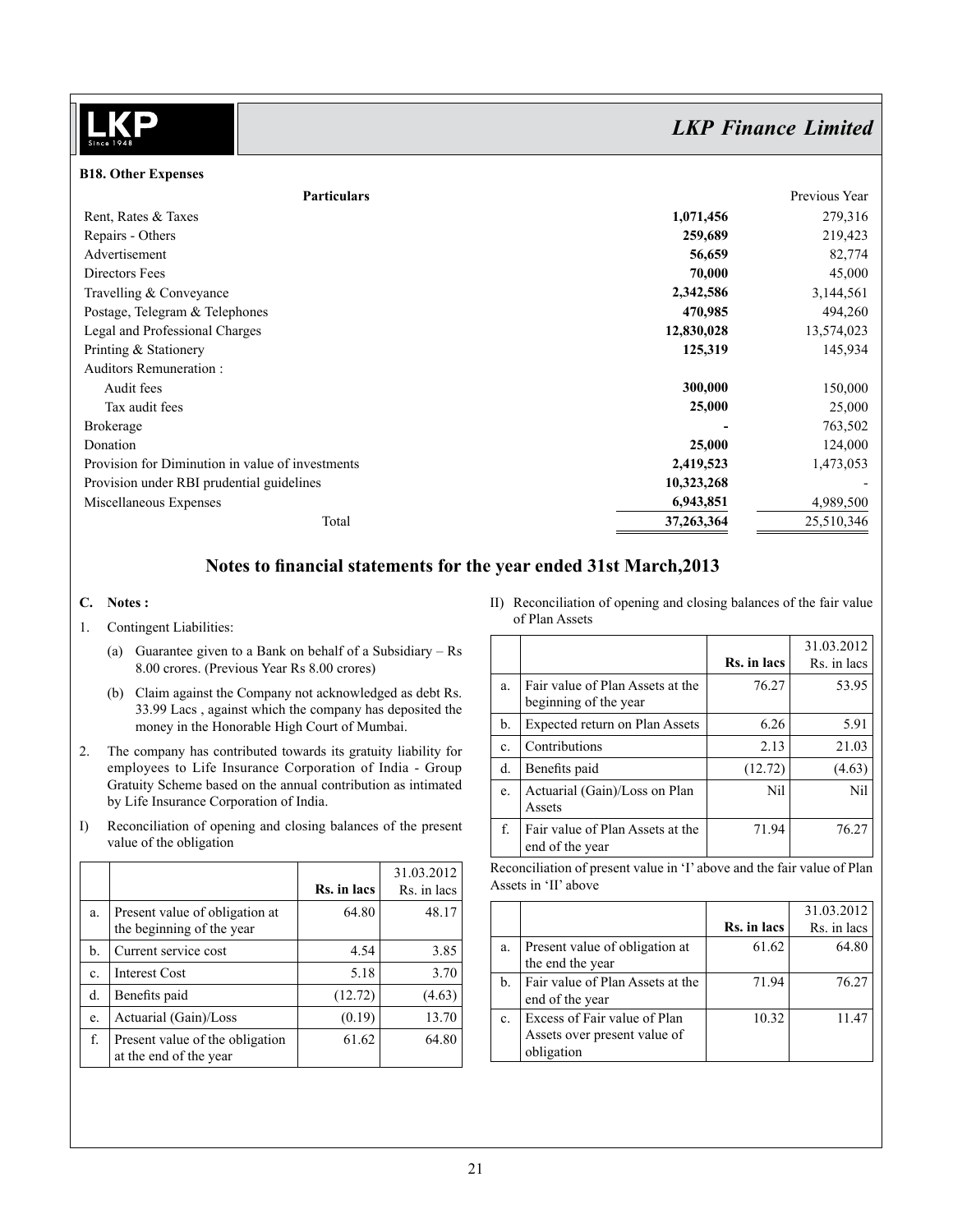### B18. Other Expenses

| Particulars | | Previous Year |
|---|---|---|
| Rent, Rates & Taxes | **1,071,456** | 279,316 |
| Repairs - Others | **259,689** | 219,423 |
| Advertisement | **56,659** | 82,774 |
| Directors Fees | **70,000** | 45,000 |
| Travelling & Conveyance | **2,342,586** | 3,144,561 |
| Postage, Telegram & Telephones | **470,985** | 494,260 |
| Legal and Professional Charges | **12,830,028** | 13,574,023 |
| Printing & Stationery | **125,319** | 145,934 |
| Auditors Remuneration : | | |
| Audit fees | **300,000** | 150,000 |
| Tax audit fees | **25,000** | 25,000 |
| Brokerage | **-** | 763,502 |
| Donation | **25,000** | 124,000 |
| Provision for Diminution in value of investments | **2,419,523** | 1,473,053 |
| Provision under RBI prudential guidelines | **10,323,268** | - |
| Miscellaneous Expenses | **6,943,851** | 4,989,500 |
| Total | **37,263,364** | 25,510,346 |

## Notes to financial statements for the year ended 31st March,2013

**C. Notes :**

1. Contingent Liabilities:
   (a) Guarantee given to a Bank on behalf of a Subsidiary – Rs 8.00 crores. (Previous Year Rs 8.00 crores)
   (b) Claim against the Company not acknowledged as debt Rs. 33.99 Lacs , against which the company has deposited the money in the Honorable High Court of Mumbai.
2. The company has contributed towards its gratuity liability for employees to Life Insurance Corporation of India - Group Gratuity Scheme based on the annual contribution as intimated by Life Insurance Corporation of India.

I) Reconciliation of opening and closing balances of the present value of the obligation

| | | Rs. in lacs | 31.03.2012 Rs. in lacs |
|---|---|---|---|
| a. | Present value of obligation at the beginning of the year | 64.80 | 48.17 |
| b. | Current service cost | 4.54 | 3.85 |
| c. | Interest Cost | 5.18 | 3.70 |
| d. | Benefits paid | (12.72) | (4.63) |
| e. | Actuarial (Gain)/Loss | (0.19) | 13.70 |
| f. | Present value of the obligation at the end of the year | 61.62 | 64.80 |

II) Reconciliation of opening and closing balances of the fair value of Plan Assets

| | | Rs. in lacs | 31.03.2012 Rs. in lacs |
|---|---|---|---|
| a. | Fair value of Plan Assets at the beginning of the year | 76.27 | 53.95 |
| b. | Expected return on Plan Assets | 6.26 | 5.91 |
| c. | Contributions | 2.13 | 21.03 |
| d. | Benefits paid | (12.72) | (4.63) |
| e. | Actuarial (Gain)/Loss on Plan Assets | Nil | Nil |
| f. | Fair value of Plan Assets at the end of the year | 71.94 | 76.27 |

Reconciliation of present value in 'I' above and the fair value of Plan Assets in 'II' above

| | | Rs. in lacs | 31.03.2012 Rs. in lacs |
|---|---|---|---|
| a. | Present value of obligation at the end the year | 61.62 | 64.80 |
| b. | Fair value of Plan Assets at the end of the year | 71.94 | 76.27 |
| c. | Excess of Fair value of Plan Assets over present value of obligation | 10.32 | 11.47 |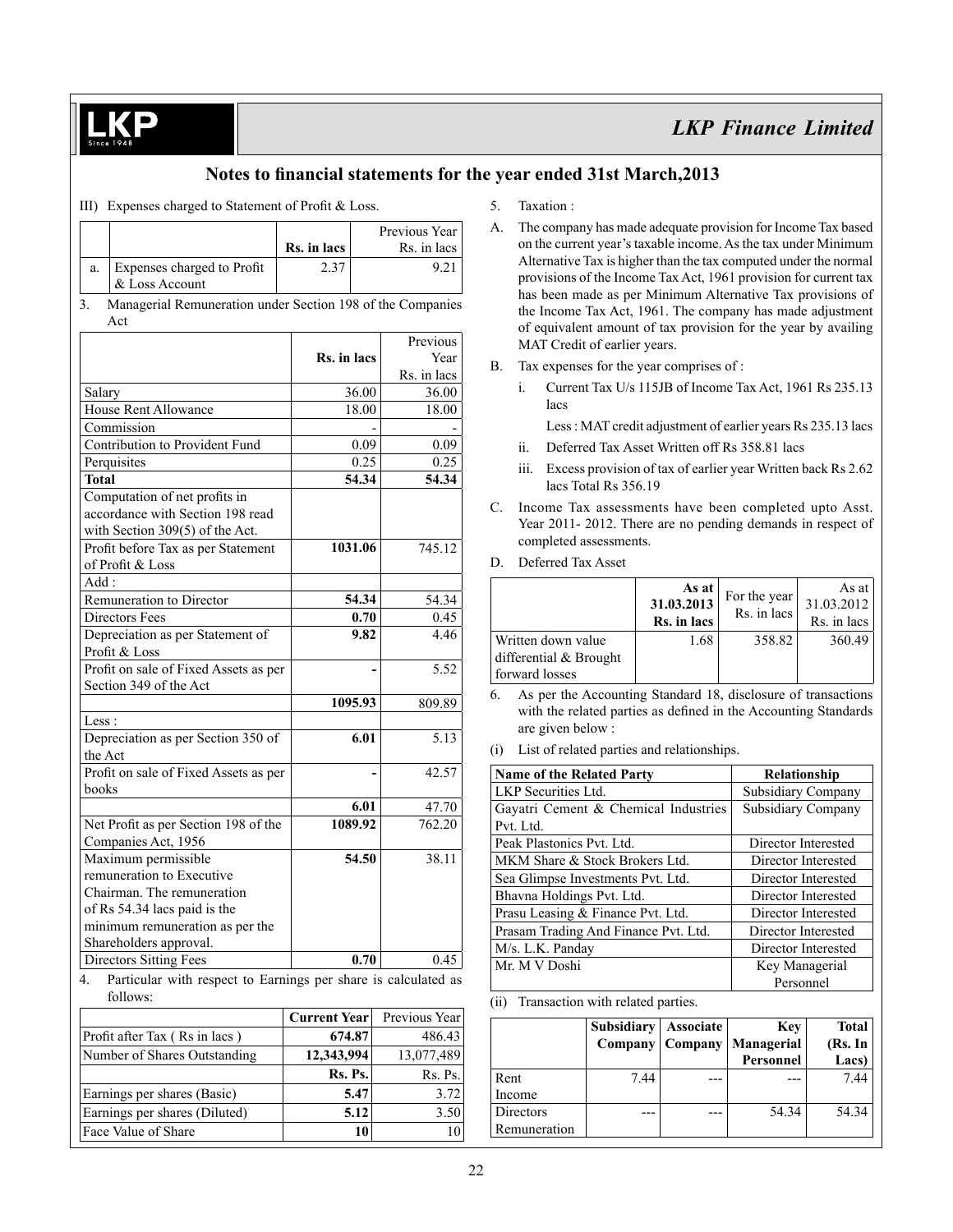## Notes to financial statements for the year ended 31st March,2013

III) Expenses charged to Statement of Profit & Loss.

| | | Rs. in lacs | Previous Year Rs. in lacs |
|---|---|---|---|
| a. | Expenses charged to Profit & Loss Account | 2.37 | 9.21 |

3. Managerial Remuneration under Section 198 of the Companies Act

| | Rs. in lacs | Previous Year Rs. in lacs |
|---|---|---|
| Salary | 36.00 | 36.00 |
| House Rent Allowance | 18.00 | 18.00 |
| Commission | - | - |
| Contribution to Provident Fund | 0.09 | 0.09 |
| Perquisites | 0.25 | 0.25 |
| **Total** | **54.34** | **54.34** |
| Computation of net profits in accordance with Section 198 read with Section 309(5) of the Act. | | |
| Profit before Tax as per Statement of Profit & Loss | **1031.06** | 745.12 |
| Add : | | |
| Remuneration to Director | **54.34** | 54.34 |
| Directors Fees | **0.70** | 0.45 |
| Depreciation as per Statement of Profit & Loss | **9.82** | 4.46 |
| Profit on sale of Fixed Assets as per Section 349 of the Act | **-** | 5.52 |
| | **1095.93** | 809.89 |
| Less : | | |
| Depreciation as per Section 350 of the Act | **6.01** | 5.13 |
| Profit on sale of Fixed Assets as per books | **-** | 42.57 |
| | **6.01** | 47.70 |
| Net Profit as per Section 198 of the Companies Act, 1956 | **1089.92** | 762.20 |
| Maximum permissible remuneration to Executive Chairman. The remuneration of Rs 54.34 lacs paid is the minimum remuneration as per the Shareholders approval. | **54.50** | 38.11 |
| Directors Sitting Fees | **0.70** | 0.45 |

4. Particular with respect to Earnings per share is calculated as follows:

| | Current Year | Previous Year |
|---|---|---|
| Profit after Tax ( Rs in lacs ) | **674.87** | 486.43 |
| Number of Shares Outstanding | **12,343,994** | 13,077,489 |
| | **Rs. Ps.** | Rs. Ps. |
| Earnings per shares (Basic) | **5.47** | 3.72 |
| Earnings per shares (Diluted) | **5.12** | 3.50 |
| Face Value of Share | **10** | 10 |

5. Taxation :

A. The company has made adequate provision for Income Tax based on the current year's taxable income. As the tax under Minimum Alternative Tax is higher than the tax computed under the normal provisions of the Income Tax Act, 1961 provision for current tax has been made as per Minimum Alternative Tax provisions of the Income Tax Act, 1961. The company has made adjustment of equivalent amount of tax provision for the year by availing MAT Credit of earlier years.

B. Tax expenses for the year comprises of :

   i. Current Tax U/s 115JB of Income Tax Act, 1961 Rs 235.13 lacs

      Less : MAT credit adjustment of earlier years Rs 235.13 lacs

   ii. Deferred Tax Asset Written off Rs 358.81 lacs

   iii. Excess provision of tax of earlier year Written back Rs 2.62 lacs Total Rs 356.19

C. Income Tax assessments have been completed upto Asst. Year 2011- 2012. There are no pending demands in respect of completed assessments.

D. Deferred Tax Asset

| | As at 31.03.2013 Rs. in lacs | For the year Rs. in lacs | As at 31.03.2012 Rs. in lacs |
|---|---|---|---|
| Written down value differential & Brought forward losses | 1.68 | 358.82 | 360.49 |

6. As per the Accounting Standard 18, disclosure of transactions with the related parties as defined in the Accounting Standards are given below :

(i) List of related parties and relationships.

| Name of the Related Party | Relationship |
|---|---|
| LKP Securities Ltd. | Subsidiary Company |
| Gayatri Cement & Chemical Industries Pvt. Ltd. | Subsidiary Company |
| Peak Plastonics Pvt. Ltd. | Director Interested |
| MKM Share & Stock Brokers Ltd. | Director Interested |
| Sea Glimpse Investments Pvt. Ltd. | Director Interested |
| Bhavna Holdings Pvt. Ltd. | Director Interested |
| Prasu Leasing & Finance Pvt. Ltd. | Director Interested |
| Prasam Trading And Finance Pvt. Ltd. | Director Interested |
| M/s. L.K. Panday | Director Interested |
| Mr. M V Doshi | Key Managerial Personnel |

(ii) Transaction with related parties.

| | Subsidiary Company | Associate Company | Key Managerial Personnel | Total (Rs. In Lacs) |
|---|---|---|---|---|
| Rent Income | 7.44 | --- | --- | 7.44 |
| Directors Remuneration | --- | --- | 54.34 | 54.34 |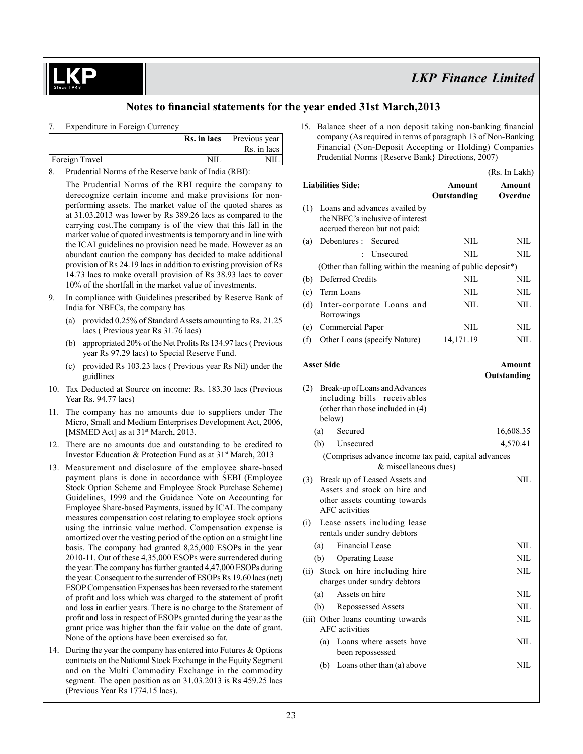## Notes to financial statements for the year ended 31st March,2013

7. Expenditure in Foreign Currency

| | Rs. in lacs | Previous year Rs. in lacs |
|---|---|---|
| Foreign Travel | NIL | NIL |

8. Prudential Norms of the Reserve bank of India (RBI):

   The Prudential Norms of the RBI require the company to derecognize certain income and make provisions for non-performing assets. The market value of the quoted shares as at 31.03.2013 was lower by Rs 389.26 lacs as compared to the carrying cost.The company is of the view that this fall in the market value of quoted investments is temporary and in line with the ICAI guidelines no provision need be made. However as an abundant caution the company has decided to make additional provision of Rs 24.19 lacs in addition to existing provision of Rs 14.73 lacs to make overall provision of Rs 38.93 lacs to cover 10% of the shortfall in the market value of investments.

9. In compliance with Guidelines prescribed by Reserve Bank of India for NBFCs, the company has

   (a) provided 0.25% of Standard Assets amounting to Rs. 21.25 lacs ( Previous year Rs 31.76 lacs)

   (b) appropriated 20% of the Net Profits Rs 134.97 lacs ( Previous year Rs 97.29 lacs) to Special Reserve Fund.

   (c) provided Rs 103.23 lacs ( Previous year Rs Nil) under the guidlines

10. Tax Deducted at Source on income: Rs. 183.30 lacs (Previous Year Rs. 94.77 lacs)

11. The company has no amounts due to suppliers under The Micro, Small and Medium Enterprises Development Act, 2006, [MSMED Act] as at 31st March, 2013.

12. There are no amounts due and outstanding to be credited to Investor Education & Protection Fund as at 31st March, 2013

13. Measurement and disclosure of the employee share-based payment plans is done in accordance with SEBI (Employee Stock Option Scheme and Employee Stock Purchase Scheme) Guidelines, 1999 and the Guidance Note on Accounting for Employee Share-based Payments, issued by ICAI. The company measures compensation cost relating to employee stock options using the intrinsic value method. Compensation expense is amortized over the vesting period of the option on a straight line basis. The company had granted 8,25,000 ESOPs in the year 2010-11. Out of these 4,35,000 ESOPs were surrendered during the year. The company has further granted 4,47,000 ESOPs during the year. Consequent to the surrender of ESOPs Rs 19.60 lacs (net) ESOP Compensation Expenses has been reversed to the statement of profit and loss which was charged to the statement of profit and loss in earlier years. There is no charge to the Statement of profit and loss in respect of ESOPs granted during the year as the grant price was higher than the fair value on the date of grant. None of the options have been exercised so far.

14. During the year the company has entered into Futures & Options contracts on the National Stock Exchange in the Equity Segment and on the Multi Commodity Exchange in the commodity segment. The open position as on 31.03.2013 is Rs 459.25 lacs (Previous Year Rs 1774.15 lacs).

15. Balance sheet of a non deposit taking non-banking financial company (As required in terms of paragraph 13 of Non-Banking Financial (Non-Deposit Accepting or Holding) Companies Prudential Norms {Reserve Bank} Directions, 2007)

(Rs. In Lakh)

| **Liabilities Side:** | **Amount Outstanding** | **Amount Overdue** |
|---|---|---|
| (1) Loans and advances availed by the NBFC's inclusive of interest accrued thereon but not paid: | | |
| (a) Debentures : Secured | NIL | NIL |
| : Unsecured | NIL | NIL |
| (Other than falling within the meaning of public deposit*) | | |
| (b) Deferred Credits | NIL | NIL |
| (c) Term Loans | NIL | NIL |
| (d) Inter-corporate Loans and Borrowings | NIL | NIL |
| (e) Commercial Paper | NIL | NIL |
| (f) Other Loans (specify Nature) | 14,171.19 | NIL |

| **Asset Side** | **Amount Outstanding** |
|---|---|
| (2) Break-up of Loans and Advances including bills receivables (other than those included in (4) below) | |
| (a) Secured | 16,608.35 |
| (b) Unsecured | 4,570.41 |
| (Comprises advance income tax paid, capital advances & miscellaneous dues) | |
| (3) Break up of Leased Assets and Assets and stock on hire and other assets counting towards AFC activities | NIL |
| (i) Lease assets including lease rentals under sundry debtors | |
| (a) Financial Lease | NIL |
| (b) Operating Lease | NIL |
| (ii) Stock on hire including hire charges under sundry debtors | NIL |
| (a) Assets on hire | NIL |
| (b) Repossessed Assets | NIL |
| (iii) Other loans counting towards AFC activities | NIL |
| (a) Loans where assets have been repossessed | NIL |
| (b) Loans other than (a) above | NIL |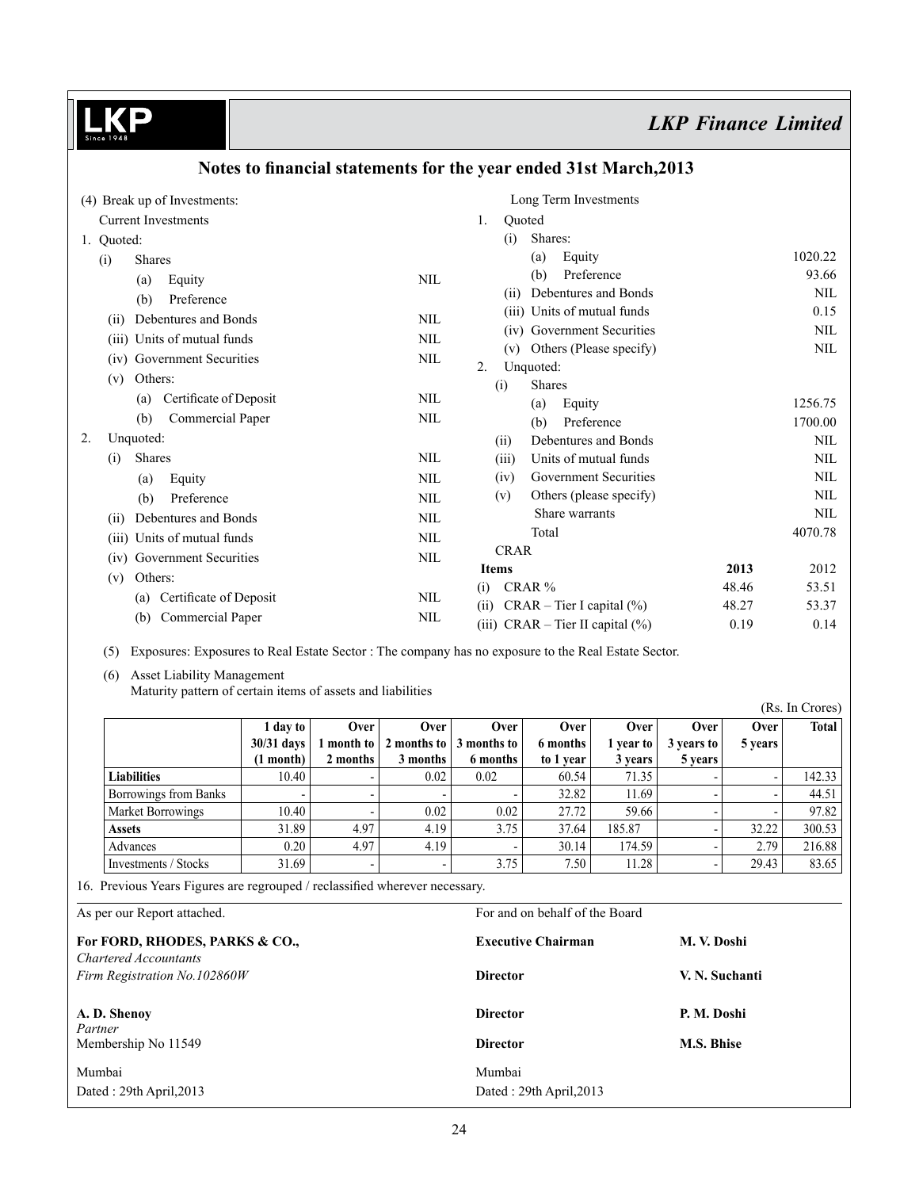## Notes to financial statements for the year ended 31st March,2013

(4) Break up of Investments:

Current Investments

1. Quoted:
   - (i) Shares
     - (a) Equity — NIL
     - (b) Preference
   - (ii) Debentures and Bonds — NIL
   - (iii) Units of mutual funds — NIL
   - (iv) Government Securities — NIL
   - (v) Others:
     - (a) Certificate of Deposit — NIL
     - (b) Commercial Paper — NIL
2. Unquoted:
   - (i) Shares — NIL
     - (a) Equity — NIL
     - (b) Preference — NIL
   - (ii) Debentures and Bonds — NIL
   - (iii) Units of mutual funds — NIL
   - (iv) Government Securities — NIL
   - (v) Others:
     - (a) Certificate of Deposit — NIL
     - (b) Commercial Paper — NIL

Long Term Investments

1. Quoted
   - (i) Shares:
     - (a) Equity — 1020.22
     - (b) Preference — 93.66
   - (ii) Debentures and Bonds — NIL
   - (iii) Units of mutual funds — 0.15
   - (iv) Government Securities — NIL
   - (v) Others (Please specify) — NIL
2. Unquoted:
   - (i) Shares
     - (a) Equity — 1256.75
     - (b) Preference — 1700.00
   - (ii) Debentures and Bonds — NIL
   - (iii) Units of mutual funds — NIL
   - (iv) Government Securities — NIL
   - (v) Others (please specify) — NIL
     - Share warrants — NIL
   - Total — 4070.78

CRAR

| Items | 2013 | 2012 |
|---|---|---|
| (i) CRAR % | 48.46 | 53.51 |
| (ii) CRAR – Tier I capital (%) | 48.27 | 53.37 |
| (iii) CRAR – Tier II capital (%) | 0.19 | 0.14 |

(5) Exposures: Exposures to Real Estate Sector : The company has no exposure to the Real Estate Sector.

(6) Asset Liability Management
Maturity pattern of certain items of assets and liabilities

(Rs. In Crores)

| | 1 day to 30/31 days (1 month) | Over 1 month to 2 months | Over 2 months to 3 months | Over 3 months to 6 months | Over 6 months to 1 year | Over 1 year to 3 years | Over 3 years to 5 years | Over 5 years | Total |
|---|---|---|---|---|---|---|---|---|---|
| **Liabilities** | 10.40 | - | 0.02 | 0.02 | 60.54 | 71.35 | - | - | 142.33 |
| Borrowings from Banks | - | - | - | - | 32.82 | 11.69 | - | - | 44.51 |
| Market Borrowings | 10.40 | - | 0.02 | 0.02 | 27.72 | 59.66 | - | - | 97.82 |
| **Assets** | 31.89 | 4.97 | 4.19 | 3.75 | 37.64 | 185.87 | - | 32.22 | 300.53 |
| Advances | 0.20 | 4.97 | 4.19 | - | 30.14 | 174.59 | - | 2.79 | 216.88 |
| Investments / Stocks | 31.69 | - | - | 3.75 | 7.50 | 11.28 | - | 29.43 | 83.65 |

16. Previous Years Figures are regrouped / reclassified wherever necessary.

As per our Report attached.

**For FORD, RHODES, PARKS & CO.,**
*Chartered Accountants*
*Firm Registration No.102860W*

**A. D. Shenoy**
*Partner*
Membership No 11549

Mumbai
Dated : 29th April,2013

For and on behalf of the Board

| | |
|---|---|
| **Executive Chairman** | **M. V. Doshi** |
| **Director** | **V. N. Suchanti** |
| **Director** | **P. M. Doshi** |
| **Director** | **M.S. Bhise** |

Mumbai
Dated : 29th April,2013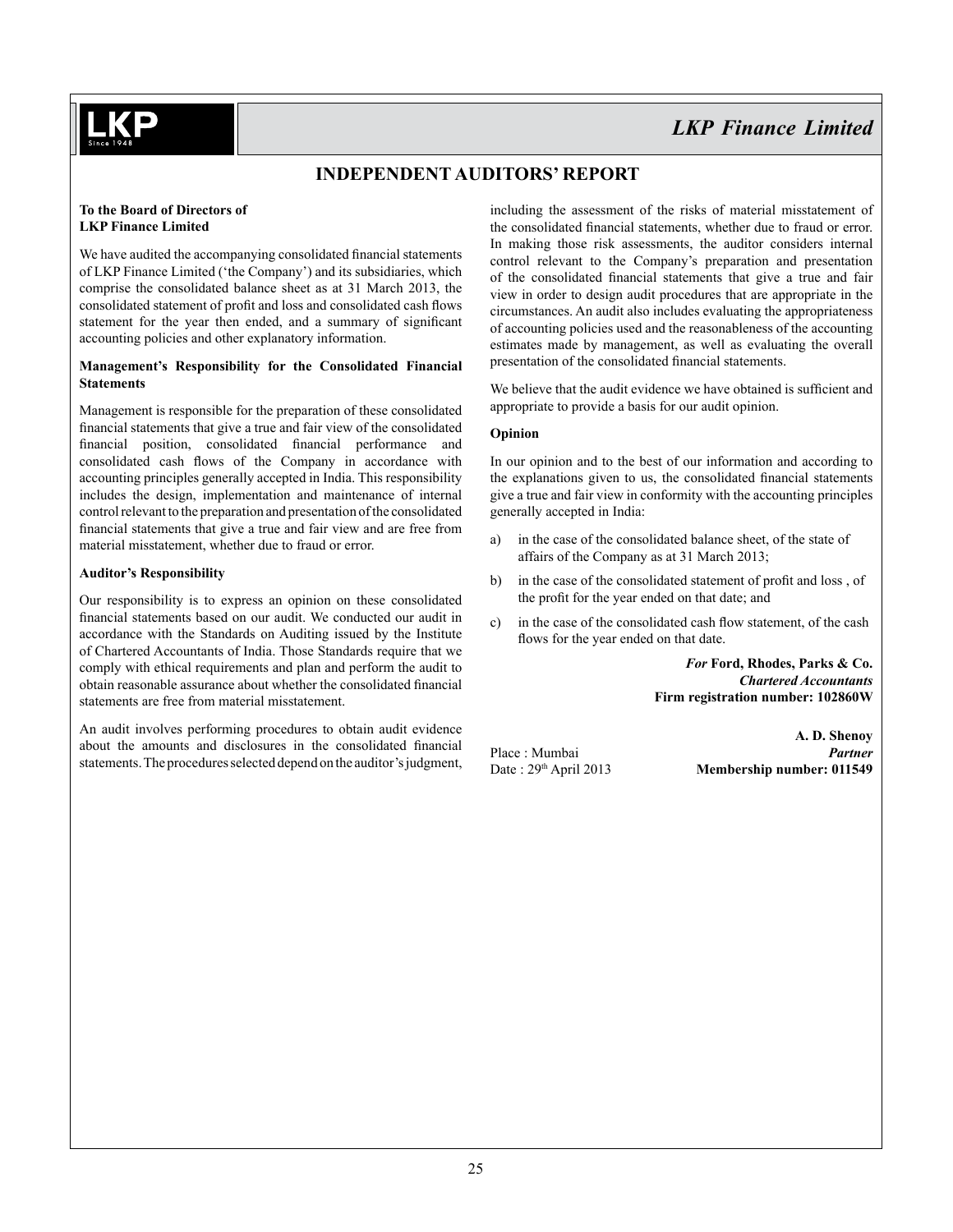# INDEPENDENT AUDITORS' REPORT

**To the Board of Directors of**
**LKP Finance Limited**

We have audited the accompanying consolidated financial statements of LKP Finance Limited ('the Company') and its subsidiaries, which comprise the consolidated balance sheet as at 31 March 2013, the consolidated statement of profit and loss and consolidated cash flows statement for the year then ended, and a summary of significant accounting policies and other explanatory information.

**Management's Responsibility for the Consolidated Financial Statements**

Management is responsible for the preparation of these consolidated financial statements that give a true and fair view of the consolidated financial position, consolidated financial performance and consolidated cash flows of the Company in accordance with accounting principles generally accepted in India. This responsibility includes the design, implementation and maintenance of internal control relevant to the preparation and presentation of the consolidated financial statements that give a true and fair view and are free from material misstatement, whether due to fraud or error.

**Auditor's Responsibility**

Our responsibility is to express an opinion on these consolidated financial statements based on our audit. We conducted our audit in accordance with the Standards on Auditing issued by the Institute of Chartered Accountants of India. Those Standards require that we comply with ethical requirements and plan and perform the audit to obtain reasonable assurance about whether the consolidated financial statements are free from material misstatement.

An audit involves performing procedures to obtain audit evidence about the amounts and disclosures in the consolidated financial statements. The procedures selected depend on the auditor's judgment, including the assessment of the risks of material misstatement of the consolidated financial statements, whether due to fraud or error. In making those risk assessments, the auditor considers internal control relevant to the Company's preparation and presentation of the consolidated financial statements that give a true and fair view in order to design audit procedures that are appropriate in the circumstances. An audit also includes evaluating the appropriateness of accounting policies used and the reasonableness of the accounting estimates made by management, as well as evaluating the overall presentation of the consolidated financial statements.

We believe that the audit evidence we have obtained is sufficient and appropriate to provide a basis for our audit opinion.

**Opinion**

In our opinion and to the best of our information and according to the explanations given to us, the consolidated financial statements give a true and fair view in conformity with the accounting principles generally accepted in India:

a) in the case of the consolidated balance sheet, of the state of affairs of the Company as at 31 March 2013;

b) in the case of the consolidated statement of profit and loss , of the profit for the year ended on that date; and

c) in the case of the consolidated cash flow statement, of the cash flows for the year ended on that date.

*For* **Ford, Rhodes, Parks & Co.**
***Chartered Accountants***
**Firm registration number: 102860W**

**A. D. Shenoy**
***Partner***
**Membership number: 011549**

Place : Mumbai
Date : 29th April 2013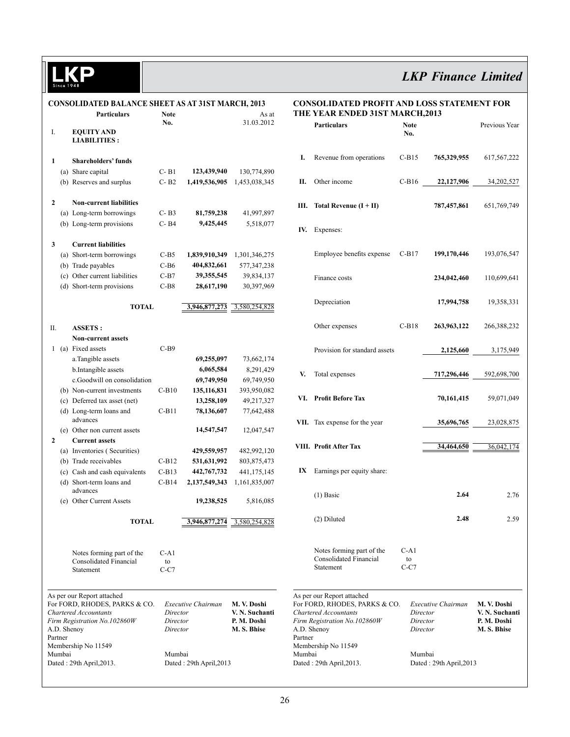## CONSOLIDATED BALANCE SHEET AS AT 31ST MARCH, 2013

| | | Particulars | Note No. | | As at 31.03.2012 |
|---|---|---|---|---|---|
| I. | | **EQUITY AND LIABILITIES :** | | | |
| **1** | | **Shareholders' funds** | | | |
| | (a) | Share capital | C- B1 | **123,439,940** | 130,774,890 |
| | (b) | Reserves and surplus | C- B2 | **1,419,536,905** | 1,453,038,345 |
| **2** | | **Non-current liabilities** | | | |
| | (a) | Long-term borrowings | C- B3 | **81,759,238** | 41,997,897 |
| | (b) | Long-term provisions | C- B4 | **9,425,445** | 5,518,077 |
| **3** | | **Current liabilities** | | | |
| | (a) | Short-term borrowings | C-B5 | **1,839,910,349** | 1,301,346,275 |
| | (b) | Trade payables | C-B6 | **404,832,661** | 577,347,238 |
| | (c) | Other current liabilities | C-B7 | **39,355,545** | 39,834,137 |
| | (d) | Short-term provisions | C-B8 | **28,617,190** | 30,397,969 |
| | | **TOTAL** | | **3,946,877,273** | 3,580,254,828 |
| II. | | **ASSETS :** | | | |
| | | **Non-current assets** | | | |
| 1 | (a) | Fixed assets | C-B9 | | |
| | | a.Tangible assets | | **69,255,097** | 73,662,174 |
| | | b.Intangible assets | | **6,065,584** | 8,291,429 |
| | | c.Goodwill on consolidation | | **69,749,950** | 69,749,950 |
| | (b) | Non-current investments | C-B10 | **135,116,831** | 393,950,082 |
| | (c) | Deferred tax asset (net) | | **13,258,109** | 49,217,327 |
| | (d) | Long-term loans and advances | C-B11 | **78,136,607** | 77,642,488 |
| | (e) | Other non current assets | | **14,547,547** | 12,047,547 |
| **2** | | **Current assets** | | | |
| | (a) | Inventories ( Securities) | | **429,559,957** | 482,992,120 |
| | (b) | Trade receivables | C-B12 | **531,631,992** | 803,875,473 |
| | (c) | Cash and cash equivalents | C-B13 | **442,767,732** | 441,175,145 |
| | (d) | Short-term loans and advances | C-B14 | **2,137,549,343** | 1,161,835,007 |
| | (e) | Other Current Assets | | **19,238,525** | 5,816,085 |
| | | **TOTAL** | | **3,946,877,274** | 3,580,254,828 |
| | | Notes forming part of the Consolidated Financial Statement | C-A1 to C-C7 | | |

As per our Report attached
For FORD, RHODES, PARKS & CO.
*Chartered Accountants*
*Firm Registration No.102860W*
A.D. Shenoy
Partner
Membership No 11549
Mumbai
Dated : 29th April,2013.

*Executive Chairman* **M. V. Doshi**
*Director* **V. N. Suchanti**
*Director* **P. M. Doshi**
*Director* **M. S. Bhise**

Mumbai
Dated : 29th April,2013

## CONSOLIDATED PROFIT AND LOSS STATEMENT FOR THE YEAR ENDED 31ST MARCH,2013

| | Particulars | Note No. | | Previous Year |
|---|---|---|---|---|
| **I.** | Revenue from operations | C-B15 | **765,329,955** | 617,567,222 |
| **II.** | Other income | C-B16 | **22,127,906** | 34,202,527 |
| **III.** | **Total Revenue (I + II)** | | **787,457,861** | 651,769,749 |
| **IV.** | Expenses: | | | |
| | Employee benefits expense | C-B17 | **199,170,446** | 193,076,547 |
| | Finance costs | | **234,042,460** | 110,699,641 |
| | Depreciation | | **17,994,758** | 19,358,331 |
| | Other expenses | C-B18 | **263,963,122** | 266,388,232 |
| | Provision for standard assets | | **2,125,660** | 3,175,949 |
| **V.** | Total expenses | | **717,296,446** | 592,698,700 |
| **VI.** | **Profit Before Tax** | | **70,161,415** | 59,071,049 |
| **VII.** | Tax expense for the year | | **35,696,765** | 23,028,875 |
| **VIII.** | **Profit After Tax** | | **34,464,650** | 36,042,174 |
| **IX** | Earnings per equity share: | | | |
| | (1) Basic | | **2.64** | 2.76 |
| | (2) Diluted | | **2.48** | 2.59 |
| | Notes forming part of the Consolidated Financial Statement | C-A1 to C-C7 | | |

As per our Report attached
For FORD, RHODES, PARKS & CO.
*Chartered Accountants*
*Firm Registration No.102860W*
A.D. Shenoy
Partner
Membership No 11549
Mumbai
Dated : 29th April,2013.

*Executive Chairman* **M. V. Doshi**
*Director* **V. N. Suchanti**
*Director* **P. M. Doshi**
*Director* **M. S. Bhise**

Mumbai
Dated : 29th April,2013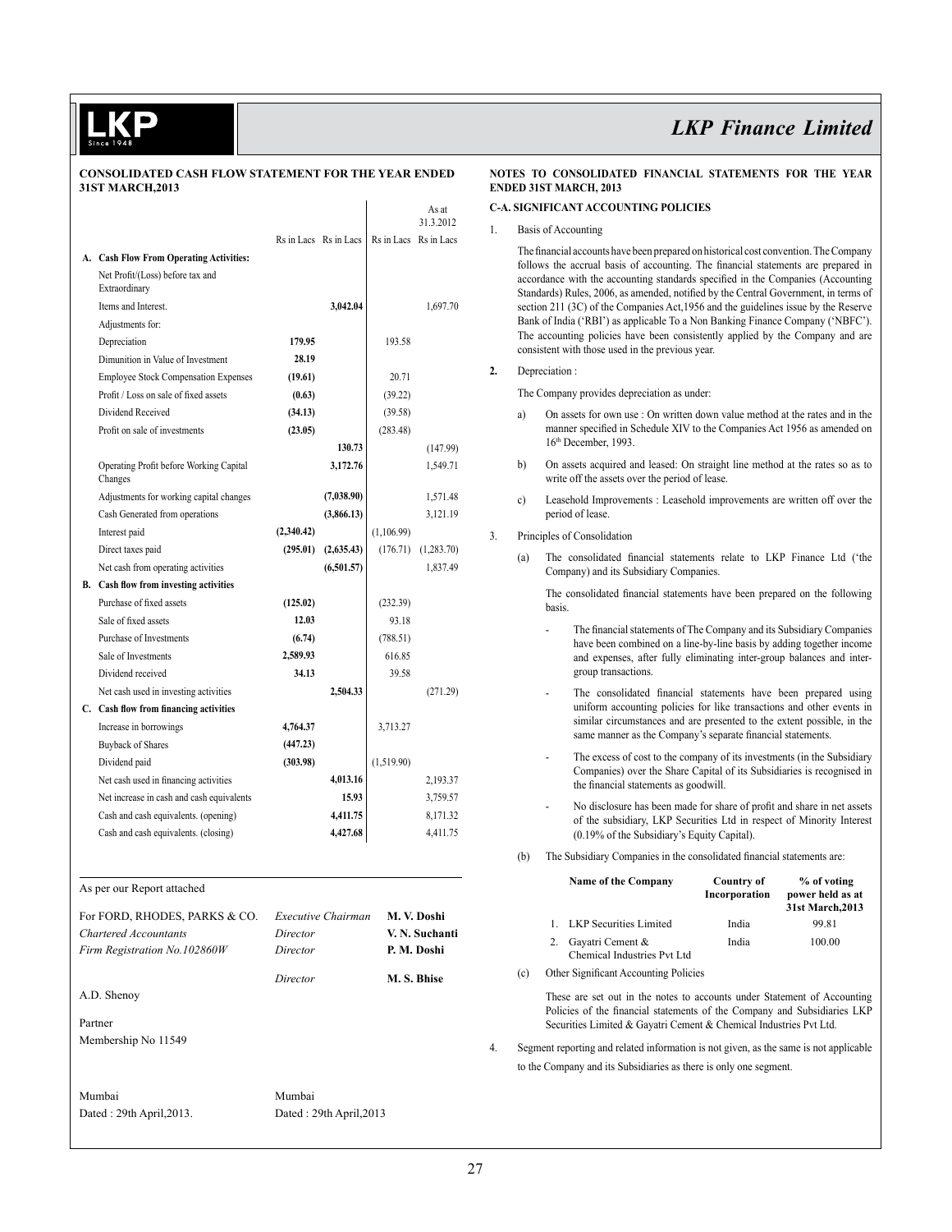## CONSOLIDATED CASH FLOW STATEMENT FOR THE YEAR ENDED 31ST MARCH,2013

| | | | | As at 31.3.2012 |
|---|---|---|---|---|
| | Rs in Lacs | Rs in Lacs | Rs in Lacs | Rs in Lacs |
| **A. Cash Flow From Operating Activities:** | | | | |
| Net Profit/(Loss) before tax and Extraordinary | | | | |
| Items and Interest. | | **3,042.04** | | 1,697.70 |
| Adjustments for: | | | | |
| Depreciation | **179.95** | | 193.58 | |
| Dimunition in Value of Investment | **28.19** | | | |
| Employee Stock Compensation Expenses | **(19.61)** | | 20.71 | |
| Profit / Loss on sale of fixed assets | **(0.63)** | | (39.22) | |
| Dividend Received | **(34.13)** | | (39.58) | |
| Profit on sale of investments | **(23.05)** | | (283.48) | |
| | | **130.73** | | (147.99) |
| Operating Profit before Working Capital Changes | | **3,172.76** | | 1,549.71 |
| Adjustments for working capital changes | | **(7,038.90)** | | 1,571.48 |
| Cash Generated from operations | | **(3,866.13)** | | 3,121.19 |
| Interest paid | **(2,340.42)** | | (1,106.99) | |
| Direct taxes paid | **(295.01)** | **(2,635.43)** | (176.71) | (1,283.70) |
| Net cash from operating activities | | **(6,501.57)** | | 1,837.49 |
| **B. Cash flow from investing activities** | | | | |
| Purchase of fixed assets | **(125.02)** | | (232.39) | |
| Sale of fixed assets | **12.03** | | 93.18 | |
| Purchase of Investments | **(6.74)** | | (788.51) | |
| Sale of Investments | **2,589.93** | | 616.85 | |
| Dividend received | **34.13** | | 39.58 | |
| Net cash used in investing activities | | **2,504.33** | | (271.29) |
| **C. Cash flow from financing activities** | | | | |
| Increase in borrowings | **4,764.37** | | 3,713.27 | |
| Buyback of Shares | **(447.23)** | | | |
| Dividend paid | **(303.98)** | | (1,519.90) | |
| Net cash used in financing activities | | **4,013.16** | | 2,193.37 |
| Net increase in cash and cash equivalents | | **15.93** | | 3,759.57 |
| Cash and cash equivalents. (opening) | | **4,411.75** | | 8,171.32 |
| Cash and cash equivalents. (closing) | | **4,427.68** | | 4,411.75 |

As per our Report attached

For FORD, RHODES, PARKS & CO.
*Chartered Accountants*
*Firm Registration No.102860W*

A.D. Shenoy

Partner
Membership No 11549

Mumbai
Dated : 29th April,2013.

*Executive Chairman* **M. V. Doshi**
*Director* **V. N. Suchanti**
*Director* **P. M. Doshi**
*Director* **M. S. Bhise**

Mumbai
Dated : 29th April,2013

## NOTES TO CONSOLIDATED FINANCIAL STATEMENTS FOR THE YEAR ENDED 31ST MARCH, 2013

### C-A. SIGNIFICANT ACCOUNTING POLICIES

1. Basis of Accounting

   The financial accounts have been prepared on historical cost convention. The Company follows the accrual basis of accounting. The financial statements are prepared in accordance with the accounting standards specified in the Companies (Accounting Standards) Rules, 2006, as amended, notified by the Central Government, in terms of section 211 (3C) of the Companies Act,1956 and the guidelines issue by the Reserve Bank of India ('RBI') as applicable To a Non Banking Finance Company ('NBFC'). The accounting policies have been consistently applied by the Company and are consistent with those used in the previous year.

2. Depreciation :

   The Company provides depreciation as under:

   a) On assets for own use : On written down value method at the rates and in the manner specified in Schedule XIV to the Companies Act 1956 as amended on 16th December, 1993.

   b) On assets acquired and leased: On straight line method at the rates so as to write off the assets over the period of lease.

   c) Leasehold Improvements : Leasehold improvements are written off over the period of lease.

3. Principles of Consolidation

   (a) The consolidated financial statements relate to LKP Finance Ltd ('the Company) and its Subsidiary Companies.

   The consolidated financial statements have been prepared on the following basis.

   - The financial statements of The Company and its Subsidiary Companies have been combined on a line-by-line basis by adding together income and expenses, after fully eliminating inter-group balances and inter-group transactions.
   - The consolidated financial statements have been prepared using uniform accounting policies for like transactions and other events in similar circumstances and are presented to the extent possible, in the same manner as the Company's separate financial statements.
   - The excess of cost to the company of its investments (in the Subsidiary Companies) over the Share Capital of its Subsidiaries is recognised in the financial statements as goodwill.
   - No disclosure has been made for share of profit and share in net assets of the subsidiary, LKP Securities Ltd in respect of Minority Interest (0.19% of the Subsidiary's Equity Capital).

   (b) The Subsidiary Companies in the consolidated financial statements are:

   | | Name of the Company | Country of Incorporation | % of voting power held as at 31st March,2013 |
   |---|---|---|---|
   | 1. | LKP Securities Limited | India | 99.81 |
   | 2. | Gayatri Cement & Chemical Industries Pvt Ltd | India | 100.00 |

   (c) Other Significant Accounting Policies

   These are set out in the notes to accounts under Statement of Accounting Policies of the financial statements of the Company and Subsidiaries LKP Securities Limited & Gayatri Cement & Chemical Industries Pvt Ltd.

4. Segment reporting and related information is not given, as the same is not applicable to the Company and its Subsidiaries as there is only one segment.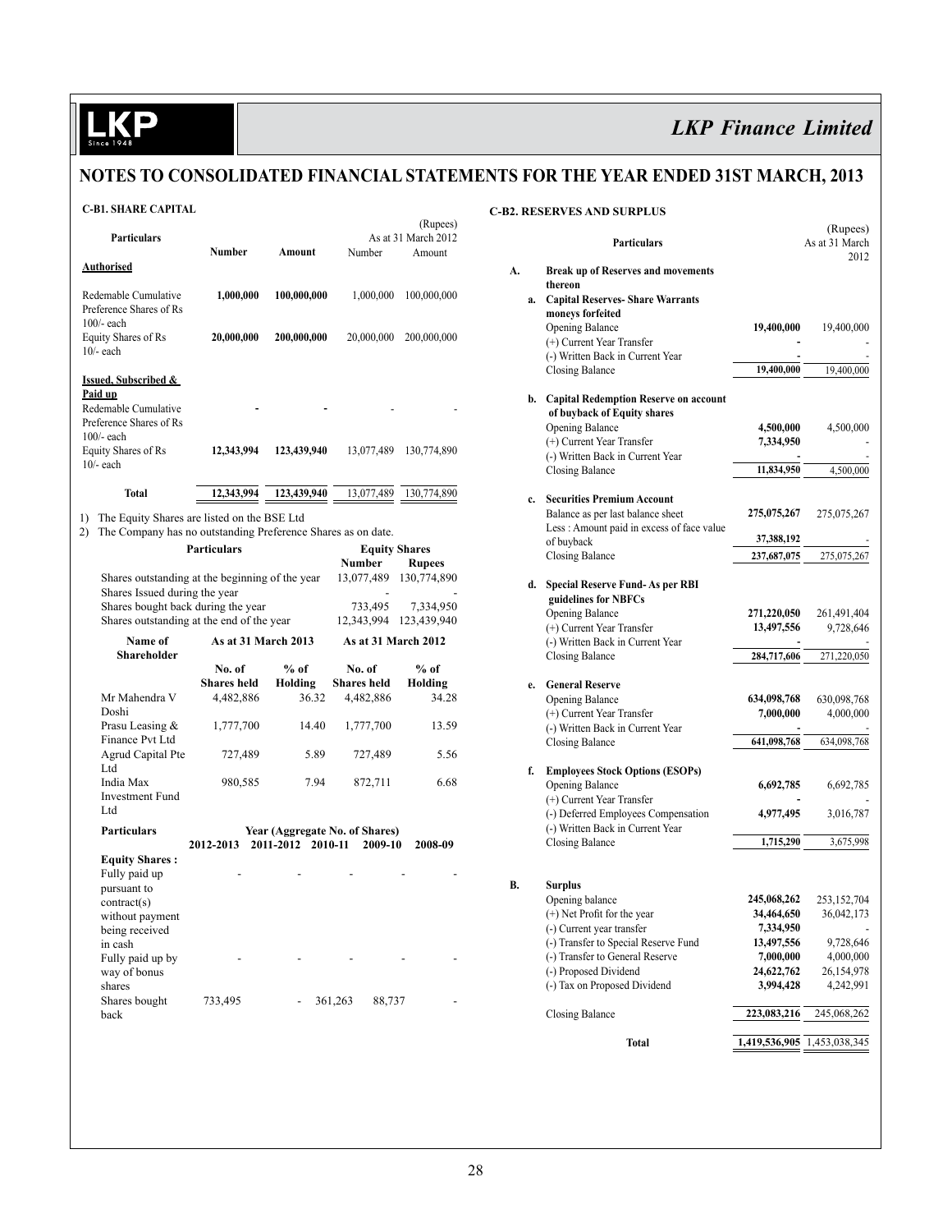## NOTES TO CONSOLIDATED FINANCIAL STATEMENTS FOR THE YEAR ENDED 31ST MARCH, 2013

### C-B1. SHARE CAPITAL

(Rupees)

| Particulars | Number | Amount | As at 31 March 2012 Number | Amount |
|---|---|---|---|---|
| **Authorised** | | | | |
| Redemable Cumulative Preference Shares of Rs 100/- each | **1,000,000** | **100,000,000** | 1,000,000 | 100,000,000 |
| Equity Shares of Rs 10/- each | **20,000,000** | **200,000,000** | 20,000,000 | 200,000,000 |
| **Issued, Subscribed & Paid up** | | | | |
| Redemable Cumulative Preference Shares of Rs 100/- each | **-** | **-** | - | - |
| Equity Shares of Rs 10/- each | **12,343,994** | **123,439,940** | 13,077,489 | 130,774,890 |
| **Total** | **12,343,994** | **123,439,940** | 13,077,489 | 130,774,890 |

1) The Equity Shares are listed on the BSE Ltd
2) The Company has no outstanding Preference Shares as on date.

| Particulars | Equity Shares Number | Rupees |
|---|---|---|
| Shares outstanding at the beginning of the year | 13,077,489 | 130,774,890 |
| Shares Issued during the year | - | - |
| Shares bought back during the year | 733,495 | 7,334,950 |
| Shares outstanding at the end of the year | 12,343,994 | 123,439,940 |

| Name of Shareholder | As at 31 March 2013 No. of Shares held | % of Holding | As at 31 March 2012 No. of Shares held | % of Holding |
|---|---|---|---|---|
| Mr Mahendra V Doshi | 4,482,886 | 36.32 | 4,482,886 | 34.28 |
| Prasu Leasing & Finance Pvt Ltd | 1,777,700 | 14.40 | 1,777,700 | 13.59 |
| Agrud Capital Pte Ltd | 727,489 | 5.89 | 727,489 | 5.56 |
| India Max Investment Fund Ltd | 980,585 | 7.94 | 872,711 | 6.68 |

| Particulars | Year (Aggregate No. of Shares) 2012-2013 | 2011-2012 | 2010-11 | 2009-10 | 2008-09 |
|---|---|---|---|---|---|
| **Equity Shares :** | | | | | |
| Fully paid up pursuant to contract(s) without payment being received in cash | - | - | - | - | - |
| Fully paid up by way of bonus shares | - | - | - | - | - |
| Shares bought back | 733,495 | - | 361,263 | 88,737 | - |

### C-B2. RESERVES AND SURPLUS

(Rupees)

| | Particulars | | As at 31 March 2012 |
|---|---|---|---|
| **A.** | **Break up of Reserves and movements thereon** | | |
| **a.** | **Capital Reserves- Share Warrants moneys forfeited** | | |
| | Opening Balance | **19,400,000** | 19,400,000 |
| | (+) Current Year Transfer | **-** | - |
| | (-) Written Back in Current Year | **-** | - |
| | Closing Balance | **19,400,000** | 19,400,000 |
| **b.** | **Capital Redemption Reserve on account of buyback of Equity shares** | | |
| | Opening Balance | **4,500,000** | 4,500,000 |
| | (+) Current Year Transfer | **7,334,950** | - |
| | (-) Written Back in Current Year | **-** | - |
| | Closing Balance | **11,834,950** | 4,500,000 |
| **c.** | **Securities Premium Account** | | |
| | Balance as per last balance sheet | **275,075,267** | 275,075,267 |
| | Less : Amount paid in excess of face value of buyback | **37,388,192** | - |
| | Closing Balance | **237,687,075** | 275,075,267 |
| **d.** | **Special Reserve Fund- As per RBI guidelines for NBFCs** | | |
| | Opening Balance | **271,220,050** | 261,491,404 |
| | (+) Current Year Transfer | **13,497,556** | 9,728,646 |
| | (-) Written Back in Current Year | **-** | - |
| | Closing Balance | **284,717,606** | 271,220,050 |
| **e.** | **General Reserve** | | |
| | Opening Balance | **634,098,768** | 630,098,768 |
| | (+) Current Year Transfer | **7,000,000** | 4,000,000 |
| | (-) Written Back in Current Year | **-** | - |
| | Closing Balance | **641,098,768** | 634,098,768 |
| **f.** | **Employees Stock Options (ESOPs)** | | |
| | Opening Balance | **6,692,785** | 6,692,785 |
| | (+) Current Year Transfer | **-** | - |
| | (-) Deferred Employees Compensation | **4,977,495** | 3,016,787 |
| | (-) Written Back in Current Year | | |
| | Closing Balance | **1,715,290** | 3,675,998 |
| **B.** | **Surplus** | | |
| | Opening balance | **245,068,262** | 253,152,704 |
| | (+) Net Profit for the year | **34,464,650** | 36,042,173 |
| | (-) Current year transfer | **7,334,950** | - |
| | (-) Transfer to Special Reserve Fund | **13,497,556** | 9,728,646 |
| | (-) Transfer to General Reserve | **7,000,000** | 4,000,000 |
| | (-) Proposed Dividend | **24,622,762** | 26,154,978 |
| | (-) Tax on Proposed Dividend | **3,994,428** | 4,242,991 |
| | Closing Balance | **223,083,216** | 245,068,262 |
| | **Total** | **1,419,536,905** | 1,453,038,345 |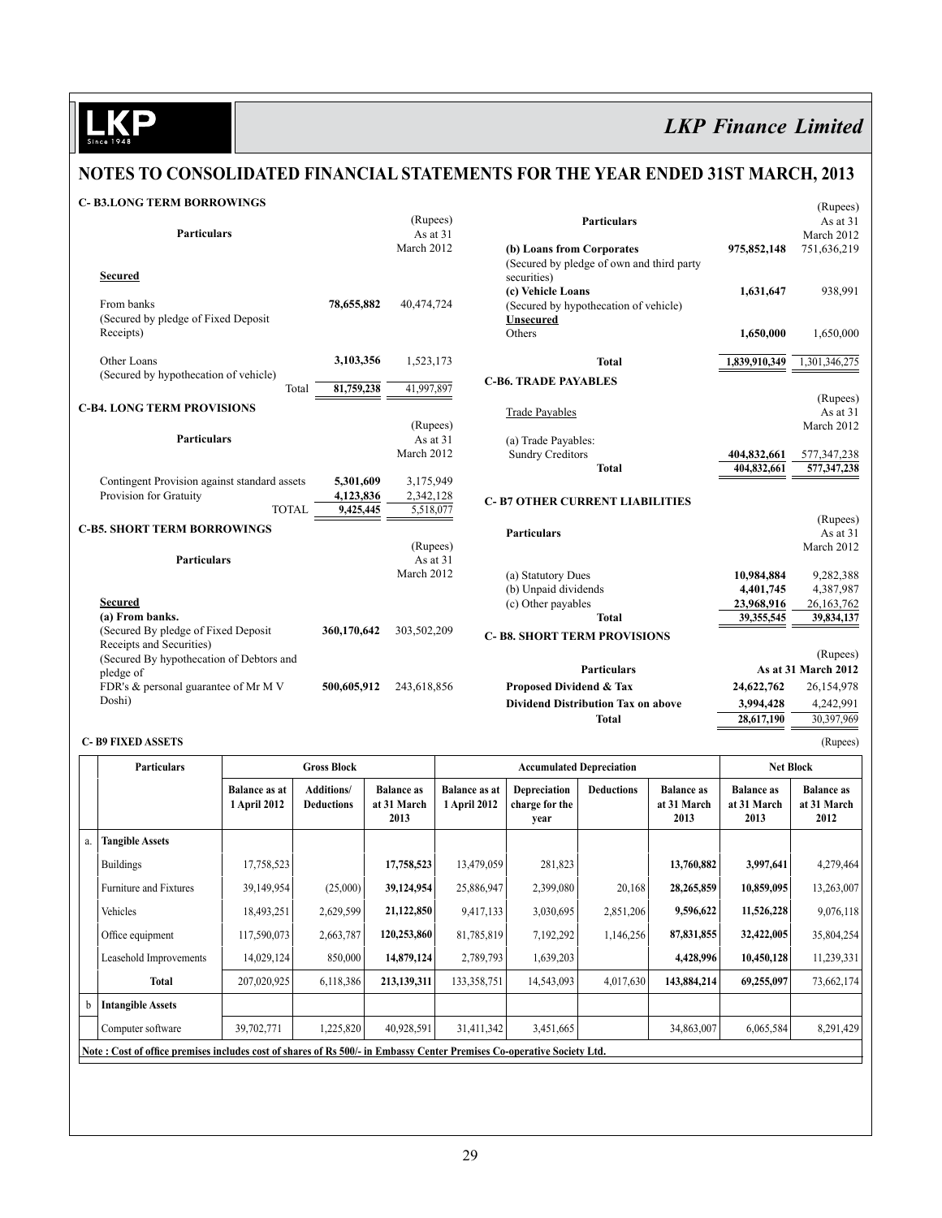# NOTES TO CONSOLIDATED FINANCIAL STATEMENTS FOR THE YEAR ENDED 31ST MARCH, 2013

### C- B3.LONG TERM BORROWINGS

| Particulars | | (Rupees) As at 31 March 2012 |
|---|---|---|
| **Secured** | | |
| From banks (Secured by pledge of Fixed Deposit Receipts) | **78,655,882** | 40,474,724 |
| Other Loans (Secured by hypothecation of vehicle) | **3,103,356** | 1,523,173 |
| Total | **81,759,238** | 41,997,897 |

### C-B4. LONG TERM PROVISIONS

| Particulars | | (Rupees) As at 31 March 2012 |
|---|---|---|
| Contingent Provision against standard assets | **5,301,609** | 3,175,949 |
| Provision for Gratuity | **4,123,836** | 2,342,128 |
| TOTAL | **9,425,445** | 5,518,077 |

### C-B5. SHORT TERM BORROWINGS

| Particulars | | (Rupees) As at 31 March 2012 |
|---|---|---|
| **Secured** | | |
| **(a) From banks.** | | |
| (Secured By pledge of Fixed Deposit Receipts and Securities) | **360,170,642** | 303,502,209 |
| (Secured By hypothecation of Debtors and pledge of FDR's & personal guarantee of Mr M V Doshi) | **500,605,912** | 243,618,856 |
| **(b) Loans from Corporates** (Secured by pledge of own and third party securities) | **975,852,148** | 751,636,219 |
| **(c) Vehicle Loans** (Secured by hypothecation of vehicle) | **1,631,647** | 938,991 |
| **Unsecured** | | |
| Others | **1,650,000** | 1,650,000 |
| **Total** | **1,839,910,349** | 1,301,346,275 |

### C-B6. TRADE PAYABLES

| Trade Payables | | (Rupees) As at 31 March 2012 |
|---|---|---|
| (a) Trade Payables: | | |
| Sundry Creditors | **404,832,661** | 577,347,238 |
| **Total** | **404,832,661** | **577,347,238** |

### C- B7 OTHER CURRENT LIABILITIES

| Particulars | | (Rupees) As at 31 March 2012 |
|---|---|---|
| (a) Statutory Dues | **10,984,884** | 9,282,388 |
| (b) Unpaid dividends | **4,401,745** | 4,387,987 |
| (c) Other payables | **23,968,916** | 26,163,762 |
| **Total** | **39,355,545** | **39,834,137** |

### C- B8. SHORT TERM PROVISIONS

| Particulars | | (Rupees) As at 31 March 2012 |
|---|---|---|
| **Proposed Dividend & Tax** | **24,622,762** | 26,154,978 |
| **Dividend Distribution Tax on above** | **3,994,428** | 4,242,991 |
| **Total** | **28,617,190** | 30,397,969 |

### C- B9 FIXED ASSETS

(Rupees)

| | Particulars | Gross Block | | | Accumulated Depreciation | | | | Net Block | |
|---|---|---|---|---|---|---|---|---|---|---|
| | | Balance as at 1 April 2012 | Additions/ Deductions | Balance as at 31 March 2013 | Balance as at 1 April 2012 | Depreciation charge for the year | Deductions | Balance as at 31 March 2013 | Balance as at 31 March 2013 | Balance as at 31 March 2012 |
| a. | **Tangible Assets** | | | | | | | | | |
| | Buildings | 17,758,523 | | **17,758,523** | 13,479,059 | 281,823 | | **13,760,882** | **3,997,641** | 4,279,464 |
| | Furniture and Fixtures | 39,149,954 | (25,000) | **39,124,954** | 25,886,947 | 2,399,080 | 20,168 | **28,265,859** | **10,859,095** | 13,263,007 |
| | Vehicles | 18,493,251 | 2,629,599 | **21,122,850** | 9,417,133 | 3,030,695 | 2,851,206 | **9,596,622** | **11,526,228** | 9,076,118 |
| | Office equipment | 117,590,073 | 2,663,787 | **120,253,860** | 81,785,819 | 7,192,292 | 1,146,256 | **87,831,855** | **32,422,005** | 35,804,254 |
| | Leasehold Improvements | 14,029,124 | 850,000 | **14,879,124** | 2,789,793 | 1,639,203 | | **4,428,996** | **10,450,128** | 11,239,331 |
| | **Total** | 207,020,925 | 6,118,386 | **213,139,311** | 133,358,751 | 14,543,093 | 4,017,630 | **143,884,214** | **69,255,097** | 73,662,174 |
| b | **Intangible Assets** | | | | | | | | | |
| | Computer software | 39,702,771 | 1,225,820 | 40,928,591 | 31,411,342 | 3,451,665 | | 34,863,007 | 6,065,584 | 8,291,429 |

**Note : Cost of office premises includes cost of shares of Rs 500/- in Embassy Center Premises Co-operative Society Ltd.**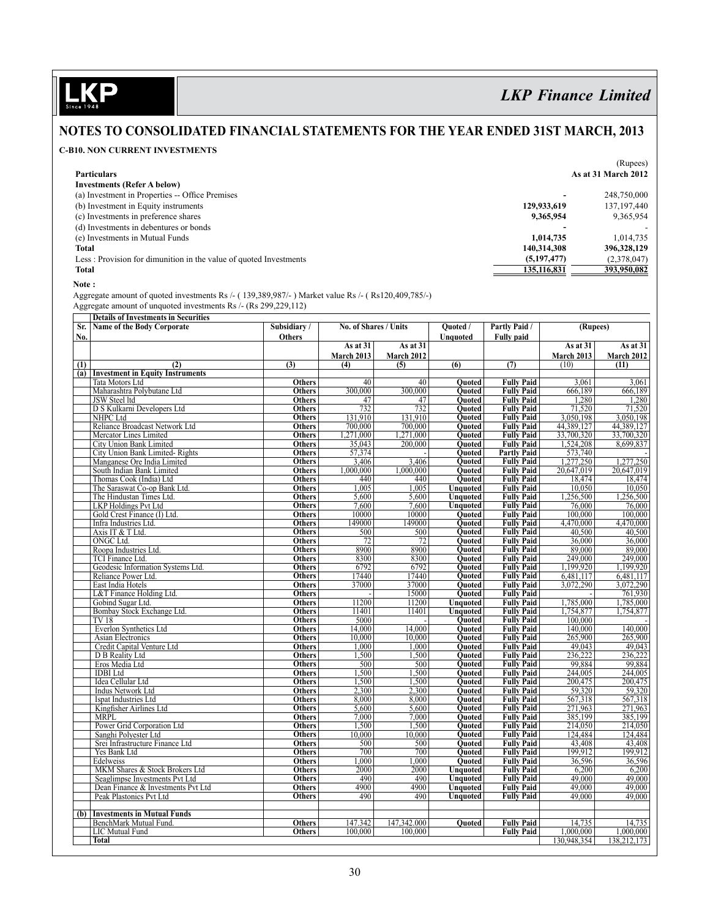## NOTES TO CONSOLIDATED FINANCIAL STATEMENTS FOR THE YEAR ENDED 31ST MARCH, 2013

### C-B10. NON CURRENT INVESTMENTS

(Rupees)

| Particulars | | As at 31 March 2012 |
|---|---|---|
| **Investments (Refer A below)** | | |
| (a) Investment in Properties -- Office Premises | - | 248,750,000 |
| (b) Investment in Equity instruments | **129,933,619** | 137,197,440 |
| (c) Investments in preference shares | **9,365,954** | 9,365,954 |
| (d) Investments in debentures or bonds | - | - |
| (e) Investments in Mutual Funds | **1,014,735** | 1,014,735 |
| **Total** | **140,314,308** | **396,328,129** |
| Less : Provision for dimunition in the value of quoted Investments | **(5,197,477)** | (2,378,047) |
| **Total** | **135,116,831** | **393,950,082** |

**Note :**

Aggregate amount of quoted investments Rs /- ( 139,389,987/- ) Market value Rs /- ( Rs120,409,785/-)
Aggregate amount of unquoted investments Rs /- (Rs 299,229,112)

**Details of Investments in Securities**

| Sr. No. | Name of the Body Corporate | Subsidiary / Others | No. of Shares / Units As at 31 March 2013 | No. of Shares / Units As at 31 March 2012 | Quoted / Unquoted | Partly Paid / Fully paid | (Rupees) As at 31 March 2013 | (Rupees) As at 31 March 2012 |
|---|---|---|---|---|---|---|---|---|
| (1) | (2) | (3) | (4) | (5) | (6) | (7) | (10) | (11) |
| (a) | **Investment in Equity Instruments** | | | | | | | |
| | Tata Motors Ltd | Others | 40 | 40 | Quoted | Fully Paid | 3,061 | 3,061 |
| | Maharashtra Polybutane Ltd | Others | 300,000 | 300,000 | Quoted | Fully Paid | 666,189 | 666,189 |
| | JSW Steel ltd | Others | 47 | 47 | Quoted | Fully Paid | 1,280 | 1,280 |
| | D S Kulkarni Developers Ltd | Others | 732 | 732 | Quoted | Fully Paid | 71,520 | 71,520 |
| | NHPC Ltd | Others | 131,910 | 131,910 | Quoted | Fully Paid | 3,050,198 | 3,050,198 |
| | Reliance Broadcast Network Ltd | Others | 700,000 | 700,000 | Quoted | Fully Paid | 44,389,127 | 44,389,127 |
| | Mercator Lines Limited | Others | 1,271,000 | 1,271,000 | Quoted | Fully Paid | 33,700,320 | 33,700,320 |
| | City Union Bank Limited | Others | 35,043 | 200,000 | Quoted | Fully Paid | 1,524,208 | 8,699,837 |
| | City Union Bank Limited- Rights | Others | 57,374 | - | Quoted | Partly Paid | 573,740 | - |
| | Manganese Ore India Limited | Others | 3,406 | 3,406 | Quoted | Fully Paid | 1,277,250 | 1,277,250 |
| | South Indian Bank Limited | Others | 1,000,000 | 1,000,000 | Quoted | Fully Paid | 20,647,019 | 20,647,019 |
| | Thomas Cook (India) Ltd | Others | 440 | 440 | Quoted | Fully Paid | 18,474 | 18,474 |
| | The Saraswat Co-op Bank Ltd. | Others | 1,005 | 1,005 | Unquoted | Fully Paid | 10,050 | 10,050 |
| | The Hindustan Times Ltd. | Others | 5,600 | 5,600 | Unquoted | Fully Paid | 1,256,500 | 1,256,500 |
| | LKP Holdings Pvt Ltd | Others | 7,600 | 7,600 | Unquoted | Fully Paid | 76,000 | 76,000 |
| | Gold Crest Finance (I) Ltd. | Others | 10000 | 10000 | Quoted | Fully Paid | 100,000 | 100,000 |
| | Infra Industries Ltd. | Others | 149000 | 149000 | Quoted | Fully Paid | 4,470,000 | 4,470,000 |
| | Axis IT & T Ltd. | Others | 500 | 500 | Quoted | Fully Paid | 40,500 | 40,500 |
| | ONGC Ltd. | Others | 72 | 72 | Quoted | Fully Paid | 36,000 | 36,000 |
| | Roopa Industries Ltd. | Others | 8900 | 8900 | Quoted | Fully Paid | 89,000 | 89,000 |
| | TCI Finance Ltd. | Others | 8300 | 8300 | Quoted | Fully Paid | 249,000 | 249,000 |
| | Geodesic Information Systems Ltd. | Others | 6792 | 6792 | Quoted | Fully Paid | 1,199,920 | 1,199,920 |
| | Reliance Power Ltd. | Others | 17440 | 17440 | Quoted | Fully Paid | 6,481,117 | 6,481,117 |
| | East India Hotels | Others | 37000 | 37000 | Quoted | Fully Paid | 3,072,290 | 3,072,290 |
| | L&T Finance Holding Ltd. | Others | - | 15000 | Quoted | Fully Paid | - | 761,930 |
| | Gobind Sugar Ltd. | Others | 11200 | 11200 | Unquoted | Fully Paid | 1,785,000 | 1,785,000 |
| | Bombay Stock Exchange Ltd. | Others | 11401 | 11401 | Unquoted | Fully Paid | 1,754,877 | 1,754,877 |
| | TV 18 | Others | 5000 | - | Quoted | Fully Paid | 100,000 | - |
| | Everlon Synthetics Ltd | Others | 14,000 | 14,000 | Quoted | Fully Paid | 140,000 | 140,000 |
| | Asian Electronics | Others | 10,000 | 10,000 | Quoted | Fully Paid | 265,900 | 265,900 |
| | Credit Capital Venture Ltd | Others | 1,000 | 1,000 | Quoted | Fully Paid | 49,043 | 49,043 |
| | D B Reality Ltd | Others | 1,500 | 1,500 | Quoted | Fully Paid | 236,222 | 236,222 |
| | Eros Media Ltd | Others | 500 | 500 | Quoted | Fully Paid | 99,884 | 99,884 |
| | IDBI Ltd | Others | 1,500 | 1,500 | Quoted | Fully Paid | 244,005 | 244,005 |
| | Idea Cellular Ltd | Others | 1,500 | 1,500 | Quoted | Fully Paid | 200,475 | 200,475 |
| | Indus Network Ltd | Others | 2,300 | 2,300 | Quoted | Fully Paid | 59,320 | 59,320 |
| | Ispat Industries Ltd | Others | 8,000 | 8,000 | Quoted | Fully Paid | 567,318 | 567,318 |
| | Kingfisher Airlines Ltd | Others | 5,600 | 5,600 | Quoted | Fully Paid | 271,963 | 271,963 |
| | MRPL | Others | 7,000 | 7,000 | Quoted | Fully Paid | 385,199 | 385,199 |
| | Power Grid Corporation Ltd | Others | 1,500 | 1,500 | Quoted | Fully Paid | 214,050 | 214,050 |
| | Sanghi Polyester Ltd | Others | 10,000 | 10,000 | Quoted | Fully Paid | 124,484 | 124,484 |
| | Srei Infrastructure Finance Ltd | Others | 500 | 500 | Quoted | Fully Paid | 43,408 | 43,408 |
| | Yes Bank Ltd | Others | 700 | 700 | Quoted | Fully Paid | 199,912 | 199,912 |
| | Edelweiss | Others | 1,000 | 1,000 | Quoted | Fully Paid | 36,596 | 36,596 |
| | MKM Shares & Stock Brokers Ltd | Others | 2000 | 2000 | Unquoted | Fully Paid | 6,200 | 6,200 |
| | Seaglimpse Investments Pvt Ltd | Others | 490 | 490 | Unquoted | Fully Paid | 49,000 | 49,000 |
| | Dean Finance & Investments Pvt Ltd | Others | 4900 | 4900 | Unquoted | Fully Paid | 49,000 | 49,000 |
| | Peak Plastonics Pvt Ltd | Others | 490 | 490 | Unquoted | Fully Paid | 49,000 | 49,000 |
| (b) | **Investments in Mutual Funds** | | | | | | | |
| | BenchMark Mutual Fund. | Others | 147.342 | 147,342.000 | Quoted | Fully Paid | 14,735 | 14,735 |
| | LIC Mutual Fund | Others | 100,000 | 100,000 | | Fully Paid | 1,000,000 | 1,000,000 |
| | **Total** | | | | | | 130,948,354 | 138,212,173 |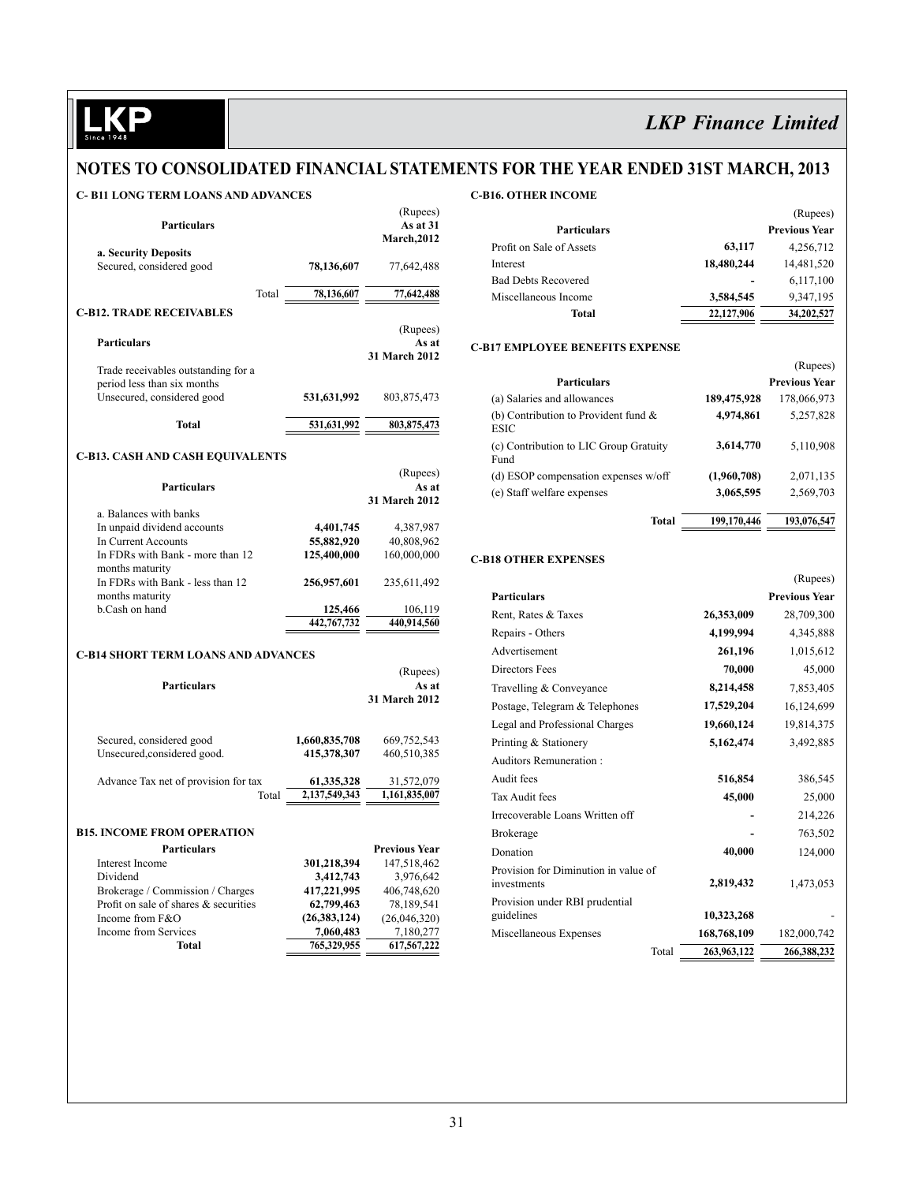# NOTES TO CONSOLIDATED FINANCIAL STATEMENTS FOR THE YEAR ENDED 31ST MARCH, 2013

### C- B11 LONG TERM LOANS AND ADVANCES

| Particulars | | (Rupees) As at 31 March,2012 |
|---|---|---|
| **a. Security Deposits** | | |
| Secured, considered good | **78,136,607** | 77,642,488 |
| Total | **78,136,607** | **77,642,488** |

### C-B12. TRADE RECEIVABLES

| Particulars | | (Rupees) As at 31 March 2012 |
|---|---|---|
| Trade receivables outstanding for a period less than six months | | |
| Unsecured, considered good | **531,631,992** | 803,875,473 |
| **Total** | **531,631,992** | **803,875,473** |

### C-B13. CASH AND CASH EQUIVALENTS

| Particulars | | (Rupees) As at 31 March 2012 |
|---|---|---|
| a. Balances with banks | | |
| In unpaid dividend accounts | **4,401,745** | 4,387,987 |
| In Current Accounts | **55,882,920** | 40,808,962 |
| In FDRs with Bank - more than 12 months maturity | **125,400,000** | 160,000,000 |
| In FDRs with Bank - less than 12 months maturity | **256,957,601** | 235,611,492 |
| b.Cash on hand | **125,466** | 106,119 |
| | **442,767,732** | **440,914,560** |

### C-B14 SHORT TERM LOANS AND ADVANCES

| Particulars | | (Rupees) As at 31 March 2012 |
|---|---|---|
| Secured, considered good | **1,660,835,708** | 669,752,543 |
| Unsecured,considered good. | **415,378,307** | 460,510,385 |
| Advance Tax net of provision for tax | **61,335,328** | 31,572,079 |
| Total | **2,137,549,343** | **1,161,835,007** |

### B15. INCOME FROM OPERATION

| Particulars | | Previous Year |
|---|---|---|
| Interest Income | **301,218,394** | 147,518,462 |
| Dividend | **3,412,743** | 3,976,642 |
| Brokerage / Commission / Charges | **417,221,995** | 406,748,620 |
| Profit on sale of shares & securities | **62,799,463** | 78,189,541 |
| Income from F&O | **(26,383,124)** | (26,046,320) |
| Income from Services | **7,060,483** | 7,180,277 |
| **Total** | **765,329,955** | **617,567,222** |

### C-B16. OTHER INCOME

| Particulars | | (Rupees) Previous Year |
|---|---|---|
| Profit on Sale of Assets | **63,117** | 4,256,712 |
| Interest | **18,480,244** | 14,481,520 |
| Bad Debts Recovered | **-** | 6,117,100 |
| Miscellaneous Income | **3,584,545** | 9,347,195 |
| **Total** | **22,127,906** | **34,202,527** |

### C-B17 EMPLOYEE BENEFITS EXPENSE

| Particulars | | (Rupees) Previous Year |
|---|---|---|
| (a) Salaries and allowances | **189,475,928** | 178,066,973 |
| (b) Contribution to Provident fund & ESIC | **4,974,861** | 5,257,828 |
| (c) Contribution to LIC Group Gratuity Fund | **3,614,770** | 5,110,908 |
| (d) ESOP compensation expenses w/off | **(1,960,708)** | 2,071,135 |
| (e) Staff welfare expenses | **3,065,595** | 2,569,703 |
| **Total** | **199,170,446** | **193,076,547** |

### C-B18 OTHER EXPENSES

| Particulars | | (Rupees) Previous Year |
|---|---|---|
| Rent, Rates & Taxes | **26,353,009** | 28,709,300 |
| Repairs - Others | **4,199,994** | 4,345,888 |
| Advertisement | **261,196** | 1,015,612 |
| Directors Fees | **70,000** | 45,000 |
| Travelling & Conveyance | **8,214,458** | 7,853,405 |
| Postage, Telegram & Telephones | **17,529,204** | 16,124,699 |
| Legal and Professional Charges | **19,660,124** | 19,814,375 |
| Printing & Stationery | **5,162,474** | 3,492,885 |
| Auditors Remuneration : | | |
| Audit fees | **516,854** | 386,545 |
| Tax Audit fees | **45,000** | 25,000 |
| Irrecoverable Loans Written off | **-** | 214,226 |
| Brokerage | **-** | 763,502 |
| Donation | **40,000** | 124,000 |
| Provision for Diminution in value of investments | **2,819,432** | 1,473,053 |
| Provision under RBI prudential guidelines | **10,323,268** | - |
| Miscellaneous Expenses | **168,768,109** | 182,000,742 |
| Total | **263,963,122** | **266,388,232** |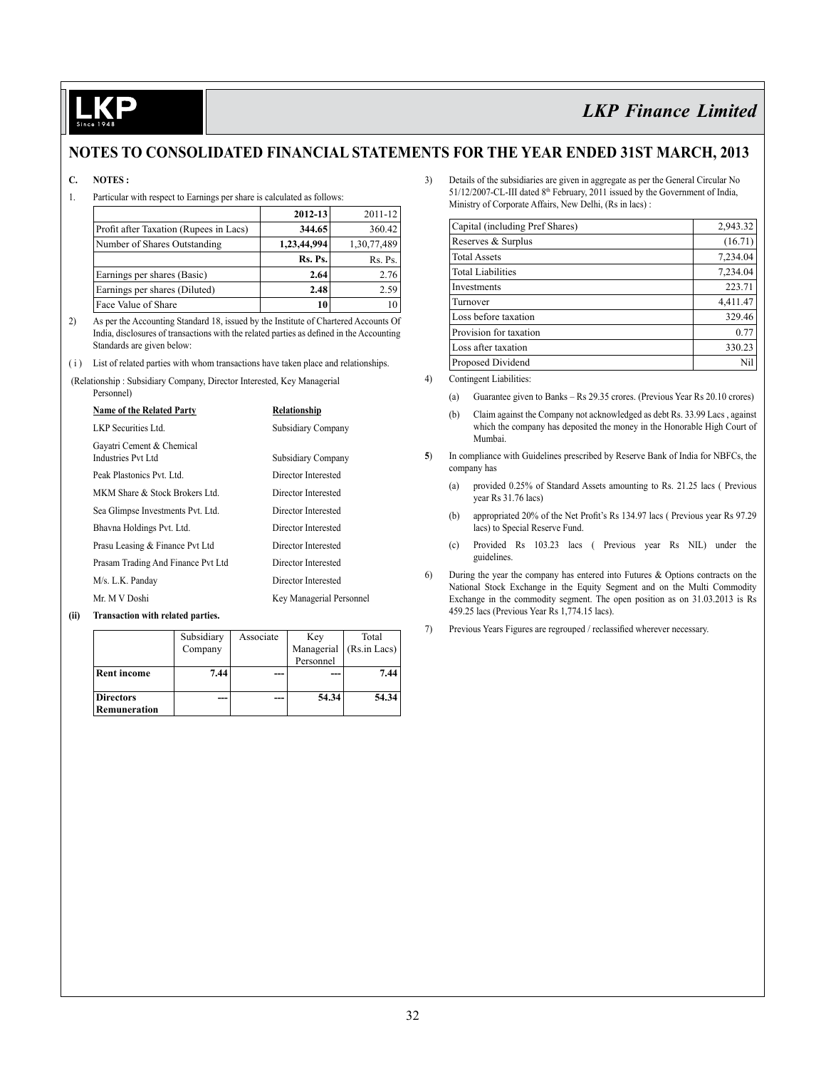## NOTES TO CONSOLIDATED FINANCIAL STATEMENTS FOR THE YEAR ENDED 31ST MARCH, 2013

**C. NOTES :**

1. Particular with respect to Earnings per share is calculated as follows:

| | 2012-13 | 2011-12 |
|---|---|---|
| Profit after Taxation (Rupees in Lacs) | **344.65** | 360.42 |
| Number of Shares Outstanding | **1,23,44,994** | 1,30,77,489 |
| | **Rs. Ps.** | Rs. Ps. |
| Earnings per shares (Basic) | **2.64** | 2.76 |
| Earnings per shares (Diluted) | **2.48** | 2.59 |
| Face Value of Share | **10** | 10 |

2) As per the Accounting Standard 18, issued by the Institute of Chartered Accounts Of India, disclosures of transactions with the related parties as defined in the Accounting Standards are given below:

( i ) List of related parties with whom transactions have taken place and relationships.

(Relationship : Subsidiary Company, Director Interested, Key Managerial Personnel)

| Name of the Related Party | Relationship |
|---|---|
| LKP Securities Ltd. | Subsidiary Company |
| Gayatri Cement & Chemical Industries Pvt Ltd | Subsidiary Company |
| Peak Plastonics Pvt. Ltd. | Director Interested |
| MKM Share & Stock Brokers Ltd. | Director Interested |
| Sea Glimpse Investments Pvt. Ltd. | Director Interested |
| Bhavna Holdings Pvt. Ltd. | Director Interested |
| Prasu Leasing & Finance Pvt Ltd | Director Interested |
| Prasam Trading And Finance Pvt Ltd | Director Interested |
| M/s. L.K. Panday | Director Interested |
| Mr. M V Doshi | Key Managerial Personnel |

**(ii) Transaction with related parties.**

| | Subsidiary Company | Associate | Key Managerial Personnel | Total (Rs.in Lacs) |
|---|---|---|---|---|
| **Rent income** | **7.44** | **---** | **---** | **7.44** |
| **Directors Remuneration** | **---** | **---** | **54.34** | **54.34** |

3) Details of the subsidiaries are given in aggregate as per the General Circular No 51/12/2007-CL-III dated 8th February, 2011 issued by the Government of India, Ministry of Corporate Affairs, New Delhi, (Rs in lacs) :

| | |
|---|---|
| Capital (including Pref Shares) | 2,943.32 |
| Reserves & Surplus | (16.71) |
| Total Assets | 7,234.04 |
| Total Liabilities | 7,234.04 |
| Investments | 223.71 |
| Turnover | 4,411.47 |
| Loss before taxation | 329.46 |
| Provision for taxation | 0.77 |
| Loss after taxation | 330.23 |
| Proposed Dividend | Nil |

4) Contingent Liabilities:

(a) Guarantee given to Banks – Rs 29.35 crores. (Previous Year Rs 20.10 crores)

(b) Claim against the Company not acknowledged as debt Rs. 33.99 Lacs , against which the company has deposited the money in the Honorable High Court of Mumbai.

**5**) In compliance with Guidelines prescribed by Reserve Bank of India for NBFCs, the company has

(a) provided 0.25% of Standard Assets amounting to Rs. 21.25 lacs ( Previous year Rs 31.76 lacs)

(b) appropriated 20% of the Net Profit's Rs 134.97 lacs ( Previous year Rs 97.29 lacs) to Special Reserve Fund.

(c) Provided Rs 103.23 lacs ( Previous year Rs NIL) under the guidelines.

6) During the year the company has entered into Futures & Options contracts on the National Stock Exchange in the Equity Segment and on the Multi Commodity Exchange in the commodity segment. The open position as on 31.03.2013 is Rs 459.25 lacs (Previous Year Rs 1,774.15 lacs).

7) Previous Years Figures are regrouped / reclassified wherever necessary.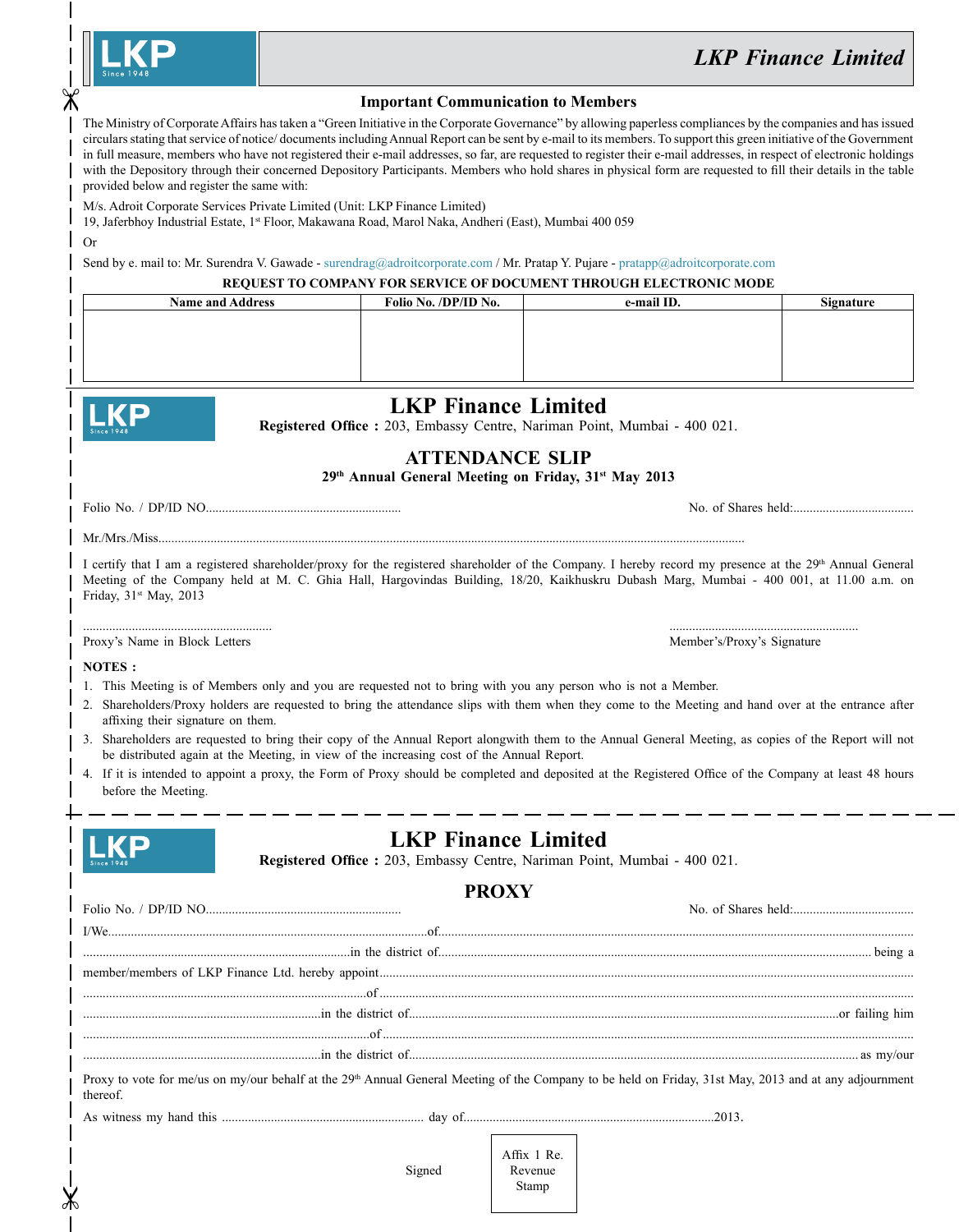LKP Since 1948

## *LKP Finance Limited*

### Important Communication to Members

The Ministry of Corporate Affairs has taken a "Green Initiative in the Corporate Governance" by allowing paperless compliances by the companies and has issued circulars stating that service of notice/ documents including Annual Report can be sent by e-mail to its members. To support this green initiative of the Government in full measure, members who have not registered their e-mail addresses, so far, are requested to register their e-mail addresses, in respect of electronic holdings with the Depository through their concerned Depository Participants. Members who hold shares in physical form are requested to fill their details in the table provided below and register the same with:

M/s. Adroit Corporate Services Private Limited (Unit: LKP Finance Limited)
19, Jaferbhoy Industrial Estate, 1st Floor, Makawana Road, Marol Naka, Andheri (East), Mumbai 400 059

Or

Send by e. mail to: Mr. Surendra V. Gawade - surendrag@adroitcorporate.com / Mr. Pratap Y. Pujare - pratapp@adroitcorporate.com

**REQUEST TO COMPANY FOR SERVICE OF DOCUMENT THROUGH ELECTRONIC MODE**

| Name and Address | Folio No. /DP/ID No. | e-mail ID. | Signature |
|---|---|---|---|
| | | | |

---

LKP Since 1948

# LKP Finance Limited

**Registered Office :** 203, Embassy Centre, Nariman Point, Mumbai - 400 021.

## ATTENDANCE SLIP

**29th Annual General Meeting on Friday, 31st May 2013**

Folio No. / DP/ID NO............................................................ No. of Shares held:.....................................

Mr./Mrs./Miss.......................................................................................................................................................................

I certify that I am a registered shareholder/proxy for the registered shareholder of the Company. I hereby record my presence at the 29th Annual General Meeting of the Company held at M. C. Ghia Hall, Hargovindas Building, 18/20, Kaikhuskru Dubash Marg, Mumbai - 400 001, at 11.00 a.m. on Friday, 31st May, 2013

.......................................................... ..........................................................
Proxy's Name in Block Letters Member's/Proxy's Signature

**NOTES :**

1. This Meeting is of Members only and you are requested not to bring with you any person who is not a Member.
2. Shareholders/Proxy holders are requested to bring the attendance slips with them when they come to the Meeting and hand over at the entrance after affixing their signature on them.
3. Shareholders are requested to bring their copy of the Annual Report alongwith them to the Annual General Meeting, as copies of the Report will not be distributed again at the Meeting, in view of the increasing cost of the Annual Report.
4. If it is intended to appoint a proxy, the Form of Proxy should be completed and deposited at the Registered Office of the Company at least 48 hours before the Meeting.

---

LKP Since 1948

# LKP Finance Limited

**Registered Office :** 203, Embassy Centre, Nariman Point, Mumbai - 400 021.

## PROXY

Folio No. / DP/ID NO............................................................ No. of Shares held:.....................................

I/We...................................................................................................of...................................................................................................

..................................................................................in the district of.............................................................................................being a

member/members of LKP Finance Ltd. hereby appoint......................................................................................................................

.........................................................................................of..........................................................................................................

........................................................................in the district of........................................................................................or failing him

.........................................................................................of..........................................................................................................

........................................................................in the district of..........................................................................................as my/our

Proxy to vote for me/us on my/our behalf at the 29th Annual General Meeting of the Company to be held on Friday, 31st May, 2013 and at any adjournment thereof.

As witness my hand this .............................................................. day of..........................................................................2013.

Signed

Affix 1 Re. Revenue Stamp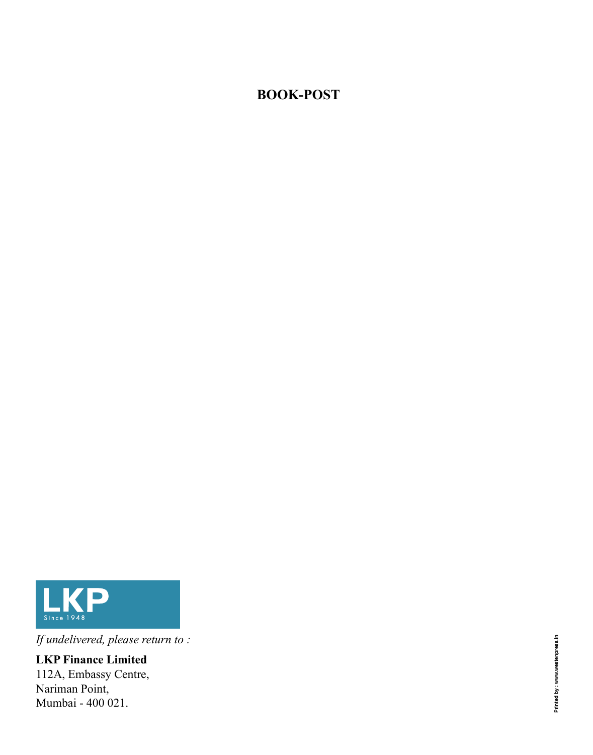**BOOK-POST**

LKP

Since 1948

*If undelivered, please return to :*

**LKP Finance Limited**
112A, Embassy Centre,
Nariman Point,
Mumbai - 400 021.

Printed by : www.westenpress.in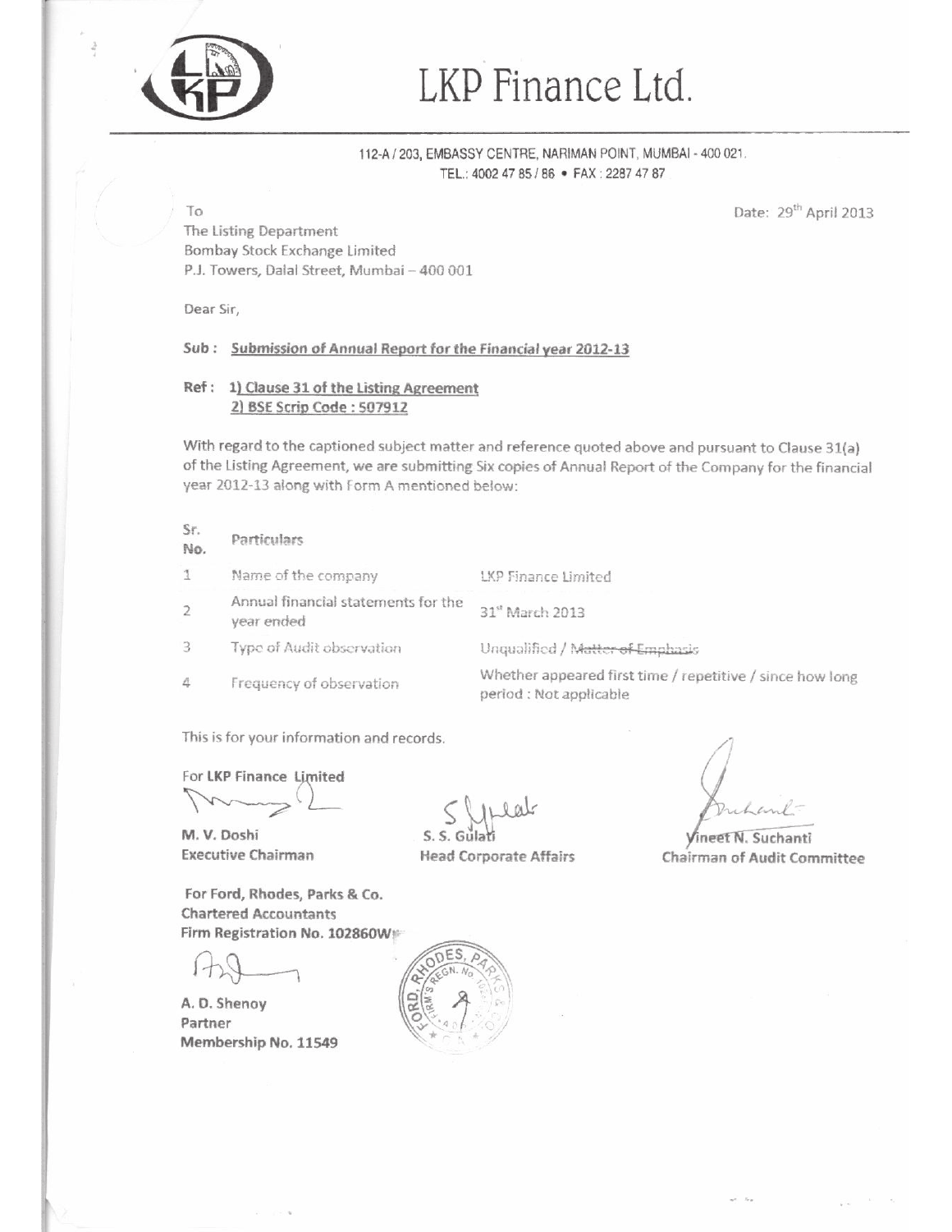# LKP Finance Ltd.

112-A / 203, EMBASSY CENTRE, NARIMAN POINT, MUMBAI - 400 021.
TEL.: 4002 47 85 / 86 • FAX : 2287 47 87

To

The Listing Department
Bombay Stock Exchange Limited
P.J. Towers, Dalal Street, Mumbai – 400 001

Date: 29th April 2013

Dear Sir,

**Sub : Submission of Annual Report for the Financial year 2012-13**

**Ref : 1) Clause 31 of the Listing Agreement**
**2) BSE Scrip Code : 507912**

With regard to the captioned subject matter and reference quoted above and pursuant to Clause 31(a) of the Listing Agreement, we are submitting Six copies of Annual Report of the Company for the financial year 2012-13 along with Form A mentioned below:

| Sr. No. | Particulars | |
|---|---|---|
| 1 | Name of the company | LKP Finance Limited |
| 2 | Annual financial statements for the year ended | 31st March 2013 |
| 3 | Type of Audit observation | Unqualified / ~~Matter of Emphasis~~ |
| 4 | Frequency of observation | Whether appeared first time / repetitive / since how long period : Not applicable |

This is for your information and records.

For **LKP Finance Limited**

**M. V. Doshi**
**Executive Chairman**

**S. S. Gulati**
**Head Corporate Affairs**

**Vineet N. Suchanti**
**Chairman of Audit Committee**

**For Ford, Rhodes, Parks & Co.**
**Chartered Accountants**
**Firm Registration No. 102860W**

**A. D. Shenoy**
**Partner**
**Membership No. 11549**